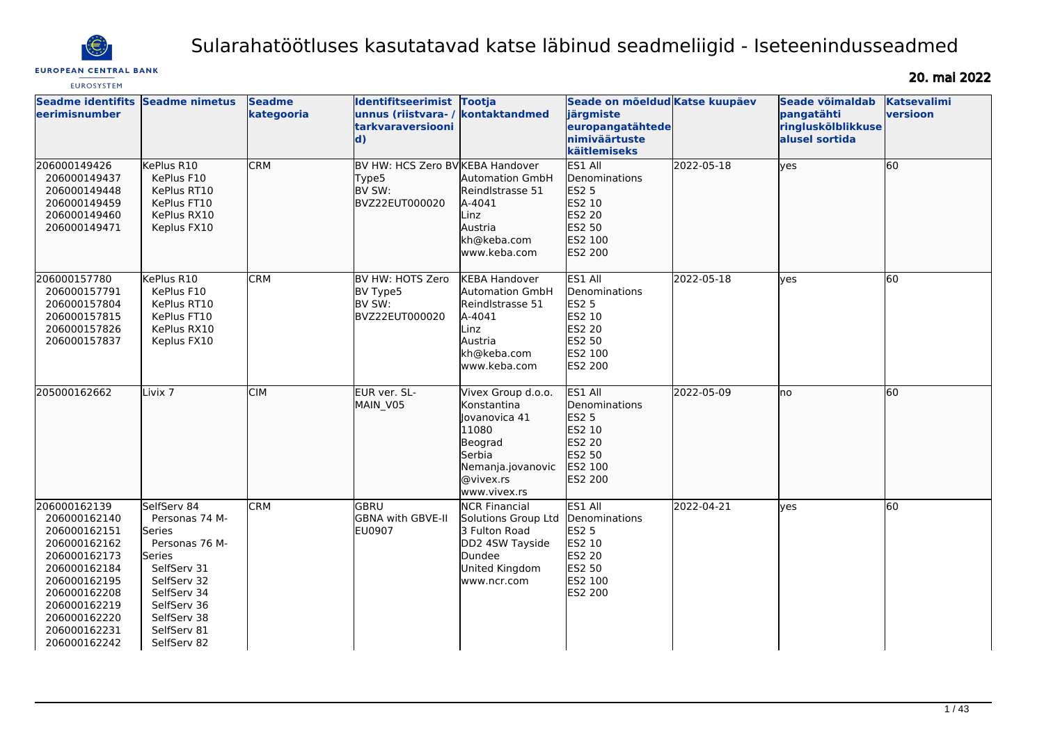# Sularahatöötluses kasutatavad katse läbinud seadmeliigid - Iseteenindusseadmed

**20. mai 2022**

| Seadme identifitseerimisnumber | Seadme nimetus | Seadme kategooria | Identifitseerimistunnus (riistvara- / tarkvaraversioonid) | Tootja kontaktandmed | Seade on mõeldud järgmiste europangatähtede nimiväärtuste käitlemiseks | Katse kuupäev | Seade võimaldab pangatähti ringluskõlblikkuse alusel sortida | Katsevalimi versioon |
|---|---|---|---|---|---|---|---|---|
| 206000149426<br>206000149437<br>206000149448<br>206000149459<br>206000149460<br>206000149471 | KePlus R10<br>KePlus F10<br>KePlus RT10<br>KePlus FT10<br>KePlus RX10<br>Keplus FX10 | CRM | BV HW: HCS Zero BV Type5<br>BV SW: BVZ22EUT000020 | KEBA Handover Automation GmbH<br>Reindlstrasse 51<br>A-4041<br>Linz<br>Austria<br>kh@keba.com<br>www.keba.com | ES1 All Denominations<br>ES2 5<br>ES2 10<br>ES2 20<br>ES2 50<br>ES2 100<br>ES2 200 | 2022-05-18 | yes | 60 |
| 206000157780<br>206000157791<br>206000157804<br>206000157815<br>206000157826<br>206000157837 | KePlus R10<br>KePlus F10<br>KePlus RT10<br>KePlus FT10<br>KePlus RX10<br>Keplus FX10 | CRM | BV HW: HOTS Zero BV Type5<br>BV SW: BVZ22EUT000020 | KEBA Handover Automation GmbH<br>Reindlstrasse 51<br>A-4041<br>Linz<br>Austria<br>kh@keba.com<br>www.keba.com | ES1 All Denominations<br>ES2 5<br>ES2 10<br>ES2 20<br>ES2 50<br>ES2 100<br>ES2 200 | 2022-05-18 | yes | 60 |
| 205000162662 | Livix 7 | CIM | EUR ver. SL-MAIN_V05 | Vivex Group d.o.o.<br>Konstantina Jovanovica 41<br>11080<br>Beograd<br>Serbia<br>Nemanja.jovanovic@vivex.rs<br>www.vivex.rs | ES1 All Denominations<br>ES2 5<br>ES2 10<br>ES2 20<br>ES2 50<br>ES2 100<br>ES2 200 | 2022-05-09 | no | 60 |
| 206000162139<br>206000162140<br>206000162151<br>206000162162<br>206000162173<br>206000162184<br>206000162195<br>206000162208<br>206000162219<br>206000162220<br>206000162231<br>206000162242 | SelfServ 84<br>Personas 74 M-Series<br>Personas 76 M-Series<br>SelfServ 31<br>SelfServ 32<br>SelfServ 34<br>SelfServ 36<br>SelfServ 38<br>SelfServ 81<br>SelfServ 82 | CRM | GBRU<br>GBNA with GBVE-II<br>EU0907 | NCR Financial Solutions Group Ltd<br>3 Fulton Road<br>DD2 4SW Tayside<br>Dundee<br>United Kingdom<br>www.ncr.com | ES1 All Denominations<br>ES2 5<br>ES2 10<br>ES2 20<br>ES2 50<br>ES2 100<br>ES2 200 | 2022-04-21 | yes | 60 |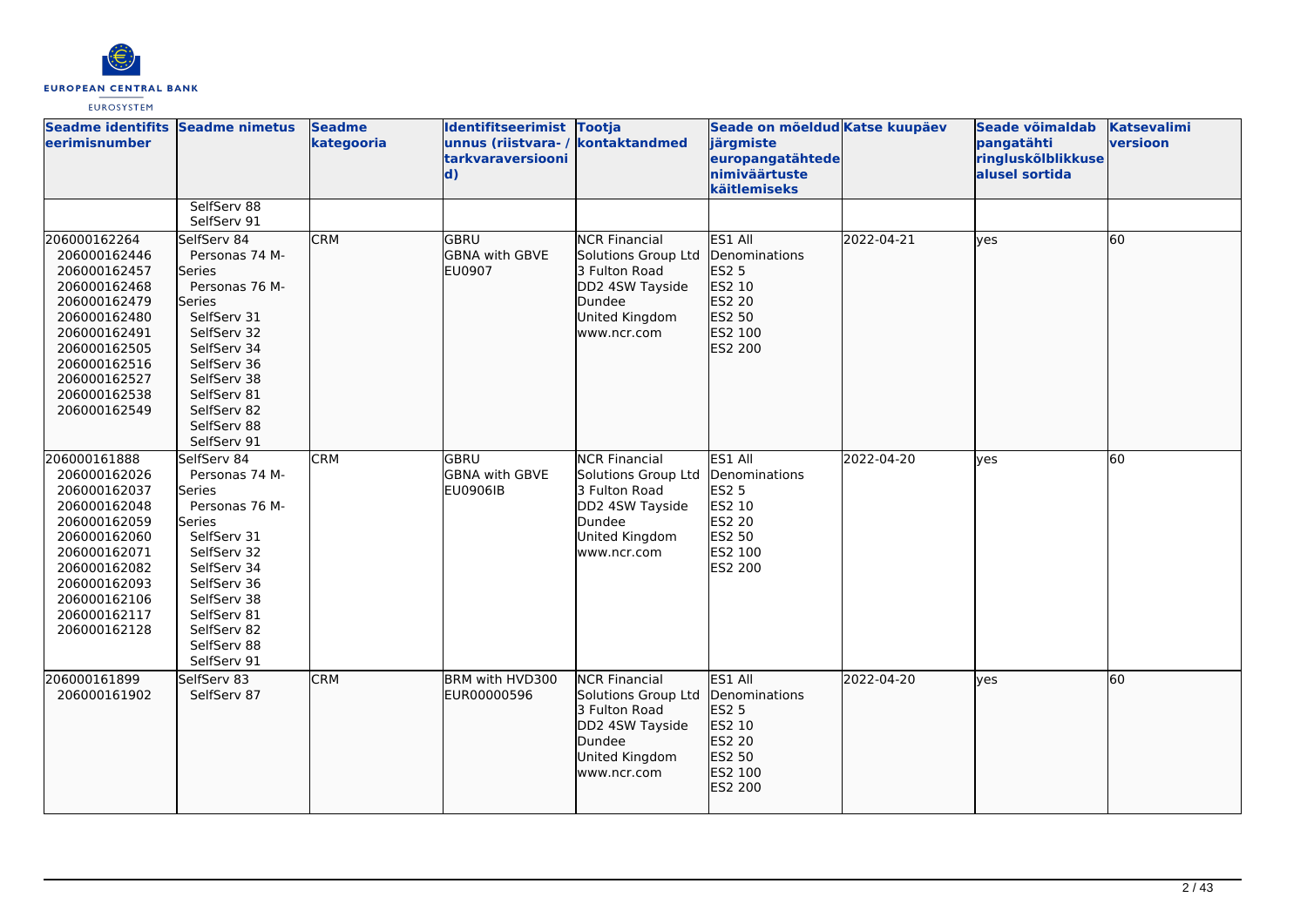| Seadme identifitseerimisnumber | Seadme nimetus | Seadme kategooria | Identifitseerimistunnus (riistvara- / tarkvaraversioonid) | Tootja kontaktandmed | Seade on mõeldud järgmiste europangatähtede nimiväärtuste käitlemiseks | Katse kuupäev | Seade võimaldab pangatähti ringluskõlblikkuse alusel sortida | Katsevalimi versioon |
|---|---|---|---|---|---|---|---|---|
| | SelfServ 88<br>SelfServ 91 | | | | | | | |
| 206000162264<br>206000162446<br>206000162457<br>206000162468<br>206000162479<br>206000162480<br>206000162491<br>206000162505<br>206000162516<br>206000162527<br>206000162538<br>206000162549 | SelfServ 84<br>Personas 74 M-Series<br>Personas 76 M-Series<br>SelfServ 31<br>SelfServ 32<br>SelfServ 34<br>SelfServ 36<br>SelfServ 38<br>SelfServ 81<br>SelfServ 82<br>SelfServ 88<br>SelfServ 91 | CRM | GBRU<br>GBNA with GBVE<br>EU0907 | NCR Financial Solutions Group Ltd<br>3 Fulton Road<br>DD2 4SW Tayside<br>Dundee<br>United Kingdom<br>www.ncr.com | ES1 All Denominations<br>ES2 5<br>ES2 10<br>ES2 20<br>ES2 50<br>ES2 100<br>ES2 200 | 2022-04-21 | yes | 60 |
| 206000161888<br>206000162026<br>206000162037<br>206000162048<br>206000162059<br>206000162060<br>206000162071<br>206000162082<br>206000162093<br>206000162106<br>206000162117<br>206000162128 | SelfServ 84<br>Personas 74 M-Series<br>Personas 76 M-Series<br>SelfServ 31<br>SelfServ 32<br>SelfServ 34<br>SelfServ 36<br>SelfServ 38<br>SelfServ 81<br>SelfServ 82<br>SelfServ 88<br>SelfServ 91 | CRM | GBRU<br>GBNA with GBVE<br>EU0906IB | NCR Financial Solutions Group Ltd<br>3 Fulton Road<br>DD2 4SW Tayside<br>Dundee<br>United Kingdom<br>www.ncr.com | ES1 All Denominations<br>ES2 5<br>ES2 10<br>ES2 20<br>ES2 50<br>ES2 100<br>ES2 200 | 2022-04-20 | yes | 60 |
| 206000161899<br>206000161902 | SelfServ 83<br>SelfServ 87 | CRM | BRM with HVD300<br>EUR00000596 | NCR Financial Solutions Group Ltd<br>3 Fulton Road<br>DD2 4SW Tayside<br>Dundee<br>United Kingdom<br>www.ncr.com | ES1 All Denominations<br>ES2 5<br>ES2 10<br>ES2 20<br>ES2 50<br>ES2 100<br>ES2 200 | 2022-04-20 | yes | 60 |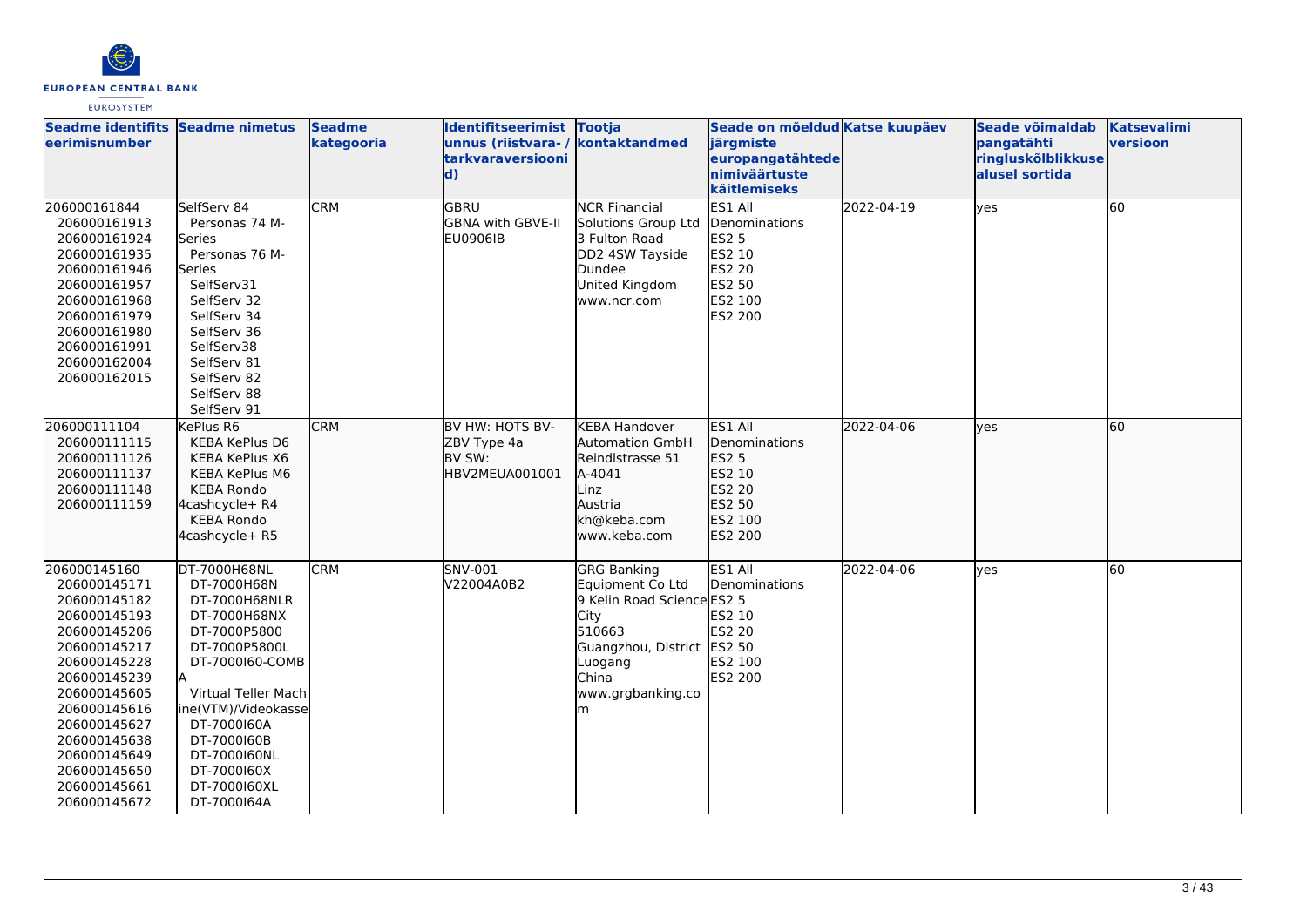| Seadme identifitseerimisnumber | Seadme nimetus | Seadme kategooria | Identifitseerimistunnus (riistvara- / tarkvaraversioonid) | Tootja kontaktandmed | Seade on mõeldud järgmiste europangatähtede nimiväärtuste käitlemiseks | Katse kuupäev | Seade võimaldab pangatähti ringluskõlblikkuse alusel sortida | Katsevalimi versioon |
|---|---|---|---|---|---|---|---|---|
| 206000161844<br>206000161913<br>206000161924<br>206000161935<br>206000161946<br>206000161957<br>206000161968<br>206000161979<br>206000161980<br>206000161991<br>206000162004<br>206000162015 | SelfServ 84<br>Personas 74 M-Series<br>Personas 76 M-Series<br>SelfServ31<br>SelfServ 32<br>SelfServ 34<br>SelfServ 36<br>SelfServ38<br>SelfServ 81<br>SelfServ 82<br>SelfServ 88<br>SelfServ 91 | CRM | GBRU<br>GBNA with GBVE-II<br>EU0906IB | NCR Financial Solutions Group Ltd<br>3 Fulton Road<br>DD2 4SW Tayside<br>Dundee<br>United Kingdom<br>www.ncr.com | ES1 All Denominations<br>ES2 5<br>ES2 10<br>ES2 20<br>ES2 50<br>ES2 100<br>ES2 200 | 2022-04-19 | yes | 60 |
| 206000111104<br>206000111115<br>206000111126<br>206000111137<br>206000111148<br>206000111159 | KePlus R6<br>KEBA KePlus D6<br>KEBA KePlus X6<br>KEBA KePlus M6<br>KEBA Rondo 4cashcycle+ R4<br>KEBA Rondo 4cashcycle+ R5 | CRM | BV HW: HOTS BV-ZBV Type 4a<br>BV SW: HBV2MEUA001001 | KEBA Handover Automation GmbH<br>Reindlstrasse 51<br>A-4041<br>Linz<br>Austria<br>kh@keba.com<br>www.keba.com | ES1 All Denominations<br>ES2 5<br>ES2 10<br>ES2 20<br>ES2 50<br>ES2 100<br>ES2 200 | 2022-04-06 | yes | 60 |
| 206000145160<br>206000145171<br>206000145182<br>206000145193<br>206000145206<br>206000145217<br>206000145228<br>206000145239<br>206000145605<br>206000145616<br>206000145627<br>206000145638<br>206000145649<br>206000145650<br>206000145661<br>206000145672 | DT-7000H68NL<br>DT-7000H68N<br>DT-7000H68NLR<br>DT-7000H68NX<br>DT-7000P5800<br>DT-7000P5800L<br>DT-7000I60-COMBA<br>Virtual Teller Machine(VTM)/Videokasse<br>DT-7000I60A<br>DT-7000I60B<br>DT-7000I60NL<br>DT-7000I60X<br>DT-7000I60XL<br>DT-7000I64A | CRM | SNV-001<br>V22004A0B2 | GRG Banking Equipment Co Ltd<br>9 Kelin Road Science City<br>510663<br>Guangzhou, District Luogang<br>China<br>www.grgbanking.com | ES1 All Denominations<br>ES2 5<br>ES2 10<br>ES2 20<br>ES2 50<br>ES2 100<br>ES2 200 | 2022-04-06 | yes | 60 |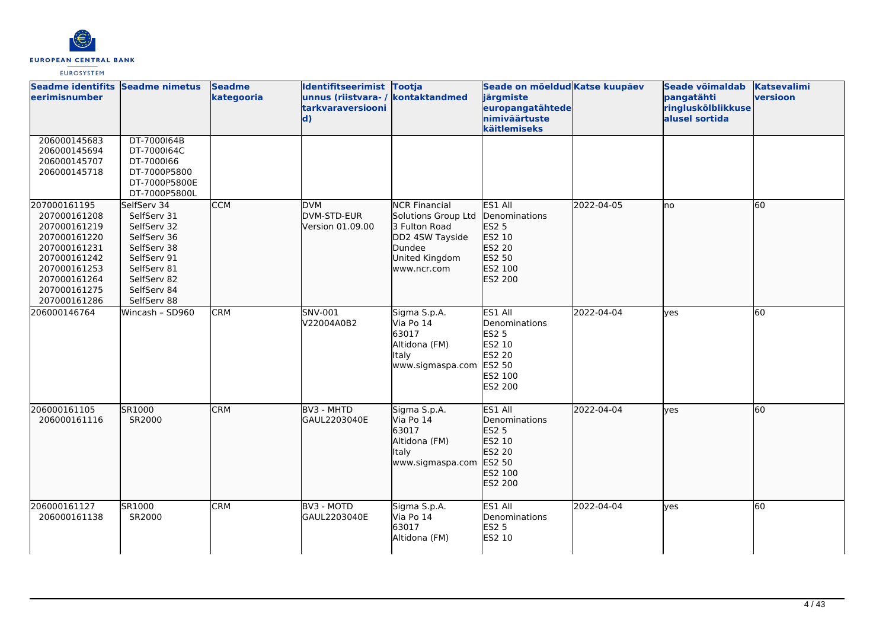| Seadme identifitseerimisnumber | Seadme nimetus | Seadme kategooria | Identifitseerimistunnus (riistvara- / tarkvaraversioonid) | Tootja kontaktandmed | Seade on mõeldud järgmiste europangatähtede nimiväärtuste käitlemiseks | Katse kuupäev | Seade võimaldab pangatähti ringluskõlblikkuse alusel sortida | Katsevalimi versioon |
|---|---|---|---|---|---|---|---|---|
| 206000145683<br>206000145694<br>206000145707<br>206000145718 | DT-7000I64B<br>DT-7000I64C<br>DT-7000I66<br>DT-7000P5800<br>DT-7000P5800E<br>DT-7000P5800L | | | | | | | |
| 207000161195<br>207000161208<br>207000161219<br>207000161220<br>207000161231<br>207000161242<br>207000161253<br>207000161264<br>207000161275<br>207000161286 | SelfServ 34<br>SelfServ 31<br>SelfServ 32<br>SelfServ 36<br>SelfServ 38<br>SelfServ 91<br>SelfServ 81<br>SelfServ 82<br>SelfServ 84<br>SelfServ 88 | CCM | DVM<br>DVM-STD-EUR<br>Version 01.09.00 | NCR Financial Solutions Group Ltd<br>3 Fulton Road<br>DD2 4SW Tayside<br>Dundee<br>United Kingdom<br>www.ncr.com | ES1 All Denominations<br>ES2 5<br>ES2 10<br>ES2 20<br>ES2 50<br>ES2 100<br>ES2 200 | 2022-04-05 | no | 60 |
| 206000146764 | Wincash – SD960 | CRM | SNV-001<br>V22004A0B2 | Sigma S.p.A.<br>Via Po 14<br>63017<br>Altidona (FM)<br>Italy<br>www.sigmaspa.com | ES1 All Denominations<br>ES2 5<br>ES2 10<br>ES2 20<br>ES2 50<br>ES2 100<br>ES2 200 | 2022-04-04 | yes | 60 |
| 206000161105<br>206000161116 | SR1000<br>SR2000 | CRM | BV3 - MHTD<br>GAUL2203040E | Sigma S.p.A.<br>Via Po 14<br>63017<br>Altidona (FM)<br>Italy<br>www.sigmaspa.com | ES1 All Denominations<br>ES2 5<br>ES2 10<br>ES2 20<br>ES2 50<br>ES2 100<br>ES2 200 | 2022-04-04 | yes | 60 |
| 206000161127<br>206000161138 | SR1000<br>SR2000 | CRM | BV3 - MOTD<br>GAUL2203040E | Sigma S.p.A.<br>Via Po 14<br>63017<br>Altidona (FM) | ES1 All Denominations<br>ES2 5<br>ES2 10 | 2022-04-04 | yes | 60 |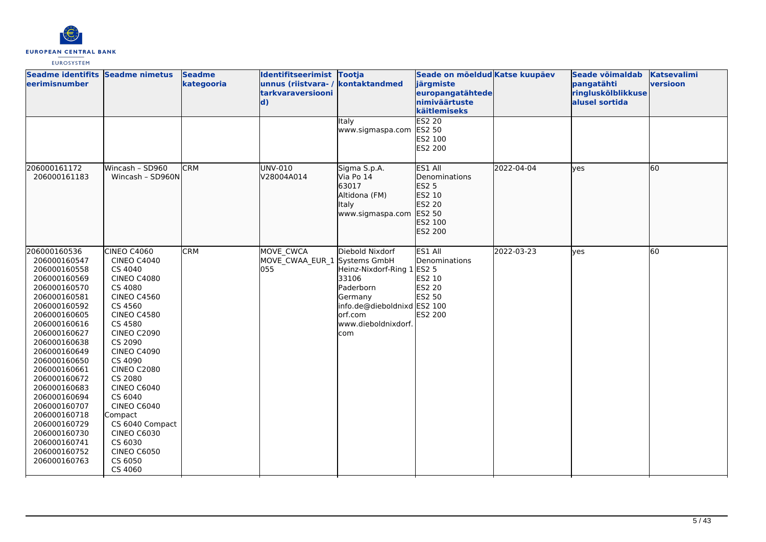| Seadme identifitseerimisnumber | Seadme nimetus | Seadme kategooria | Identifitseerimistunnus (riistvara- / tarkvaraversioonid) | Tootja kontaktandmed | Seade on mõeldud järgmiste europangatähtede nimiväärtuste käitlemiseks | Katse kuupäev | Seade võimaldab pangatähti ringluskõlblikkuse alusel sortida | Katsevalimi versioon |
|---|---|---|---|---|---|---|---|---|
| | | | | Italy<br>www.sigmaspa.com | ES2 20<br>ES2 50<br>ES2 100<br>ES2 200 | | | |
| 206000161172<br>206000161183 | Wincash – SD960<br>Wincash – SD960N | CRM | UNV-010<br>V28004A014 | Sigma S.p.A.<br>Via Po 14<br>63017<br>Altidona (FM)<br>Italy<br>www.sigmaspa.com | ES1 All Denominations<br>ES2 5<br>ES2 10<br>ES2 20<br>ES2 50<br>ES2 100<br>ES2 200 | 2022-04-04 | yes | 60 |
| 206000160536<br>206000160547<br>206000160558<br>206000160569<br>206000160570<br>206000160581<br>206000160592<br>206000160605<br>206000160616<br>206000160627<br>206000160638<br>206000160649<br>206000160650<br>206000160661<br>206000160672<br>206000160683<br>206000160694<br>206000160707<br>206000160718<br>206000160729<br>206000160730<br>206000160741<br>206000160752<br>206000160763 | CINEO C4060<br>CINEO C4040<br>CS 4040<br>CINEO C4080<br>CS 4080<br>CINEO C4560<br>CS 4560<br>CINEO C4580<br>CS 4580<br>CINEO C2090<br>CS 2090<br>CINEO C4090<br>CS 4090<br>CINEO C2080<br>CS 2080<br>CINEO C6040<br>CS 6040<br>CINEO C6040 Compact<br>CS 6040 Compact<br>CINEO C6030<br>CS 6030<br>CINEO C6050<br>CS 6050<br>CS 4060 | CRM | MOVE_CWCA<br>MOVE_CWAA_EUR_1055 | Diebold Nixdorf Systems GmbH<br>Heinz-Nixdorf-Ring 1<br>33106<br>Paderborn<br>Germany<br>info.de@dieboldnixdorf.com<br>www.dieboldnixdorf.com | ES1 All Denominations<br>ES2 5<br>ES2 10<br>ES2 20<br>ES2 50<br>ES2 100<br>ES2 200 | 2022-03-23 | yes | 60 |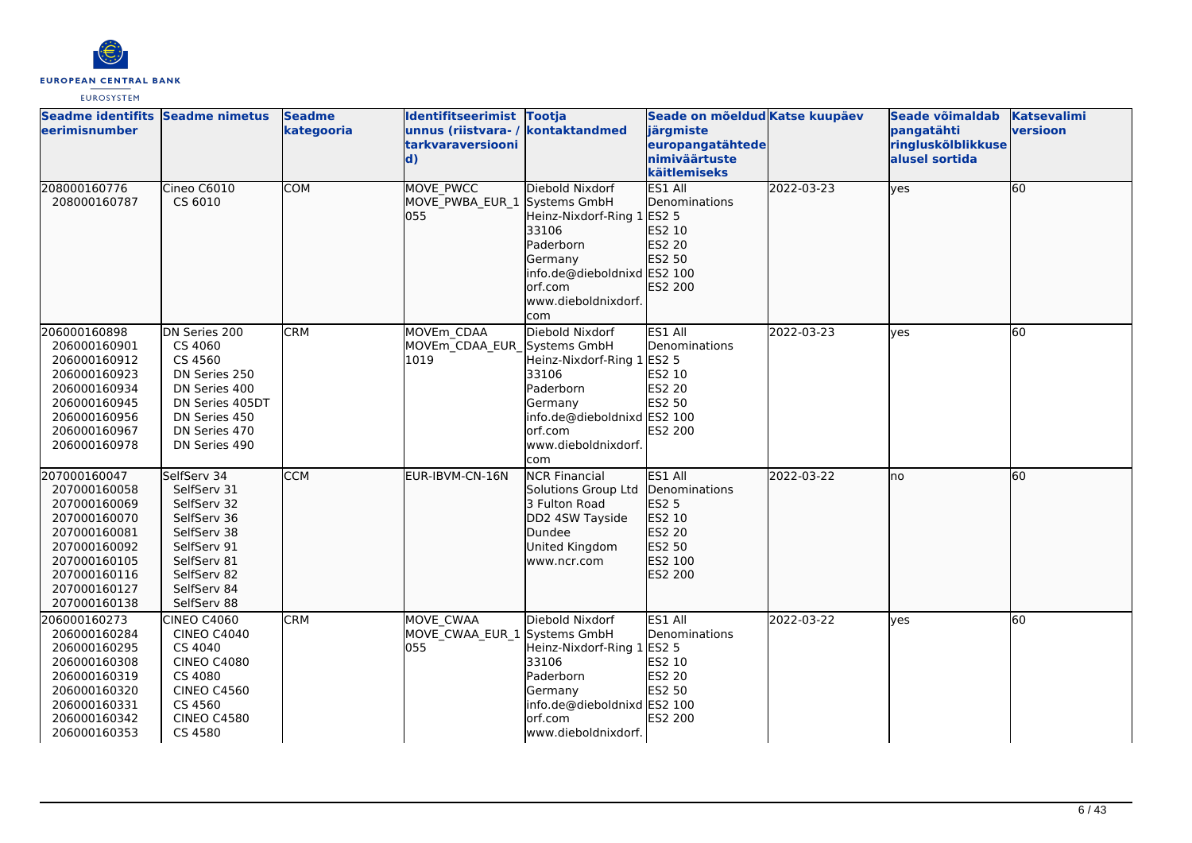| Seadme identifitseerimisnumber | Seadme nimetus | Seadme kategooria | Identifitseerimistunnus (riistvara- / tarkvaraversioonid) | Tootja kontaktandmed | Seade on mõeldud järgmiste europangatähtede nimiväärtuste käitlemiseks | Katse kuupäev | Seade võimaldab pangatähti ringluskõlblikkuse alusel sortida | Katsevalimi versioon |
|---|---|---|---|---|---|---|---|---|
| 208000160776<br>208000160787 | Cineo C6010<br>CS 6010 | COM | MOVE_PWCC<br>MOVE_PWBA_EUR_1055 | Diebold Nixdorf Systems GmbH<br>Heinz-Nixdorf-Ring 1<br>33106<br>Paderborn<br>Germany<br>info.de@dieboldnixdorf.com<br>www.dieboldnixdorf.com | ES1 All Denominations<br>ES2 5<br>ES2 10<br>ES2 20<br>ES2 50<br>ES2 100<br>ES2 200 | 2022-03-23 | yes | 60 |
| 206000160898<br>206000160901<br>206000160912<br>206000160923<br>206000160934<br>206000160945<br>206000160956<br>206000160967<br>206000160978 | DN Series 200<br>CS 4060<br>CS 4560<br>DN Series 250<br>DN Series 400<br>DN Series 405DT<br>DN Series 450<br>DN Series 470<br>DN Series 490 | CRM | MOVEm_CDAA<br>MOVEm_CDAA_EUR_1019 | Diebold Nixdorf Systems GmbH<br>Heinz-Nixdorf-Ring 1<br>33106<br>Paderborn<br>Germany<br>info.de@dieboldnixdorf.com<br>www.dieboldnixdorf.com | ES1 All Denominations<br>ES2 5<br>ES2 10<br>ES2 20<br>ES2 50<br>ES2 100<br>ES2 200 | 2022-03-23 | yes | 60 |
| 207000160047<br>207000160058<br>207000160069<br>207000160070<br>207000160081<br>207000160092<br>207000160105<br>207000160116<br>207000160127<br>207000160138 | SelfServ 34<br>SelfServ 31<br>SelfServ 32<br>SelfServ 36<br>SelfServ 38<br>SelfServ 91<br>SelfServ 81<br>SelfServ 82<br>SelfServ 84<br>SelfServ 88 | CCM | EUR-IBVM-CN-16N | NCR Financial Solutions Group Ltd<br>3 Fulton Road<br>DD2 4SW Tayside<br>Dundee<br>United Kingdom<br>www.ncr.com | ES1 All Denominations<br>ES2 5<br>ES2 10<br>ES2 20<br>ES2 50<br>ES2 100<br>ES2 200 | 2022-03-22 | no | 60 |
| 206000160273<br>206000160284<br>206000160295<br>206000160308<br>206000160319<br>206000160320<br>206000160331<br>206000160342<br>206000160353 | CINEO C4060<br>CINEO C4040<br>CS 4040<br>CINEO C4080<br>CS 4080<br>CINEO C4560<br>CS 4560<br>CINEO C4580<br>CS 4580 | CRM | MOVE_CWAA<br>MOVE_CWAA_EUR_1055 | Diebold Nixdorf Systems GmbH<br>Heinz-Nixdorf-Ring 1<br>33106<br>Paderborn<br>Germany<br>info.de@dieboldnixdorf.com<br>www.dieboldnixdorf. | ES1 All Denominations<br>ES2 5<br>ES2 10<br>ES2 20<br>ES2 50<br>ES2 100<br>ES2 200 | 2022-03-22 | yes | 60 |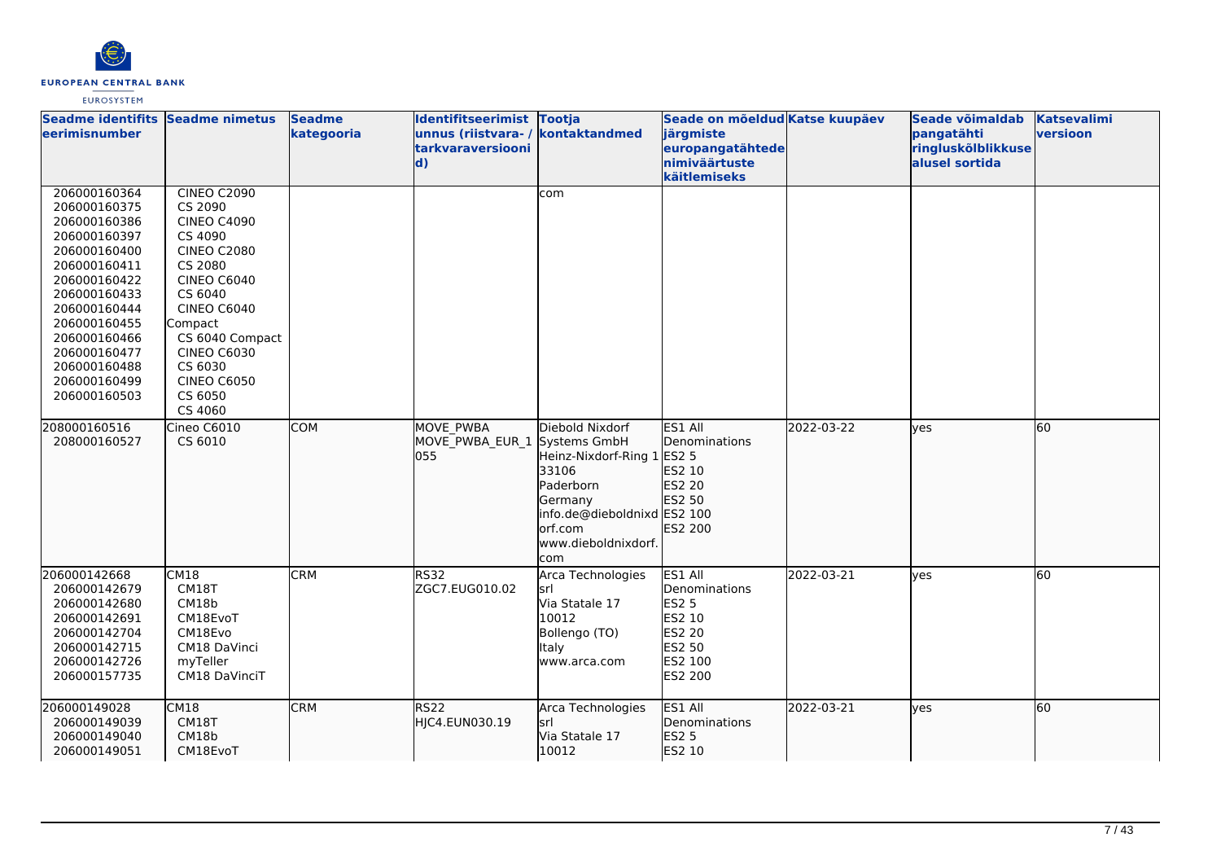| Seadme identifitseerimisnumber | Seadme nimetus | Seadme kategooria | Identifitseerimistunnus (riistvara- / tarkvaraversioonid) | Tootja kontaktandmed | Seade on mõeldud järgmiste europangatähtede nimiväärtuste käitlemiseks | Katse kuupäev | Seade võimaldab pangatähti ringluskõlblikkuse alusel sortida | Katsevalimi versioon |
|---|---|---|---|---|---|---|---|---|
| 206000160364<br>206000160375<br>206000160386<br>206000160397<br>206000160400<br>206000160411<br>206000160422<br>206000160433<br>206000160444<br>206000160455<br>206000160466<br>206000160477<br>206000160488<br>206000160499<br>206000160503 | CINEO C2090<br>CS 2090<br>CINEO C4090<br>CS 4090<br>CINEO C2080<br>CS 2080<br>CINEO C6040<br>CS 6040<br>CINEO C6040 Compact<br>CS 6040 Compact<br>CINEO C6030<br>CS 6030<br>CINEO C6050<br>CS 6050<br>CS 4060 | | | com | | | | |
| 208000160516<br>208000160527 | Cineo C6010<br>CS 6010 | COM | MOVE_PWBA<br>MOVE_PWBA_EUR_1055 | Diebold Nixdorf Systems GmbH<br>Heinz-Nixdorf-Ring 1<br>33106<br>Paderborn<br>Germany<br>info.de@dieboldnixdorf.com<br>www.dieboldnixdorf.com | ES1 All Denominations<br>ES2 5<br>ES2 10<br>ES2 20<br>ES2 50<br>ES2 100<br>ES2 200 | 2022-03-22 | yes | 60 |
| 206000142668<br>206000142679<br>206000142680<br>206000142691<br>206000142704<br>206000142715<br>206000142726<br>206000157735 | CM18<br>CM18T<br>CM18b<br>CM18EvoT<br>CM18Evo<br>CM18 DaVinci<br>myTeller<br>CM18 DaVinciT | CRM | RS32<br>ZGC7.EUG010.02 | Arca Technologies srl<br>Via Statale 17<br>10012<br>Bollengo (TO)<br>Italy<br>www.arca.com | ES1 All Denominations<br>ES2 5<br>ES2 10<br>ES2 20<br>ES2 50<br>ES2 100<br>ES2 200 | 2022-03-21 | yes | 60 |
| 206000149028<br>206000149039<br>206000149040<br>206000149051 | CM18<br>CM18T<br>CM18b<br>CM18EvoT | CRM | RS22<br>HJC4.EUN030.19 | Arca Technologies srl<br>Via Statale 17<br>10012 | ES1 All Denominations<br>ES2 5<br>ES2 10 | 2022-03-21 | yes | 60 |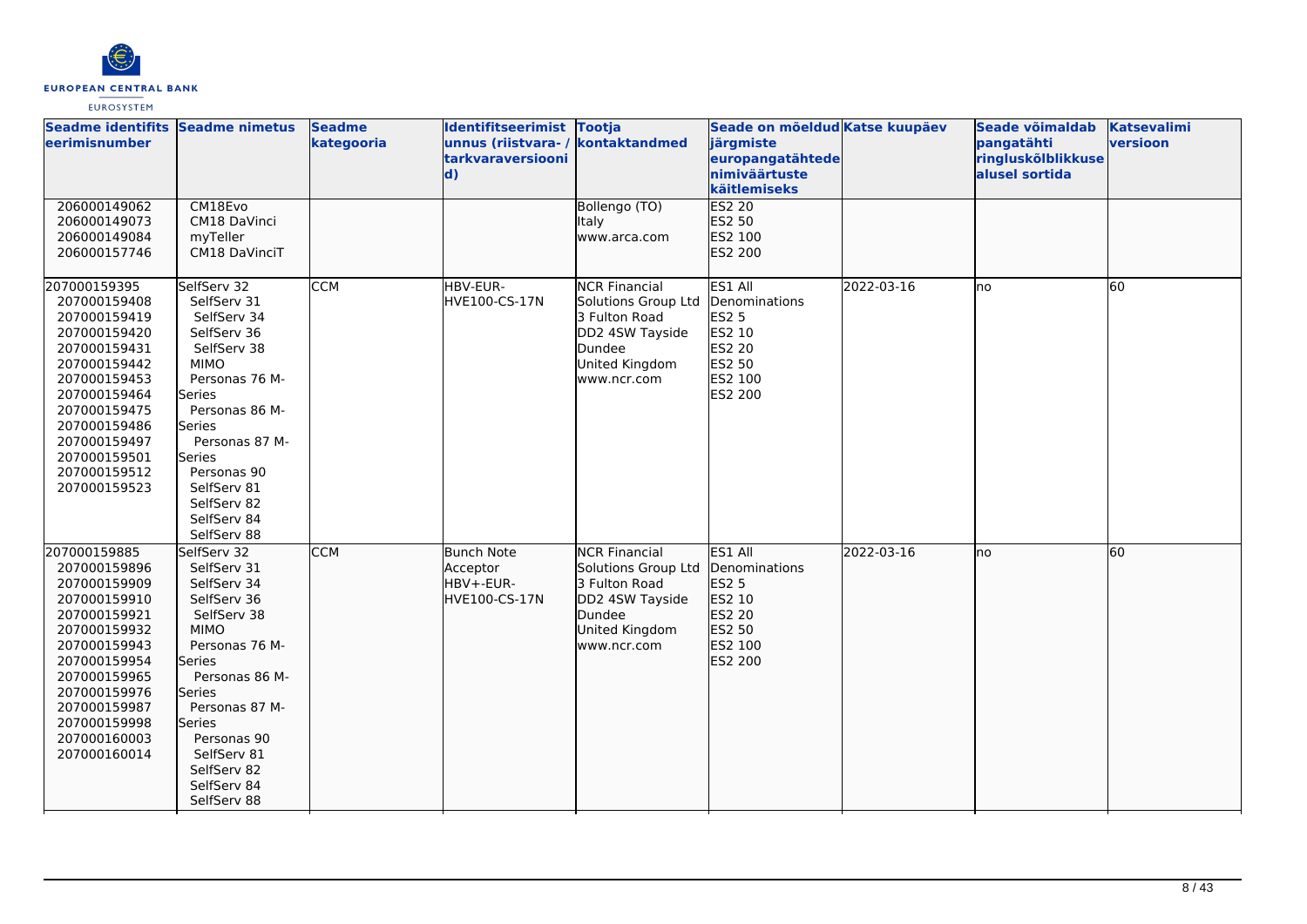| Seadme identifits eerimisnumber | Seadme nimetus | Seadme kategooria | Identifitseerimist unnus (riistvara- / tarkvaraversiooni d) | Tootja kontaktandmed | Seade on mõeldud järgmiste europangatähtede nimiväärtuste käitlemiseks | Katse kuupäev | Seade võimaldab pangatähti ringluskõlblikkuse alusel sortida | Katsevalimi versioon |
|---|---|---|---|---|---|---|---|---|
| 206000149062<br>206000149073<br>206000149084<br>206000157746 | CM18Evo<br>CM18 DaVinci<br>myTeller<br>CM18 DaVinciT | | | Bollengo (TO)<br>Italy<br>www.arca.com | ES2 20<br>ES2 50<br>ES2 100<br>ES2 200 | | | |
| 207000159395<br>207000159408<br>207000159419<br>207000159420<br>207000159431<br>207000159442<br>207000159453<br>207000159464<br>207000159475<br>207000159486<br>207000159497<br>207000159501<br>207000159512<br>207000159523 | SelfServ 32<br>SelfServ 31<br>SelfServ 34<br>SelfServ 36<br>SelfServ 38<br>MIMO<br>Personas 76 M-Series<br>Personas 86 M-Series<br>Personas 87 M-Series<br>Personas 90<br>SelfServ 81<br>SelfServ 82<br>SelfServ 84<br>SelfServ 88 | CCM | HBV-EUR-HVE100-CS-17N | NCR Financial Solutions Group Ltd<br>3 Fulton Road<br>DD2 4SW Tayside<br>Dundee<br>United Kingdom<br>www.ncr.com | ES1 All Denominations<br>ES2 5<br>ES2 10<br>ES2 20<br>ES2 50<br>ES2 100<br>ES2 200 | 2022-03-16 | no | 60 |
| 207000159885<br>207000159896<br>207000159909<br>207000159910<br>207000159921<br>207000159932<br>207000159943<br>207000159954<br>207000159965<br>207000159976<br>207000159987<br>207000159998<br>207000160003<br>207000160014 | SelfServ 32<br>SelfServ 31<br>SelfServ 34<br>SelfServ 36<br>SelfServ 38<br>MIMO<br>Personas 76 M-Series<br>Personas 86 M-Series<br>Personas 87 M-Series<br>Personas 90<br>SelfServ 81<br>SelfServ 82<br>SelfServ 84<br>SelfServ 88 | CCM | Bunch Note Acceptor<br>HBV+-EUR-HVE100-CS-17N | NCR Financial Solutions Group Ltd<br>3 Fulton Road<br>DD2 4SW Tayside<br>Dundee<br>United Kingdom<br>www.ncr.com | ES1 All Denominations<br>ES2 5<br>ES2 10<br>ES2 20<br>ES2 50<br>ES2 100<br>ES2 200 | 2022-03-16 | no | 60 |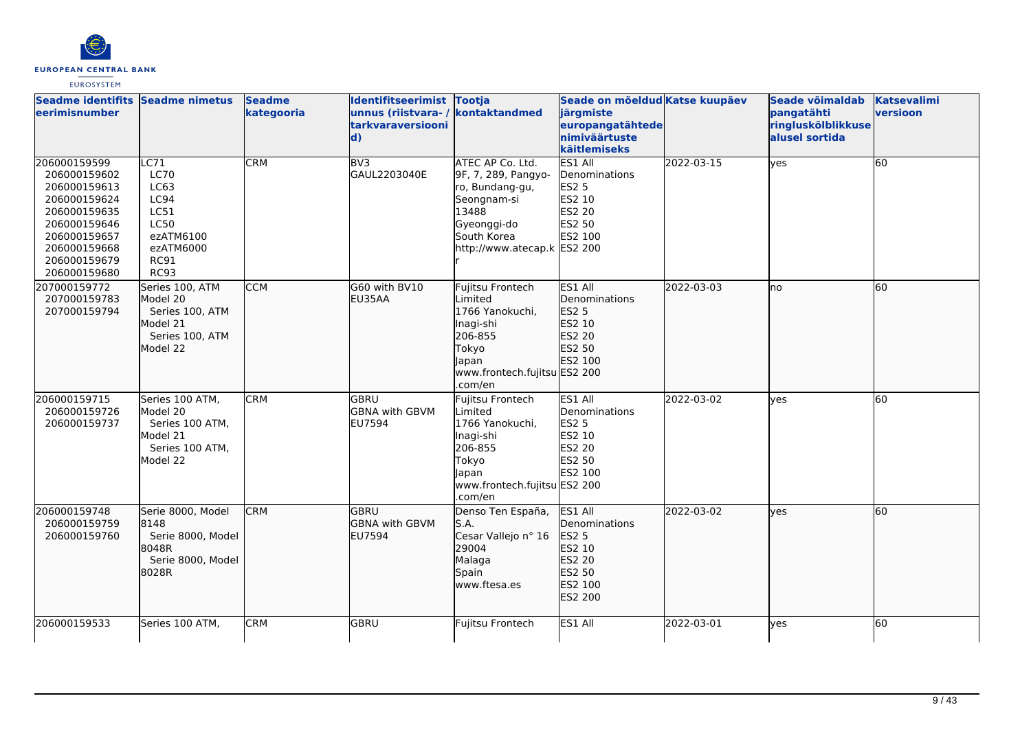| Seadme identifitseerimisnumber | Seadme nimetus | Seadme kategooria | Identifitseerimistunnus (riistvara- / tarkvaraversioonid) | Tootja kontaktandmed | Seade on mõeldud järgmiste europangatähtede nimiväärtuste käitlemiseks | Katse kuupäev | Seade võimaldab pangatähti ringluskõlblikkuse alusel sortida | Katsevalimi versioon |
|---|---|---|---|---|---|---|---|---|
| 206000159599<br>206000159602<br>206000159613<br>206000159624<br>206000159635<br>206000159646<br>206000159657<br>206000159668<br>206000159679<br>206000159680 | LC71<br>LC70<br>LC63<br>LC94<br>LC51<br>LC50<br>ezATM6100<br>ezATM6000<br>RC91<br>RC93 | CRM | BV3<br>GAUL2203040E | ATEC AP Co. Ltd.<br>9F, 7, 289, Pangyo-ro, Bundang-gu, Seongnam-si<br>13488<br>Gyeonggi-do<br>South Korea<br>http://www.atecap.kr | ES1 All Denominations<br>ES2 5<br>ES2 10<br>ES2 20<br>ES2 50<br>ES2 100<br>ES2 200 | 2022-03-15 | yes | 60 |
| 207000159772<br>207000159783<br>207000159794 | Series 100, ATM Model 20<br>Series 100, ATM Model 21<br>Series 100, ATM Model 22 | CCM | G60 with BV10<br>EU35AA | Fujitsu Frontech Limited<br>1766 Yanokuchi, Inagi-shi<br>206-855<br>Tokyo<br>Japan<br>www.frontech.fujitsu.com/en | ES1 All Denominations<br>ES2 5<br>ES2 10<br>ES2 20<br>ES2 50<br>ES2 100<br>ES2 200 | 2022-03-03 | no | 60 |
| 206000159715<br>206000159726<br>206000159737 | Series 100 ATM, Model 20<br>Series 100 ATM, Model 21<br>Series 100 ATM, Model 22 | CRM | GBRU<br>GBNA with GBVM<br>EU7594 | Fujitsu Frontech Limited<br>1766 Yanokuchi, Inagi-shi<br>206-855<br>Tokyo<br>Japan<br>www.frontech.fujitsu.com/en | ES1 All Denominations<br>ES2 5<br>ES2 10<br>ES2 20<br>ES2 50<br>ES2 100<br>ES2 200 | 2022-03-02 | yes | 60 |
| 206000159748<br>206000159759<br>206000159760 | Serie 8000, Model 8148<br>Serie 8000, Model 8048R<br>Serie 8000, Model 8028R | CRM | GBRU<br>GBNA with GBVM<br>EU7594 | Denso Ten España, S.A.<br>Cesar Vallejo n° 16<br>29004<br>Malaga<br>Spain<br>www.ftesa.es | ES1 All Denominations<br>ES2 5<br>ES2 10<br>ES2 20<br>ES2 50<br>ES2 100<br>ES2 200 | 2022-03-02 | yes | 60 |
| 206000159533 | Series 100 ATM, | CRM | GBRU | Fujitsu Frontech | ES1 All | 2022-03-01 | yes | 60 |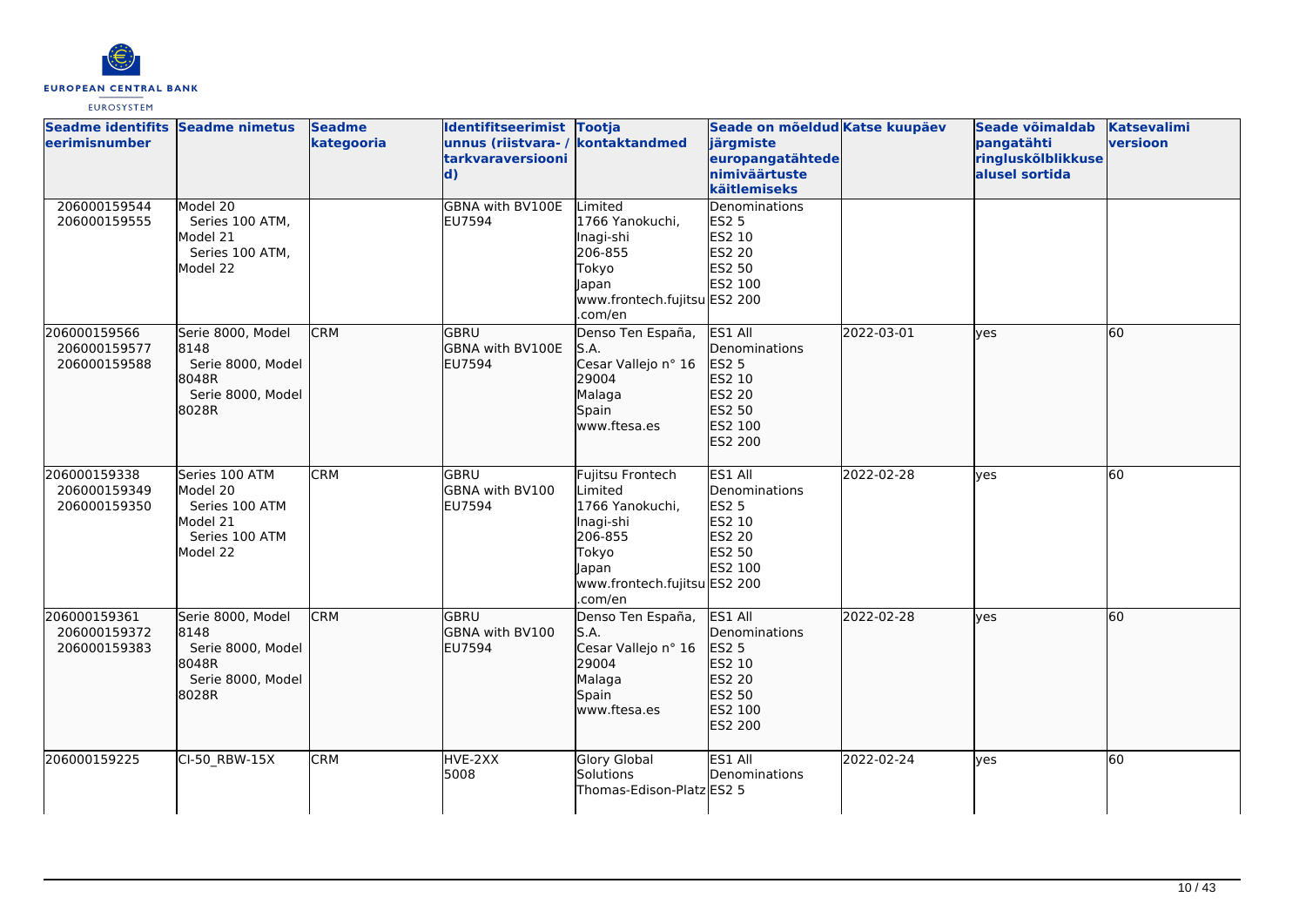| Seadme identifitseerimisnumber | Seadme nimetus | Seadme kategooria | Identifitseerimistunnus (riistvara- / tarkvaraversioonid) | Tootja kontaktandmed | Seade on mõeldud järgmiste europangatähtede nimiväärtuste käitlemiseks | Katse kuupäev | Seade võimaldab pangatähti ringluskõlblikkuse alusel sortida | Katsevalimi versioon |
|---|---|---|---|---|---|---|---|---|
| 206000159544<br>206000159555 | Model 20<br>Series 100 ATM, Model 21<br>Series 100 ATM, Model 22 | | GBNA with BV100E<br>EU7594 | Limited<br>1766 Yanokuchi, Inagi-shi<br>206-855<br>Tokyo<br>Japan<br>www.frontech.fujitsu.com/en | Denominations<br>ES2 5<br>ES2 10<br>ES2 20<br>ES2 50<br>ES2 100<br>ES2 200 | | | |
| 206000159566<br>206000159577<br>206000159588 | Serie 8000, Model 8148<br>Serie 8000, Model 8048R<br>Serie 8000, Model 8028R | CRM | GBRU<br>GBNA with BV100E<br>EU7594 | Denso Ten España, S.A.<br>Cesar Vallejo n° 16<br>29004<br>Malaga<br>Spain<br>www.ftesa.es | ES1 All Denominations<br>ES2 5<br>ES2 10<br>ES2 20<br>ES2 50<br>ES2 100<br>ES2 200 | 2022-03-01 | yes | 60 |
| 206000159338<br>206000159349<br>206000159350 | Series 100 ATM Model 20<br>Series 100 ATM Model 21<br>Series 100 ATM Model 22 | CRM | GBRU<br>GBNA with BV100<br>EU7594 | Fujitsu Frontech Limited<br>1766 Yanokuchi, Inagi-shi<br>206-855<br>Tokyo<br>Japan<br>www.frontech.fujitsu.com/en | ES1 All Denominations<br>ES2 5<br>ES2 10<br>ES2 20<br>ES2 50<br>ES2 100<br>ES2 200 | 2022-02-28 | yes | 60 |
| 206000159361<br>206000159372<br>206000159383 | Serie 8000, Model 8148<br>Serie 8000, Model 8048R<br>Serie 8000, Model 8028R | CRM | GBRU<br>GBNA with BV100<br>EU7594 | Denso Ten España, S.A.<br>Cesar Vallejo n° 16<br>29004<br>Malaga<br>Spain<br>www.ftesa.es | ES1 All Denominations<br>ES2 5<br>ES2 10<br>ES2 20<br>ES2 50<br>ES2 100<br>ES2 200 | 2022-02-28 | yes | 60 |
| 206000159225 | CI-50_RBW-15X | CRM | HVE-2XX<br>5008 | Glory Global Solutions<br>Thomas-Edison-Platz | ES1 All Denominations<br>ES2 5 | 2022-02-24 | yes | 60 |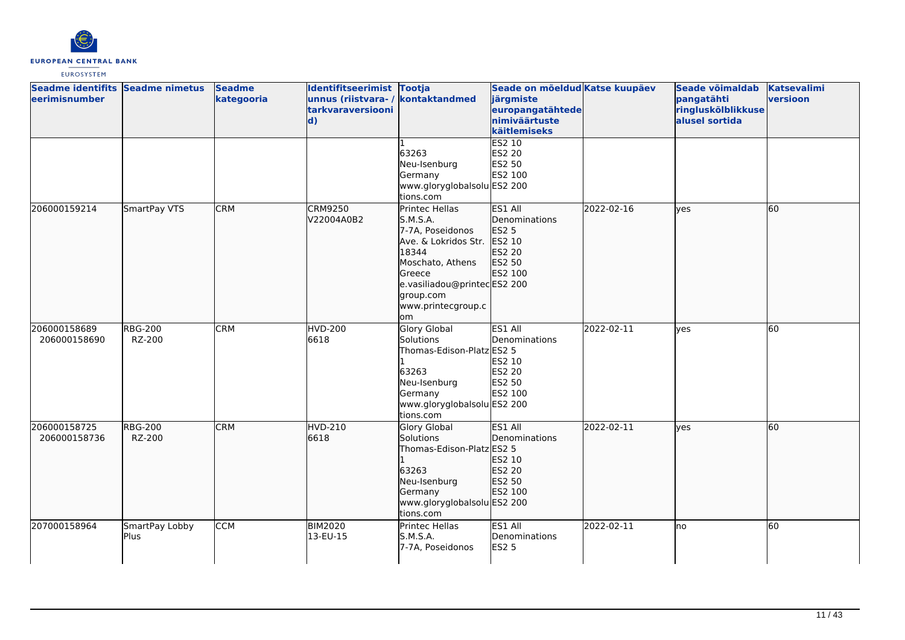| Seadme identifitseerimisnumber | Seadme nimetus | Seadme kategooria | Identifitseerimistunnus (riistvara- / tarkvaraversioonid) | Tootja kontaktandmed | Seade on mõeldud järgmiste europangatähtede nimiväärtuste käitlemiseks | Katse kuupäev | Seade võimaldab pangatähti ringluskõlblikkuse alusel sortida | Katsevalimi versioon |
|---|---|---|---|---|---|---|---|---|
| | | | | 1<br>63263<br>Neu-Isenburg<br>Germany<br>www.gloryglobalsolutions.com | ES2 10<br>ES2 20<br>ES2 50<br>ES2 100<br>ES2 200 | | | |
| 206000159214 | SmartPay VTS | CRM | CRM9250<br>V22004A0B2 | Printec Hellas S.M.S.A.<br>7-7A, Poseidonos Ave. & Lokridos Str.<br>18344<br>Moschato, Athens<br>Greece<br>e.vasiliadou@printecgroup.com<br>www.printecgroup.com | ES1 All Denominations<br>ES2 5<br>ES2 10<br>ES2 20<br>ES2 50<br>ES2 100<br>ES2 200 | 2022-02-16 | yes | 60 |
| 206000158689<br>206000158690 | RBG-200<br>RZ-200 | CRM | HVD-200<br>6618 | Glory Global Solutions<br>Thomas-Edison-Platz 1<br>63263<br>Neu-Isenburg<br>Germany<br>www.gloryglobalsolutions.com | ES1 All Denominations<br>ES2 5<br>ES2 10<br>ES2 20<br>ES2 50<br>ES2 100<br>ES2 200 | 2022-02-11 | yes | 60 |
| 206000158725<br>206000158736 | RBG-200<br>RZ-200 | CRM | HVD-210<br>6618 | Glory Global Solutions<br>Thomas-Edison-Platz 1<br>63263<br>Neu-Isenburg<br>Germany<br>www.gloryglobalsolutions.com | ES1 All Denominations<br>ES2 5<br>ES2 10<br>ES2 20<br>ES2 50<br>ES2 100<br>ES2 200 | 2022-02-11 | yes | 60 |
| 207000158964 | SmartPay Lobby Plus | CCM | BIM2020<br>13-EU-15 | Printec Hellas S.M.S.A.<br>7-7A, Poseidonos | ES1 All Denominations<br>ES2 5 | 2022-02-11 | no | 60 |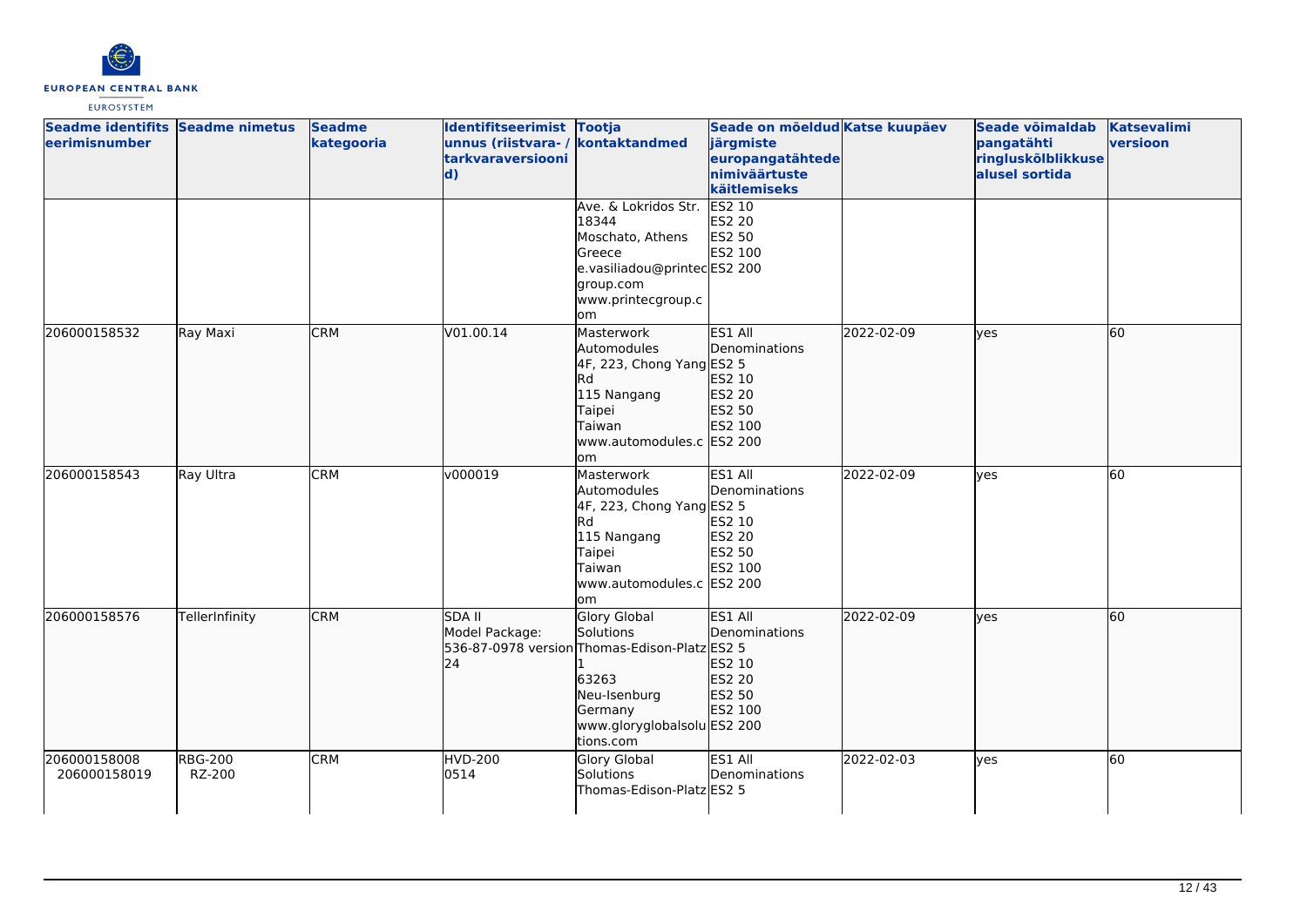| Seadme identifitseerimisnumber | Seadme nimetus | Seadme kategooria | Identifitseerimistunnus (riistvara- / tarkvaraversioonid) | Tootja kontaktandmed | Seade on mõeldud järgmiste europangatähtede nimiväärtuste käitlemiseks | Katse kuupäev | Seade võimaldab pangatähti ringluskõlblikkuse alusel sortida | Katsevalimi versioon |
|---|---|---|---|---|---|---|---|---|
| | | | | Ave. & Lokridos Str. 18344 Moschato, Athens Greece e.vasiliadou@printecgroup.com www.printecgroup.com | ES2 10 ES2 20 ES2 50 ES2 100 ES2 200 | | | |
| 206000158532 | Ray Maxi | CRM | V01.00.14 | Masterwork Automodules 4F, 223, Chong Yang Rd 115 Nangang Taipei Taiwan www.automodules.com | ES1 All Denominations ES2 5 ES2 10 ES2 20 ES2 50 ES2 100 ES2 200 | 2022-02-09 | yes | 60 |
| 206000158543 | Ray Ultra | CRM | v000019 | Masterwork Automodules 4F, 223, Chong Yang Rd 115 Nangang Taipei Taiwan www.automodules.com | ES1 All Denominations ES2 5 ES2 10 ES2 20 ES2 50 ES2 100 ES2 200 | 2022-02-09 | yes | 60 |
| 206000158576 | TellerInfinity | CRM | SDA II Model Package: 536-87-0978 version 24 | Glory Global Solutions Thomas-Edison-Platz 1 63263 Neu-Isenburg Germany www.gloryglobalsolutions.com | ES1 All Denominations ES2 5 ES2 10 ES2 20 ES2 50 ES2 100 ES2 200 | 2022-02-09 | yes | 60 |
| 206000158008 206000158019 | RBG-200 RZ-200 | CRM | HVD-200 0514 | Glory Global Solutions Thomas-Edison-Platz | ES1 All Denominations ES2 5 | 2022-02-03 | yes | 60 |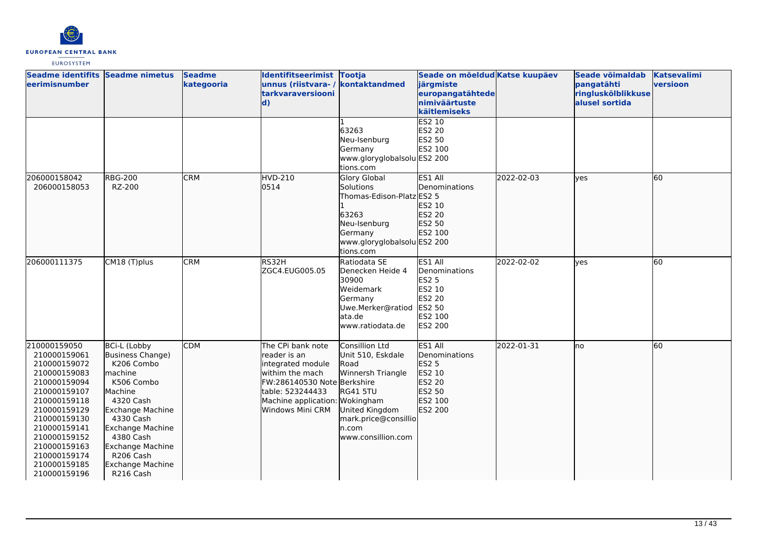| Seadme identifitseerimisnumber | Seadme nimetus | Seadme kategooria | Identifitseerimistunnus (riistvara- / tarkvaraversioonid) | Tootja kontaktandmed | Seade on mõeldud järgmiste europangatähtede nimiväärtuste käitlemiseks | Katse kuupäev | Seade võimaldab pangatähti ringluskõlblikkuse alusel sortida | Katsevalimi versioon |
|---|---|---|---|---|---|---|---|---|
| | | | | 1<br>63263<br>Neu-Isenburg<br>Germany<br>www.gloryglobalsolutions.com | ES2 10<br>ES2 20<br>ES2 50<br>ES2 100<br>ES2 200 | | | |
| 206000158042<br>206000158053 | RBG-200<br>RZ-200 | CRM | HVD-210<br>0514 | Glory Global Solutions<br>Thomas-Edison-Platz 1<br>63263<br>Neu-Isenburg<br>Germany<br>www.gloryglobalsolutions.com | ES1 All Denominations<br>ES2 5<br>ES2 10<br>ES2 20<br>ES2 50<br>ES2 100<br>ES2 200 | 2022-02-03 | yes | 60 |
| 206000111375 | CM18 (T)plus | CRM | RS32H<br>ZGC4.EUG005.05 | Ratiodata SE<br>Denecken Heide 4<br>30900<br>Weidemark<br>Germany<br>Uwe.Merker@ratiodata.de<br>www.ratiodata.de | ES1 All Denominations<br>ES2 5<br>ES2 10<br>ES2 20<br>ES2 50<br>ES2 100<br>ES2 200 | 2022-02-02 | yes | 60 |
| 210000159050<br>210000159061<br>210000159072<br>210000159083<br>210000159094<br>210000159107<br>210000159118<br>210000159129<br>210000159130<br>210000159141<br>210000159152<br>210000159163<br>210000159174<br>210000159185<br>210000159196 | BCi-L (Lobby Business Change) K206 Combo machine<br>K506 Combo Machine<br>4320 Cash Exchange Machine<br>4330 Cash Exchange Machine<br>4380 Cash Exchange Machine<br>R206 Cash Exchange Machine<br>R216 Cash | CDM | The CPi bank note reader is an integrated module withim the mach FW:286140530 Note table: 523244433 Machine application: Windows Mini CRM | Consillion Ltd<br>Unit 510, Eskdale Road<br>Winnersh Triangle<br>Berkshire<br>RG41 5TU<br>Wokingham<br>United Kingdom<br>mark.price@consillion.com<br>www.consillion.com | ES1 All Denominations<br>ES2 5<br>ES2 10<br>ES2 20<br>ES2 50<br>ES2 100<br>ES2 200 | 2022-01-31 | no | 60 |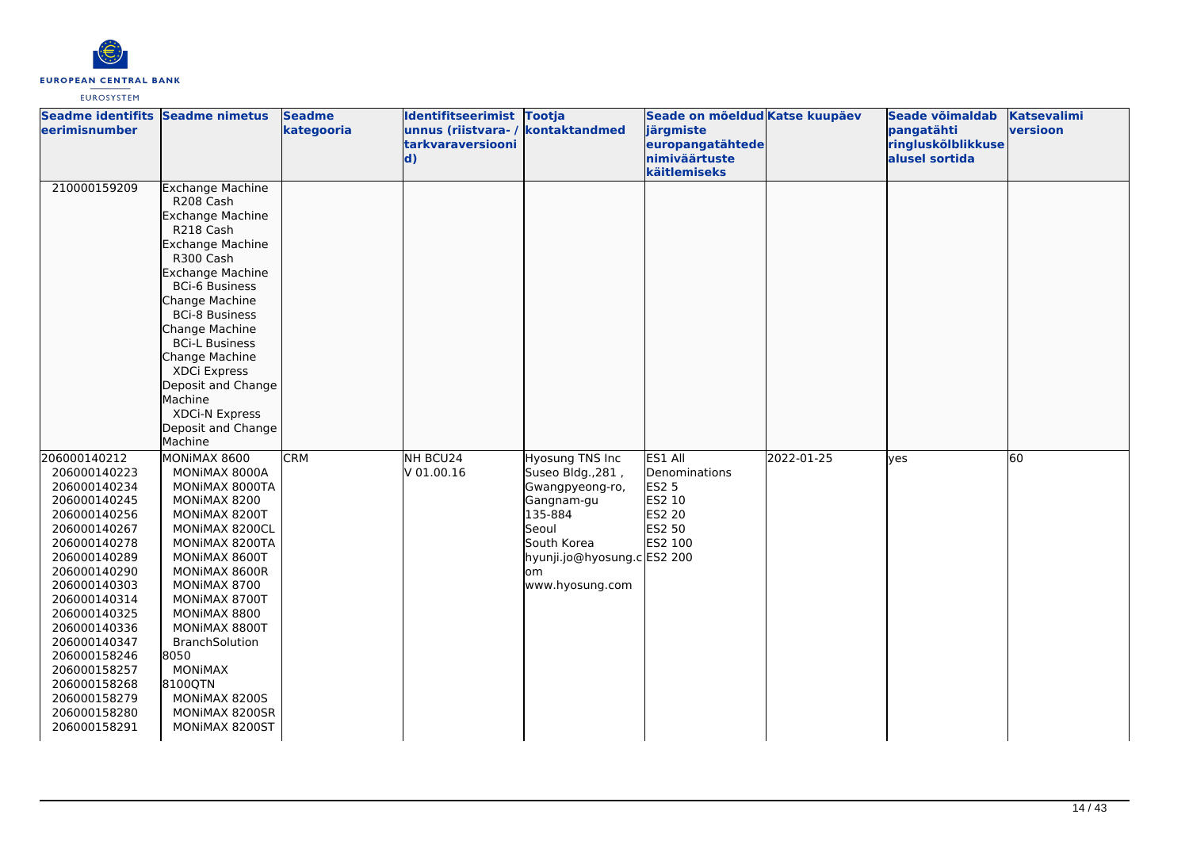| Seadme identifits eerimisnumber | Seadme nimetus | Seadme kategooria | Identifitseerimist unnus (riistvara- / tarkvaraversiooni d) | Tootja kontaktandmed | Seade on mõeldud järgmiste europangatähtede nimiväärtuste käitlemiseks | Katse kuupäev | Seade võimaldab pangatähti ringluskõlblikkuse alusel sortida | Katsevalimi versioon |
|---|---|---|---|---|---|---|---|---|
| 210000159209 | Exchange Machine R208 Cash<br>Exchange Machine R218 Cash<br>Exchange Machine R300 Cash<br>Exchange Machine BCi-6 Business<br>Change Machine BCi-8 Business<br>Change Machine BCi-L Business<br>Change Machine XDCi Express<br>Deposit and Change Machine XDCi-N Express<br>Deposit and Change Machine | | | | | | | |
| 206000140212<br>206000140223<br>206000140234<br>206000140245<br>206000140256<br>206000140267<br>206000140278<br>206000140289<br>206000140290<br>206000140303<br>206000140314<br>206000140325<br>206000140336<br>206000140347<br>206000158246<br>206000158257<br>206000158268<br>206000158279<br>206000158280<br>206000158291 | MONiMAX 8600<br>MONiMAX 8000A<br>MONiMAX 8000TA<br>MONiMAX 8200<br>MONiMAX 8200T<br>MONiMAX 8200CL<br>MONiMAX 8200TA<br>MONiMAX 8600T<br>MONiMAX 8600R<br>MONiMAX 8700<br>MONiMAX 8700T<br>MONiMAX 8800<br>MONiMAX 8800T<br>BranchSolution 8050<br>MONiMAX 8100QTN<br>MONiMAX 8200S<br>MONiMAX 8200SR<br>MONiMAX 8200ST | CRM | NH BCU24<br>V 01.00.16 | Hyosung TNS Inc<br>Suseo Bldg.,281 ,<br>Gwangpyeong-ro,<br>Gangnam-gu<br>135-884<br>Seoul<br>South Korea<br>hyunji.jo@hyosung.com<br>www.hyosung.com | ES1 All Denominations<br>ES2 5<br>ES2 10<br>ES2 20<br>ES2 50<br>ES2 100<br>ES2 200 | 2022-01-25 | yes | 60 |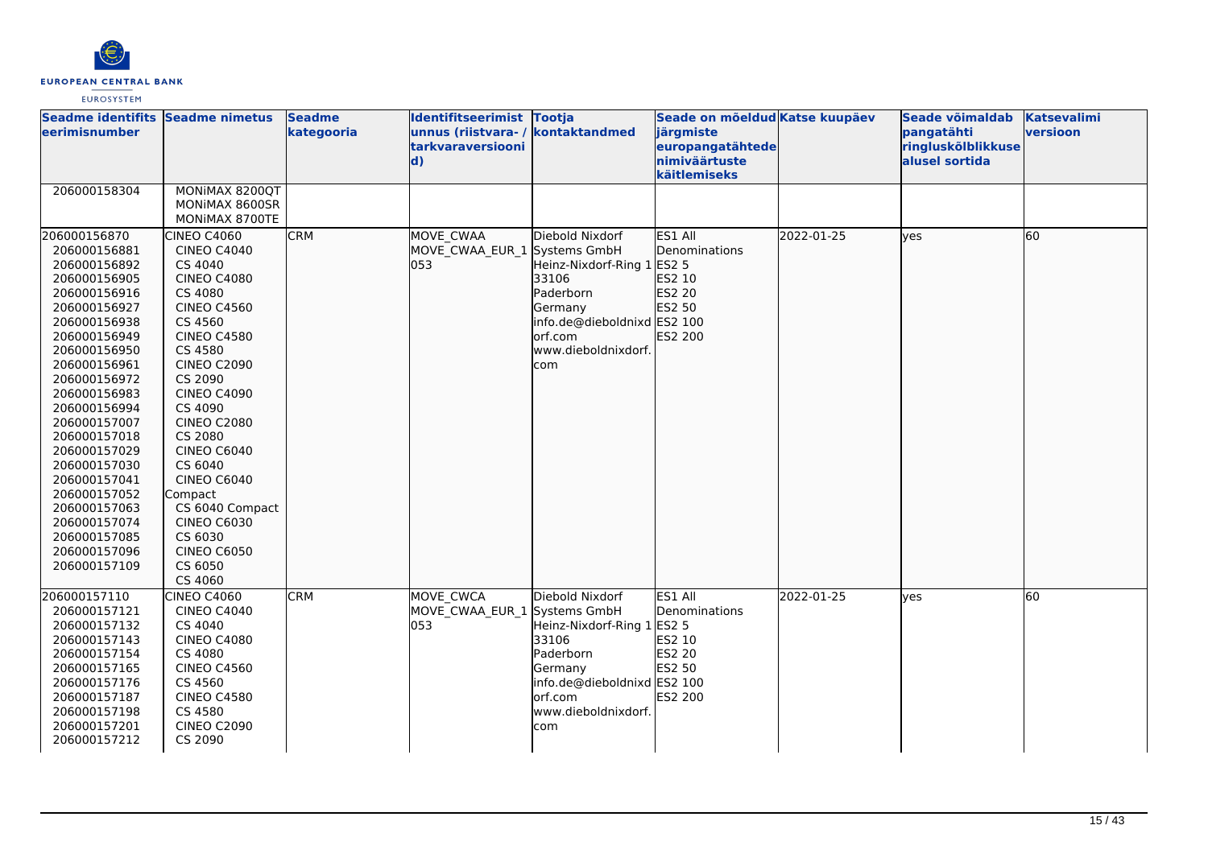| Seadme identifitseerimisnumber | Seadme nimetus | Seadme kategooria | Identifitseerimistunnus (riistvara- / tarkvaraversioonid) | Tootja kontaktandmed | Seade on mõeldud järgmiste europangatähtede nimiväärtuste käitlemiseks | Katse kuupäev | Seade võimaldab pangatähti ringluskõlblikkuse alusel sortida | Katsevalimi versioon |
|---|---|---|---|---|---|---|---|---|
| 206000158304 | MONiMAX 8200QT<br>MONiMAX 8600SR<br>MONiMAX 8700TE | | | | | | | |
| 206000156870<br>206000156881<br>206000156892<br>206000156905<br>206000156916<br>206000156927<br>206000156938<br>206000156949<br>206000156950<br>206000156961<br>206000156972<br>206000156983<br>206000156994<br>206000157007<br>206000157018<br>206000157029<br>206000157030<br>206000157041<br>206000157052<br>206000157063<br>206000157074<br>206000157085<br>206000157096<br>206000157109 | CINEO C4060<br>CINEO C4040<br>CS 4040<br>CINEO C4080<br>CS 4080<br>CINEO C4560<br>CS 4560<br>CINEO C4580<br>CS 4580<br>CINEO C2090<br>CS 2090<br>CINEO C4090<br>CS 4090<br>CINEO C2080<br>CS 2080<br>CINEO C6040<br>CS 6040<br>CINEO C6040 Compact<br>CS 6040 Compact<br>CINEO C6030<br>CS 6030<br>CINEO C6050<br>CS 6050<br>CS 4060 | CRM | MOVE_CWAA<br>MOVE_CWAA_EUR_1053 | Diebold Nixdorf Systems GmbH<br>Heinz-Nixdorf-Ring 1<br>33106<br>Paderborn<br>Germany<br>info.de@dieboldnixdorf.com<br>www.dieboldnixdorf.com | ES1 All Denominations<br>ES2 5<br>ES2 10<br>ES2 20<br>ES2 50<br>ES2 100<br>ES2 200 | 2022-01-25 | yes | 60 |
| 206000157110<br>206000157121<br>206000157132<br>206000157143<br>206000157154<br>206000157165<br>206000157176<br>206000157187<br>206000157198<br>206000157201<br>206000157212 | CINEO C4060<br>CINEO C4040<br>CS 4040<br>CINEO C4080<br>CS 4080<br>CINEO C4560<br>CS 4560<br>CINEO C4580<br>CS 4580<br>CINEO C2090<br>CS 2090 | CRM | MOVE_CWCA<br>MOVE_CWAA_EUR_1053 | Diebold Nixdorf Systems GmbH<br>Heinz-Nixdorf-Ring 1<br>33106<br>Paderborn<br>Germany<br>info.de@dieboldnixdorf.com<br>www.dieboldnixdorf.com | ES1 All Denominations<br>ES2 5<br>ES2 10<br>ES2 20<br>ES2 50<br>ES2 100<br>ES2 200 | 2022-01-25 | yes | 60 |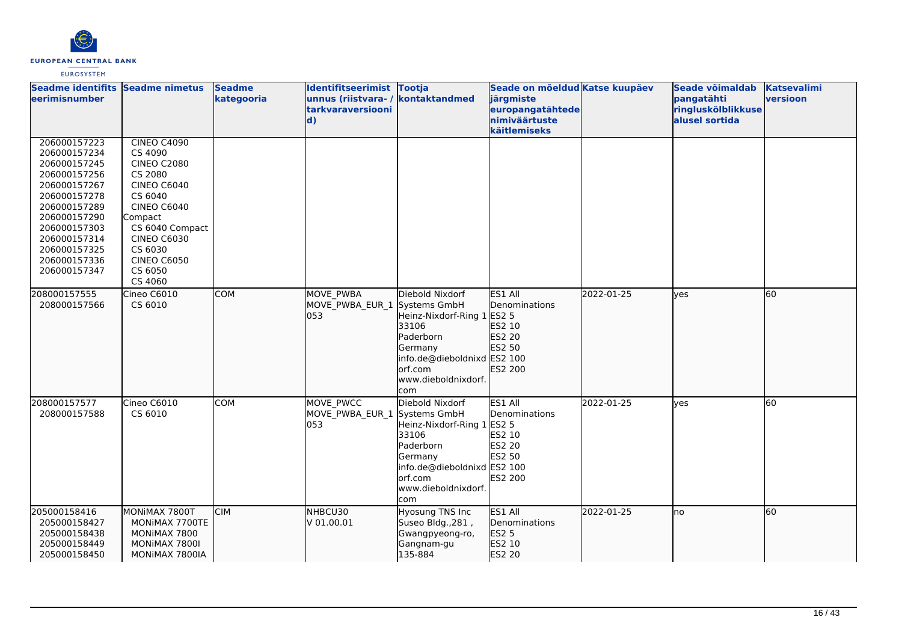| Seadme identifitseerimisnumber | Seadme nimetus | Seadme kategooria | Identifitseerimistunnus (riistvara- / tarkvaraversioonid) | Tootja kontaktandmed | Seade on mõeldud järgmiste europangatähtede nimiväärtuste käitlemiseks | Katse kuupäev | Seade võimaldab pangatähti ringluskõlblikkuse alusel sortida | Katsevalimi versioon |
|---|---|---|---|---|---|---|---|---|
| 206000157223<br>206000157234<br>206000157245<br>206000157256<br>206000157267<br>206000157278<br>206000157289<br>206000157290<br>206000157303<br>206000157314<br>206000157325<br>206000157336<br>206000157347 | CINEO C4090<br>CS 4090<br>CINEO C2080<br>CS 2080<br>CINEO C6040<br>CS 6040<br>CINEO C6040 Compact<br>CS 6040 Compact<br>CINEO C6030<br>CS 6030<br>CINEO C6050<br>CS 6050<br>CS 4060 | | | | | | | |
| 208000157555<br>208000157566 | Cineo C6010<br>CS 6010 | COM | MOVE_PWBA<br>MOVE_PWBA_EUR_1053 | Diebold Nixdorf Systems GmbH<br>Heinz-Nixdorf-Ring 1<br>33106<br>Paderborn<br>Germany<br>info.de@dieboldnixdorf.com<br>www.dieboldnixdorf.com | ES1 All Denominations<br>ES2 5<br>ES2 10<br>ES2 20<br>ES2 50<br>ES2 100<br>ES2 200 | 2022-01-25 | yes | 60 |
| 208000157577<br>208000157588 | Cineo C6010<br>CS 6010 | COM | MOVE_PWCC<br>MOVE_PWBA_EUR_1053 | Diebold Nixdorf Systems GmbH<br>Heinz-Nixdorf-Ring 1<br>33106<br>Paderborn<br>Germany<br>info.de@dieboldnixdorf.com<br>www.dieboldnixdorf.com | ES1 All Denominations<br>ES2 5<br>ES2 10<br>ES2 20<br>ES2 50<br>ES2 100<br>ES2 200 | 2022-01-25 | yes | 60 |
| 205000158416<br>205000158427<br>205000158438<br>205000158449<br>205000158450 | MONiMAX 7800T<br>MONiMAX 7700TE<br>MONiMAX 7800<br>MONiMAX 7800I<br>MONiMAX 7800IA | CIM | NHBCU30<br>V 01.00.01 | Hyosung TNS Inc<br>Suseo Bldg.,281 ,<br>Gwangpyeong-ro,<br>Gangnam-gu<br>135-884 | ES1 All Denominations<br>ES2 5<br>ES2 10<br>ES2 20 | 2022-01-25 | no | 60 |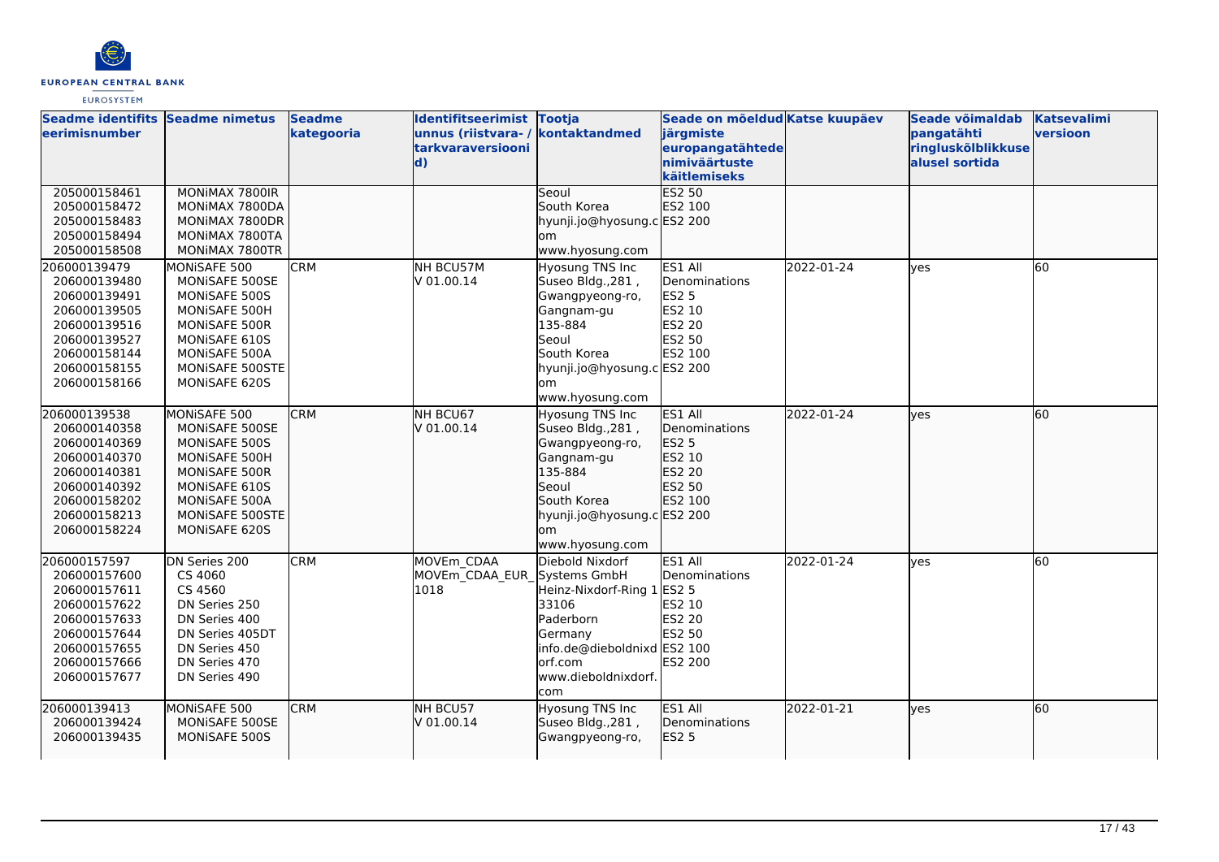| Seadme identifitseerimisnumber | Seadme nimetus | Seadme kategooria | Identifitseerimistunnus (riistvara- / tarkvaraversioonid) | Tootja kontaktandmed | Seade on mõeldud järgmiste europangatähtede nimiväärtuste käitlemiseks | Katse kuupäev | Seade võimaldab pangatähti ringluskõlblikkuse alusel sortida | Katsevalimi versioon |
|---|---|---|---|---|---|---|---|---|
| 205000158461<br>205000158472<br>205000158483<br>205000158494<br>205000158508 | MONiMAX 7800IR<br>MONiMAX 7800DA<br>MONiMAX 7800DR<br>MONiMAX 7800TA<br>MONiMAX 7800TR | | | Seoul<br>South Korea<br>hyunji.jo@hyosung.com<br>www.hyosung.com | ES2 50<br>ES2 100<br>ES2 200 | | | |
| 206000139479<br>206000139480<br>206000139491<br>206000139505<br>206000139516<br>206000139527<br>206000158144<br>206000158155<br>206000158166 | MONiSAFE 500<br>MONiSAFE 500SE<br>MONiSAFE 500S<br>MONiSAFE 500H<br>MONiSAFE 500R<br>MONiSAFE 610S<br>MONiSAFE 500A<br>MONiSAFE 500STE<br>MONiSAFE 620S | CRM | NH BCU57M<br>V 01.00.14 | Hyosung TNS Inc<br>Suseo Bldg.,281 ,<br>Gwangpyeong-ro,<br>Gangnam-gu<br>135-884<br>Seoul<br>South Korea<br>hyunji.jo@hyosung.com<br>www.hyosung.com | ES1 All Denominations<br>ES2 5<br>ES2 10<br>ES2 20<br>ES2 50<br>ES2 100<br>ES2 200 | 2022-01-24 | yes | 60 |
| 206000139538<br>206000140358<br>206000140369<br>206000140370<br>206000140381<br>206000140392<br>206000158202<br>206000158213<br>206000158224 | MONiSAFE 500<br>MONiSAFE 500SE<br>MONiSAFE 500S<br>MONiSAFE 500H<br>MONiSAFE 500R<br>MONiSAFE 610S<br>MONiSAFE 500A<br>MONiSAFE 500STE<br>MONiSAFE 620S | CRM | NH BCU67<br>V 01.00.14 | Hyosung TNS Inc<br>Suseo Bldg.,281 ,<br>Gwangpyeong-ro,<br>Gangnam-gu<br>135-884<br>Seoul<br>South Korea<br>hyunji.jo@hyosung.com<br>www.hyosung.com | ES1 All Denominations<br>ES2 5<br>ES2 10<br>ES2 20<br>ES2 50<br>ES2 100<br>ES2 200 | 2022-01-24 | yes | 60 |
| 206000157597<br>206000157600<br>206000157611<br>206000157622<br>206000157633<br>206000157644<br>206000157655<br>206000157666<br>206000157677 | DN Series 200<br>CS 4060<br>CS 4560<br>DN Series 250<br>DN Series 400<br>DN Series 405DT<br>DN Series 450<br>DN Series 470<br>DN Series 490 | CRM | MOVEm_CDAA<br>MOVEm_CDAA_EUR_1018 | Diebold Nixdorf Systems GmbH<br>Heinz-Nixdorf-Ring 1<br>33106<br>Paderborn<br>Germany<br>info.de@dieboldnixdorf.com<br>www.dieboldnixdorf.com | ES1 All Denominations<br>ES2 5<br>ES2 10<br>ES2 20<br>ES2 50<br>ES2 100<br>ES2 200 | 2022-01-24 | yes | 60 |
| 206000139413<br>206000139424<br>206000139435 | MONiSAFE 500<br>MONiSAFE 500SE<br>MONiSAFE 500S | CRM | NH BCU57<br>V 01.00.14 | Hyosung TNS Inc<br>Suseo Bldg.,281 ,<br>Gwangpyeong-ro, | ES1 All Denominations<br>ES2 5 | 2022-01-21 | yes | 60 |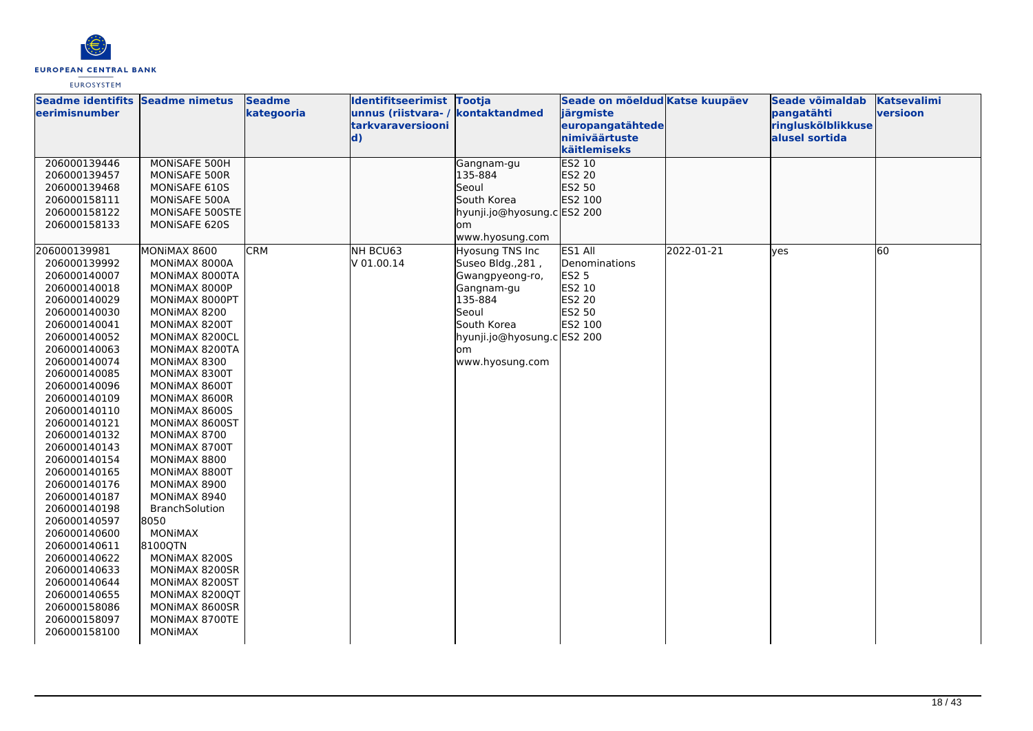| Seadme identifitseerimisnumber | Seadme nimetus | Seadme kategooria | Identifitseerimistunnus (riistvara- / tarkvaraversioonid) | Tootja kontaktandmed | Seade on mõeldud järgmiste europangatähtede nimiväärtuste käitlemiseks | Katse kuupäev | Seade võimaldab pangatähti ringluskõlblikkuse alusel sortida | Katsevalimi versioon |
|---|---|---|---|---|---|---|---|---|
| 206000139446<br>206000139457<br>206000139468<br>206000158111<br>206000158122<br>206000158133 | MONiSAFE 500H<br>MONiSAFE 500R<br>MONiSAFE 610S<br>MONiSAFE 500A<br>MONiSAFE 500STE<br>MONiSAFE 620S | | | Gangnam-gu<br>135-884<br>Seoul<br>South Korea<br>hyunji.jo@hyosung.com<br>www.hyosung.com | ES2 10<br>ES2 20<br>ES2 50<br>ES2 100<br>ES2 200 | | | |
| 206000139981<br>206000139992<br>206000140007<br>206000140018<br>206000140029<br>206000140030<br>206000140041<br>206000140052<br>206000140063<br>206000140074<br>206000140085<br>206000140096<br>206000140109<br>206000140110<br>206000140121<br>206000140132<br>206000140143<br>206000140154<br>206000140165<br>206000140176<br>206000140187<br>206000140198<br>206000140597<br>206000140600<br>206000140611<br>206000140622<br>206000140633<br>206000140644<br>206000140655<br>206000158086<br>206000158097<br>206000158100 | MONiMAX 8600<br>MONiMAX 8000A<br>MONiMAX 8000TA<br>MONiMAX 8000P<br>MONiMAX 8000PT<br>MONiMAX 8200<br>MONiMAX 8200T<br>MONiMAX 8200CL<br>MONiMAX 8200TA<br>MONiMAX 8300<br>MONiMAX 8300T<br>MONiMAX 8600T<br>MONiMAX 8600R<br>MONiMAX 8600S<br>MONiMAX 8600ST<br>MONiMAX 8700<br>MONiMAX 8700T<br>MONiMAX 8800<br>MONiMAX 8800T<br>MONiMAX 8900<br>MONiMAX 8940<br>BranchSolution 8050<br>MONiMAX 8100QTN<br>MONiMAX 8200S<br>MONiMAX 8200SR<br>MONiMAX 8200ST<br>MONiMAX 8200QT<br>MONiMAX 8600SR<br>MONiMAX 8700TE<br>MONiMAX | CRM | NH BCU63<br>V 01.00.14 | Hyosung TNS Inc<br>Suseo Bldg.,281 ,<br>Gwangpyeong-ro,<br>Gangnam-gu<br>135-884<br>Seoul<br>South Korea<br>hyunji.jo@hyosung.com<br>www.hyosung.com | ES1 All Denominations<br>ES2 5<br>ES2 10<br>ES2 20<br>ES2 50<br>ES2 100<br>ES2 200 | 2022-01-21 | yes | 60 |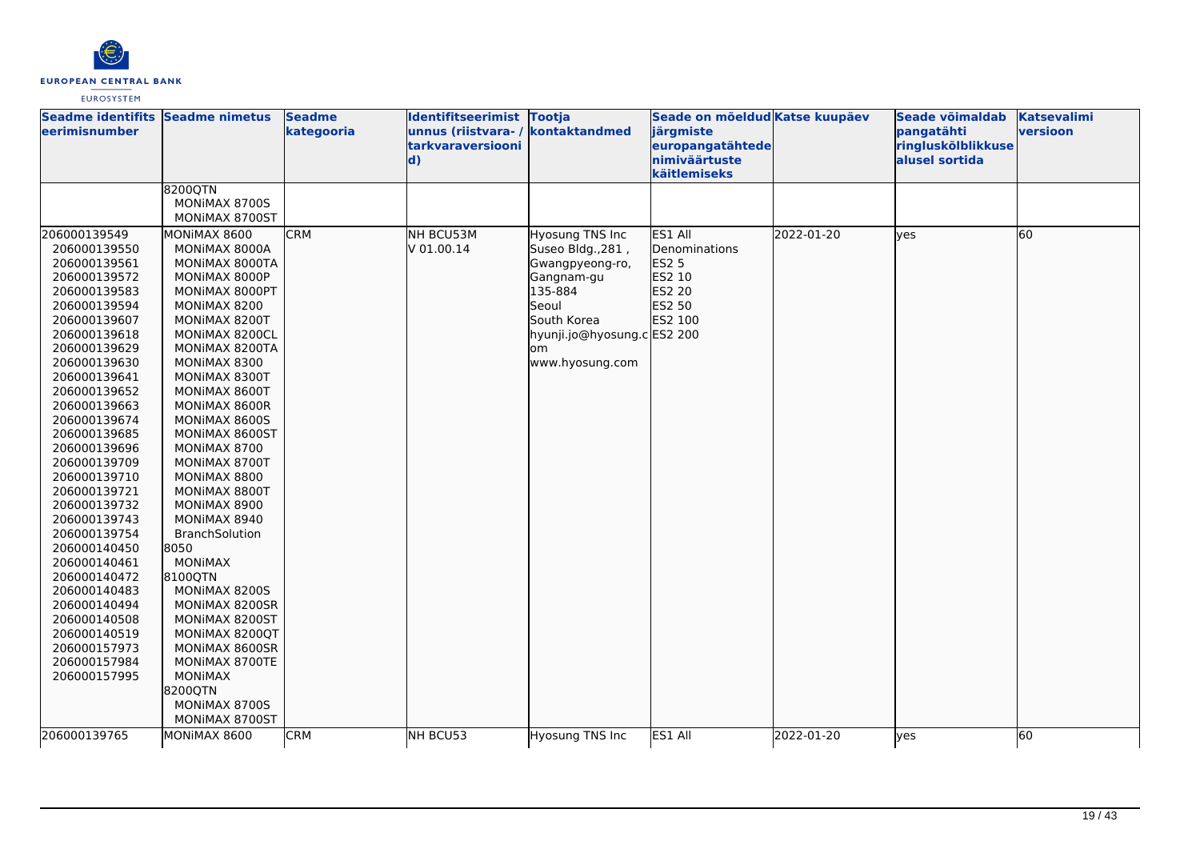| Seadme identifitseerimisnumber | Seadme nimetus | Seadme kategooria | Identifitseerimistunnus (riistvara- / tarkvaraversioonid) | Tootja kontaktandmed | Seade on mõeldud järgmiste europangatähtede nimiväärtuste käitlemiseks | Katse kuupäev | Seade võimaldab pangatähti ringluskõlblikkuse alusel sortida | Katsevalimi versioon |
|---|---|---|---|---|---|---|---|---|
| | 8200QTN<br>MONiMAX 8700S<br>MONiMAX 8700ST | | | | | | | |
| 206000139549<br>206000139550<br>206000139561<br>206000139572<br>206000139583<br>206000139594<br>206000139607<br>206000139618<br>206000139629<br>206000139630<br>206000139641<br>206000139652<br>206000139663<br>206000139674<br>206000139685<br>206000139696<br>206000139709<br>206000139710<br>206000139721<br>206000139732<br>206000139743<br>206000139754<br>206000140450<br>206000140461<br>206000140472<br>206000140483<br>206000140494<br>206000140508<br>206000140519<br>206000157973<br>206000157984<br>206000157995 | MONiMAX 8600<br>MONiMAX 8000A<br>MONiMAX 8000TA<br>MONiMAX 8000P<br>MONiMAX 8000PT<br>MONiMAX 8200<br>MONiMAX 8200T<br>MONiMAX 8200CL<br>MONiMAX 8200TA<br>MONiMAX 8300<br>MONiMAX 8300T<br>MONiMAX 8600T<br>MONiMAX 8600R<br>MONiMAX 8600S<br>MONiMAX 8600ST<br>MONiMAX 8700<br>MONiMAX 8700T<br>MONiMAX 8800<br>MONiMAX 8800T<br>MONiMAX 8900<br>MONiMAX 8940<br>BranchSolution<br>8050<br>MONiMAX<br>8100QTN<br>MONiMAX 8200S<br>MONiMAX 8200SR<br>MONiMAX 8200ST<br>MONiMAX 8200QT<br>MONiMAX 8600SR<br>MONiMAX 8700TE<br>MONiMAX<br>8200QTN<br>MONiMAX 8700S<br>MONiMAX 8700ST | CRM | NH BCU53M<br>V 01.00.14 | Hyosung TNS Inc<br>Suseo Bldg.,281 ,<br>Gwangpyeong-ro,<br>Gangnam-gu<br>135-884<br>Seoul<br>South Korea<br>hyunji.jo@hyosung.com<br>www.hyosung.com | ES1 All Denominations<br>ES2 5<br>ES2 10<br>ES2 20<br>ES2 50<br>ES2 100<br>ES2 200 | 2022-01-20 | yes | 60 |
| 206000139765 | MONiMAX 8600 | CRM | NH BCU53 | Hyosung TNS Inc | ES1 All | 2022-01-20 | yes | 60 |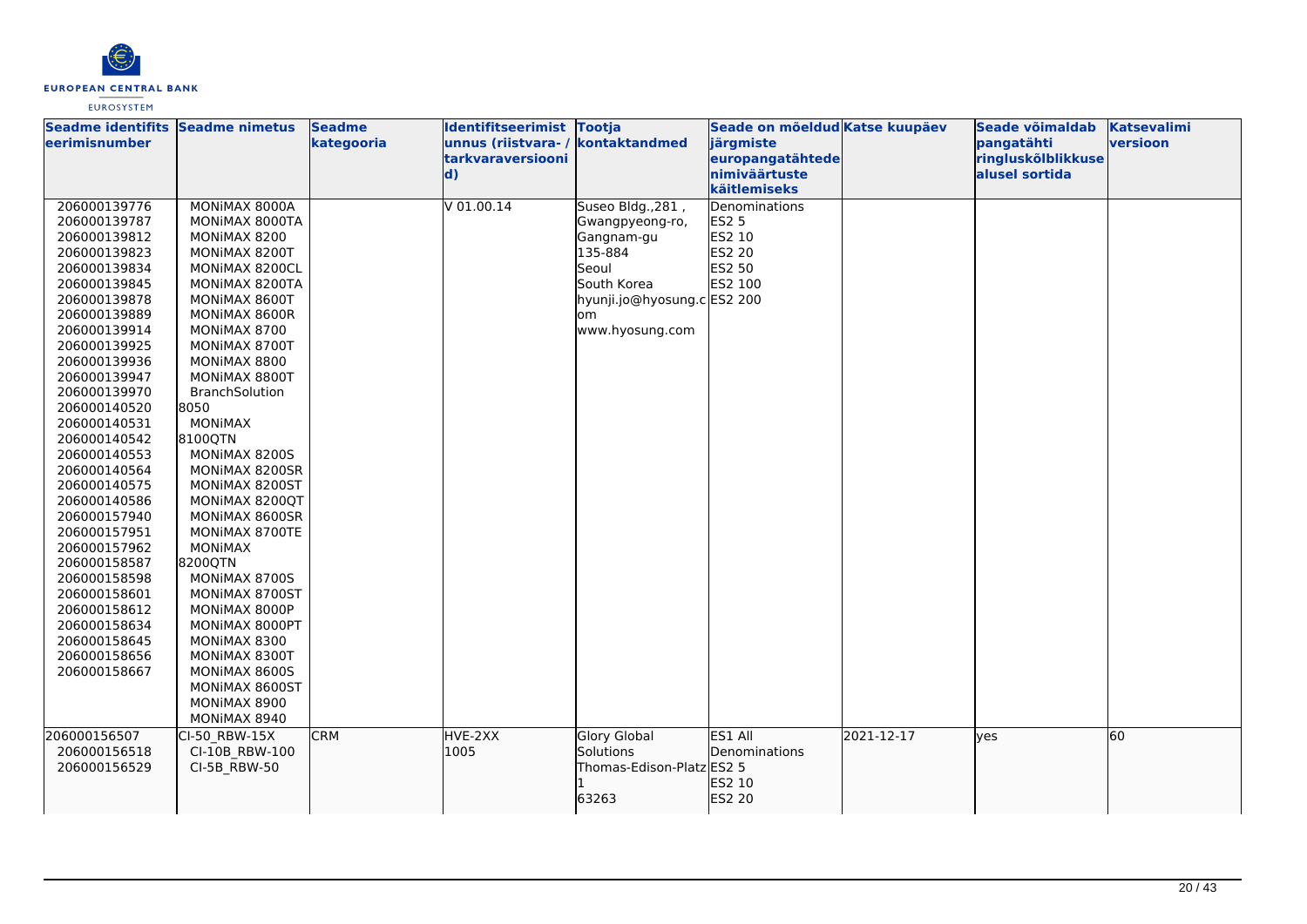| Seadme identifitseerimisnumber | Seadme nimetus | Seadme kategooria | Identifitseerimistunnus (riistvara- / tarkvaraversioonid) | Tootja kontaktandmed | Seade on mõeldud järgmiste europangatähtede nimiväärtuste käitlemiseks | Katse kuupäev | Seade võimaldab pangatähti ringluskõlblikkuse alusel sortida | Katsevalimi versioon |
|---|---|---|---|---|---|---|---|---|
| 206000139776<br>206000139787<br>206000139812<br>206000139823<br>206000139834<br>206000139845<br>206000139878<br>206000139889<br>206000139914<br>206000139925<br>206000139936<br>206000139947<br>206000139970<br>206000140520<br>206000140531<br>206000140542<br>206000140553<br>206000140564<br>206000140575<br>206000140586<br>206000157940<br>206000157951<br>206000157962<br>206000158587<br>206000158598<br>206000158601<br>206000158612<br>206000158634<br>206000158645<br>206000158656<br>206000158667 | MONiMAX 8000A<br>MONiMAX 8000TA<br>MONiMAX 8200<br>MONiMAX 8200T<br>MONiMAX 8200CL<br>MONiMAX 8200TA<br>MONiMAX 8600T<br>MONiMAX 8600R<br>MONiMAX 8700<br>MONiMAX 8700T<br>MONiMAX 8800<br>MONiMAX 8800T<br>BranchSolution 8050<br>MONiMAX 8100QTN<br>MONiMAX 8200S<br>MONiMAX 8200SR<br>MONiMAX 8200ST<br>MONiMAX 8200QT<br>MONiMAX 8600SR<br>MONiMAX 8700TE<br>MONiMAX 8200QTN<br>MONiMAX 8700S<br>MONiMAX 8700ST<br>MONiMAX 8000P<br>MONiMAX 8000PT<br>MONiMAX 8300<br>MONiMAX 8300T<br>MONiMAX 8600S<br>MONiMAX 8600ST<br>MONiMAX 8900<br>MONiMAX 8940 | | V 01.00.14 | Suseo Bldg.,281 , Gwangpyeong-ro, Gangnam-gu<br>135-884<br>Seoul<br>South Korea<br>hyunji.jo@hyosung.com<br>www.hyosung.com | Denominations<br>ES2 5<br>ES2 10<br>ES2 20<br>ES2 50<br>ES2 100<br>ES2 200 | | | |
| 206000156507<br>206000156518<br>206000156529 | CI-50_RBW-15X<br>CI-10B_RBW-100<br>CI-5B_RBW-50 | CRM | HVE-2XX<br>1005 | Glory Global Solutions<br>Thomas-Edison-Platz 1<br>63263 | ES1 All Denominations<br>ES2 5<br>ES2 10<br>ES2 20 | 2021-12-17 | yes | 60 |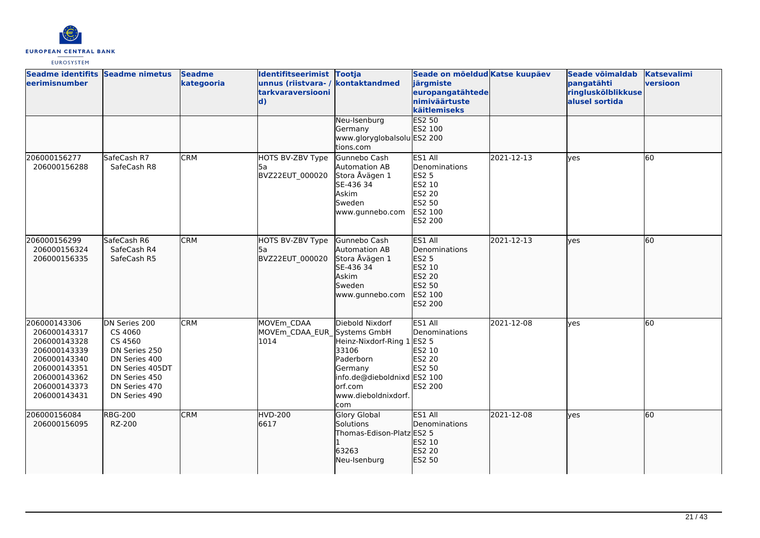| Seadme identifitseerimisnumber | Seadme nimetus | Seadme kategooria | Identifitseerimistunnus (riistvara- / tarkvaraversioonid) | Tootja kontaktandmed | Seade on mõeldud järgmiste europangatähtede nimiväärtuste käitlemiseks | Katse kuupäev | Seade võimaldab pangatähti ringluskõlblikkuse alusel sortida | Katsevalimi versioon |
|---|---|---|---|---|---|---|---|---|
| | | | | Neu-Isenburg<br>Germany<br>www.gloryglobalsolutions.com | ES2 50<br>ES2 100<br>ES2 200 | | | |
| 206000156277<br>206000156288 | SafeCash R7<br>SafeCash R8 | CRM | HOTS BV-ZBV Type 5a<br>BVZ22EUT_000020 | Gunnebo Cash Automation AB<br>Stora Åvägen 1<br>SE-436 34<br>Askim<br>Sweden<br>www.gunnebo.com | ES1 All Denominations<br>ES2 5<br>ES2 10<br>ES2 20<br>ES2 50<br>ES2 100<br>ES2 200 | 2021-12-13 | yes | 60 |
| 206000156299<br>206000156324<br>206000156335 | SafeCash R6<br>SafeCash R4<br>SafeCash R5 | CRM | HOTS BV-ZBV Type 5a<br>BVZ22EUT_000020 | Gunnebo Cash Automation AB<br>Stora Åvägen 1<br>SE-436 34<br>Askim<br>Sweden<br>www.gunnebo.com | ES1 All Denominations<br>ES2 5<br>ES2 10<br>ES2 20<br>ES2 50<br>ES2 100<br>ES2 200 | 2021-12-13 | yes | 60 |
| 206000143306<br>206000143317<br>206000143328<br>206000143339<br>206000143340<br>206000143351<br>206000143362<br>206000143373<br>206000143431 | DN Series 200<br>CS 4060<br>CS 4560<br>DN Series 250<br>DN Series 400<br>DN Series 405DT<br>DN Series 450<br>DN Series 470<br>DN Series 490 | CRM | MOVEm_CDAA<br>MOVEm_CDAA_EUR_1014 | Diebold Nixdorf Systems GmbH<br>Heinz-Nixdorf-Ring 1<br>33106<br>Paderborn<br>Germany<br>info.de@dieboldnixdorf.com<br>www.dieboldnixdorf.com | ES1 All Denominations<br>ES2 5<br>ES2 10<br>ES2 20<br>ES2 50<br>ES2 100<br>ES2 200 | 2021-12-08 | yes | 60 |
| 206000156084<br>206000156095 | RBG-200<br>RZ-200 | CRM | HVD-200<br>6617 | Glory Global Solutions<br>Thomas-Edison-Platz 1<br>63263<br>Neu-Isenburg | ES1 All Denominations<br>ES2 5<br>ES2 10<br>ES2 20<br>ES2 50 | 2021-12-08 | yes | 60 |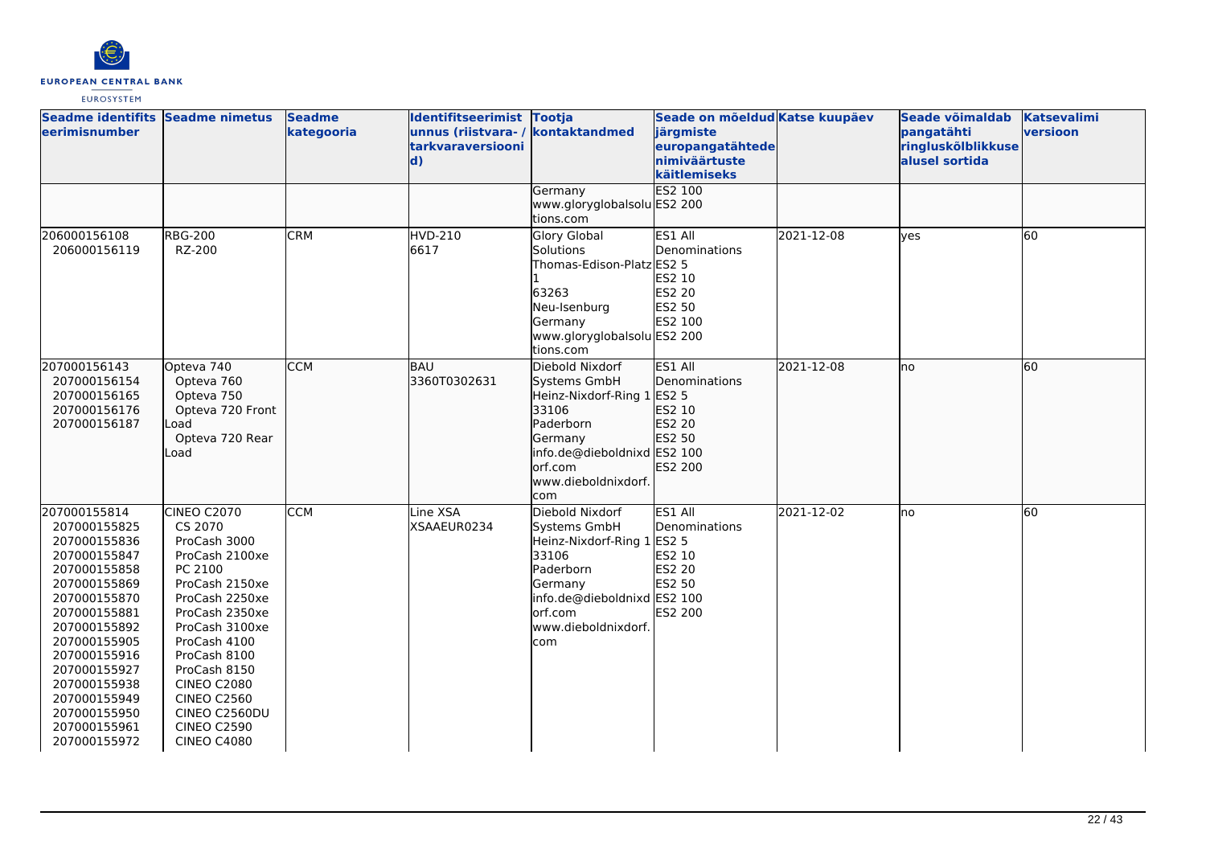| Seadme identifitseerimisnumber | Seadme nimetus | Seadme kategooria | Identifitseerimistunnus (riistvara- / tarkvaraversioonid) | Tootja kontaktandmed | Seade on mõeldud järgmiste europangatähtede nimiväärtuste käitlemiseks | Katse kuupäev | Seade võimaldab pangatähti ringluskõlblikkuse alusel sortida | Katsevalimi versioon |
|---|---|---|---|---|---|---|---|---|
| | | | | Germany<br>www.gloryglobalsolutions.com | ES2 100<br>ES2 200 | | | |
| 206000156108<br>206000156119 | RBG-200<br>RZ-200 | CRM | HVD-210<br>6617 | Glory Global Solutions<br>Thomas-Edison-Platz 1<br>63263<br>Neu-Isenburg<br>Germany<br>www.gloryglobalsolutions.com | ES1 All Denominations<br>ES2 5<br>ES2 10<br>ES2 20<br>ES2 50<br>ES2 100<br>ES2 200 | 2021-12-08 | yes | 60 |
| 207000156143<br>207000156154<br>207000156165<br>207000156176<br>207000156187 | Opteva 740<br>Opteva 760<br>Opteva 750<br>Opteva 720 Front Load<br>Opteva 720 Rear Load | CCM | BAU<br>3360T0302631 | Diebold Nixdorf Systems GmbH<br>Heinz-Nixdorf-Ring 1<br>33106<br>Paderborn<br>Germany<br>info.de@dieboldnixdorf.com<br>www.dieboldnixdorf.com | ES1 All Denominations<br>ES2 5<br>ES2 10<br>ES2 20<br>ES2 50<br>ES2 100<br>ES2 200 | 2021-12-08 | no | 60 |
| 207000155814<br>207000155825<br>207000155836<br>207000155847<br>207000155858<br>207000155869<br>207000155870<br>207000155881<br>207000155892<br>207000155905<br>207000155916<br>207000155927<br>207000155938<br>207000155949<br>207000155950<br>207000155961<br>207000155972 | CINEO C2070<br>CS 2070<br>ProCash 3000<br>ProCash 2100xe<br>PC 2100<br>ProCash 2150xe<br>ProCash 2250xe<br>ProCash 2350xe<br>ProCash 3100xe<br>ProCash 4100<br>ProCash 8100<br>ProCash 8150<br>CINEO C2080<br>CINEO C2560<br>CINEO C2560DU<br>CINEO C2590<br>CINEO C4080 | CCM | Line XSA<br>XSAAEUR0234 | Diebold Nixdorf Systems GmbH<br>Heinz-Nixdorf-Ring 1<br>33106<br>Paderborn<br>Germany<br>info.de@dieboldnixdorf.com<br>www.dieboldnixdorf.com | ES1 All Denominations<br>ES2 5<br>ES2 10<br>ES2 20<br>ES2 50<br>ES2 100<br>ES2 200 | 2021-12-02 | no | 60 |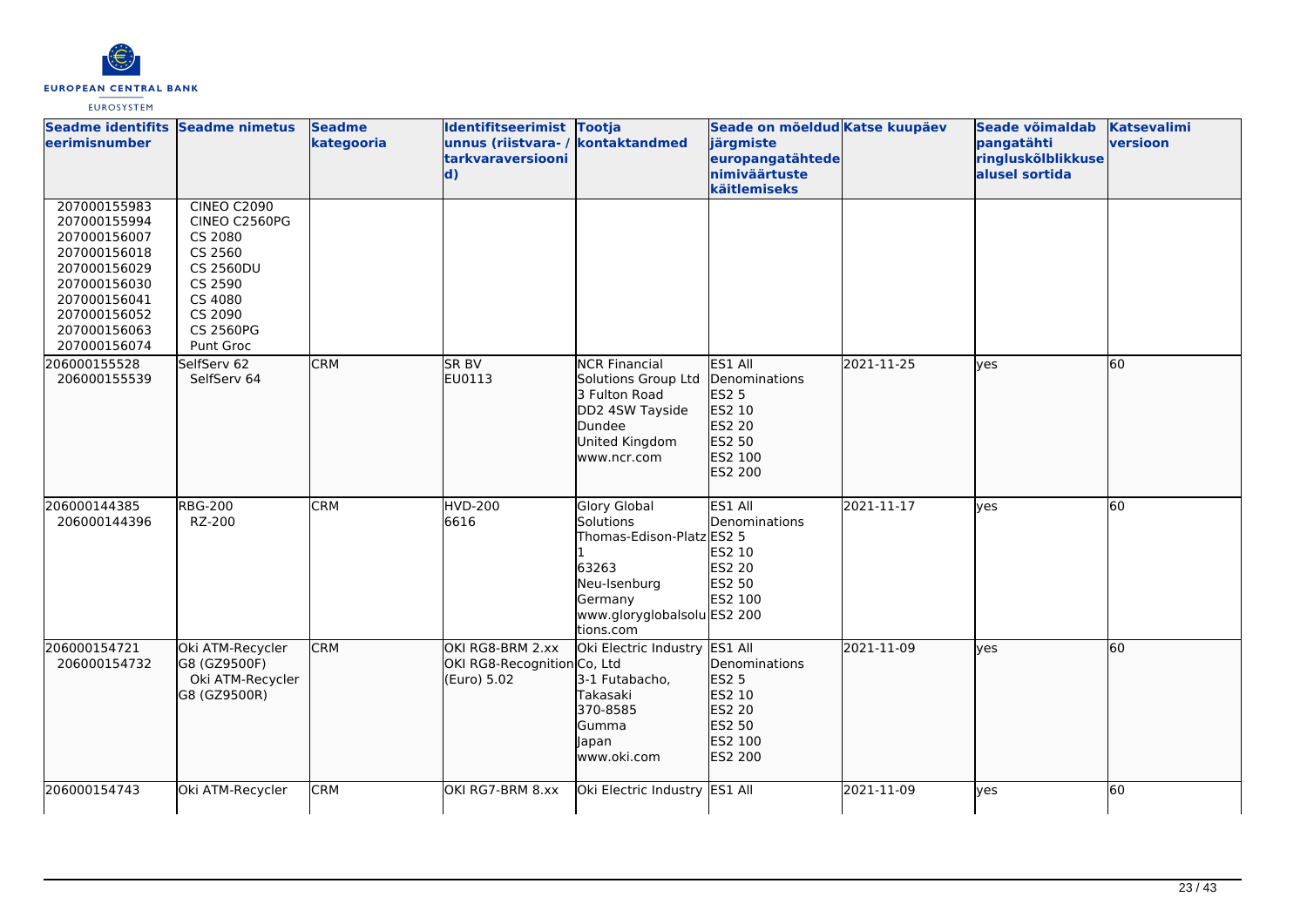| Seadme identifitseerimisnumber | Seadme nimetus | Seadme kategooria | Identifitseerimistunnus (riistvara- / tarkvaraversiooni d) | Tootja kontaktandmed | Seade on mõeldud järgmiste europangatähtede nimiväärtuste käitlemiseks | Katse kuupäev | Seade võimaldab pangatähti ringluskõlblikkuse alusel sortida | Katsevalimi versioon |
|---|---|---|---|---|---|---|---|---|
| 207000155983<br>207000155994<br>207000156007<br>207000156018<br>207000156029<br>207000156030<br>207000156041<br>207000156052<br>207000156063<br>207000156074 | CINEO C2090<br>CINEO C2560PG<br>CS 2080<br>CS 2560<br>CS 2560DU<br>CS 2590<br>CS 4080<br>CS 2090<br>CS 2560PG<br>Punt Groc | | | | | | | |
| 206000155528<br>206000155539 | SelfServ 62<br>SelfServ 64 | CRM | SR BV<br>EU0113 | NCR Financial Solutions Group Ltd<br>3 Fulton Road<br>DD2 4SW Tayside<br>Dundee<br>United Kingdom<br>www.ncr.com | ES1 All Denominations<br>ES2 5<br>ES2 10<br>ES2 20<br>ES2 50<br>ES2 100<br>ES2 200 | 2021-11-25 | yes | 60 |
| 206000144385<br>206000144396 | RBG-200<br>RZ-200 | CRM | HVD-200<br>6616 | Glory Global Solutions<br>Thomas-Edison-Platz 1<br>63263<br>Neu-Isenburg<br>Germany<br>www.gloryglobalsolutions.com | ES1 All Denominations<br>ES2 5<br>ES2 10<br>ES2 20<br>ES2 50<br>ES2 100<br>ES2 200 | 2021-11-17 | yes | 60 |
| 206000154721<br>206000154732 | Oki ATM-Recycler G8 (GZ9500F)<br>Oki ATM-Recycler G8 (GZ9500R) | CRM | OKI RG8-BRM 2.xx<br>OKI RG8-Recognition (Euro) 5.02 | Oki Electric Industry Co, Ltd<br>3-1 Futabacho, Takasaki<br>370-8585<br>Gumma<br>Japan<br>www.oki.com | ES1 All Denominations<br>ES2 5<br>ES2 10<br>ES2 20<br>ES2 50<br>ES2 100<br>ES2 200 | 2021-11-09 | yes | 60 |
| 206000154743 | Oki ATM-Recycler | CRM | OKI RG7-BRM 8.xx | Oki Electric Industry | ES1 All | 2021-11-09 | yes | 60 |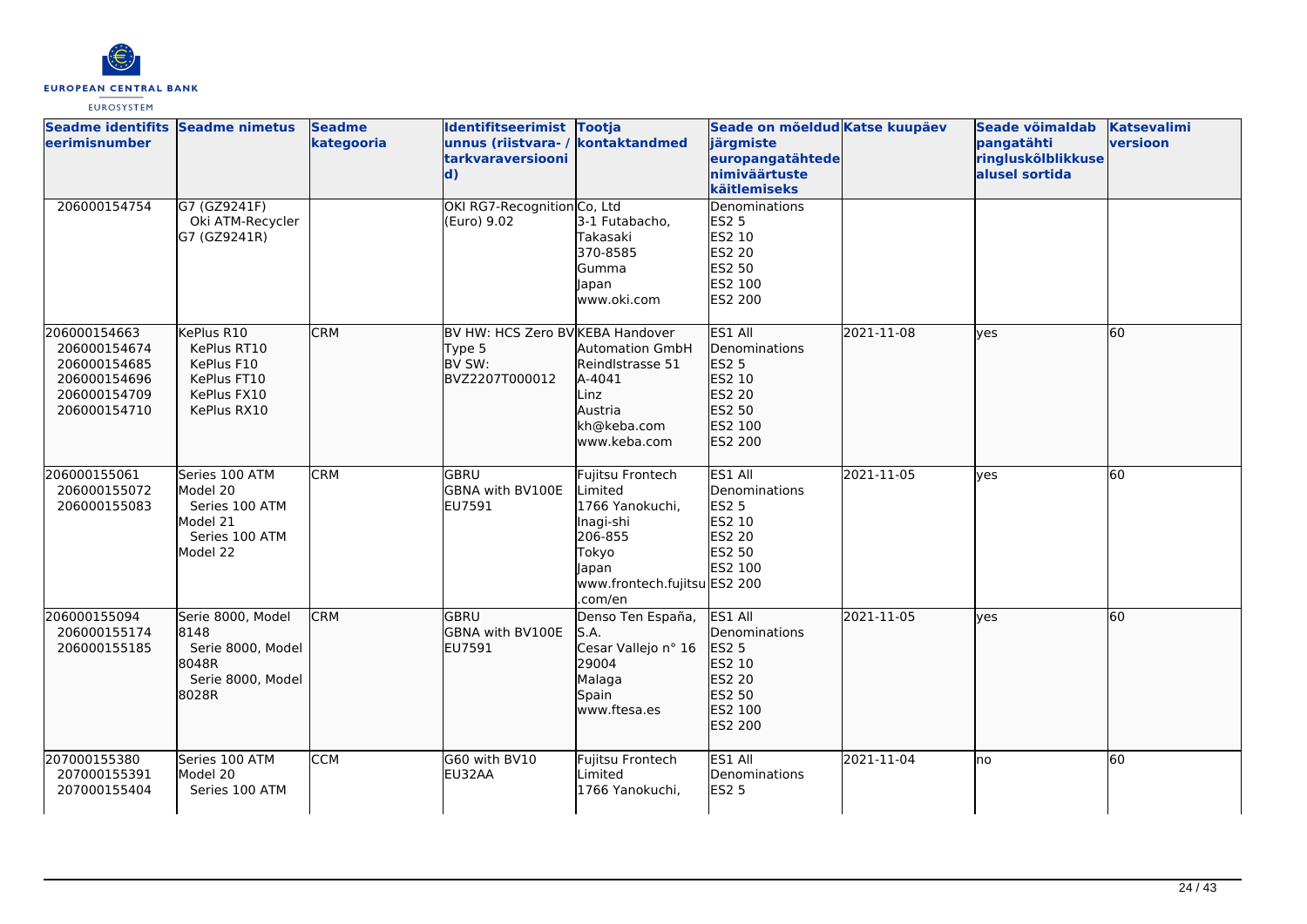| Seadme identifitseerimisnumber | Seadme nimetus | Seadme kategooria | Identifitseerimistunnus (riistvara- / tarkvaraversioonid) | Tootja kontaktandmed | Seade on mõeldud järgmiste europangatähtede nimiväärtuste käitlemiseks | Katse kuupäev | Seade võimaldab pangatähti ringluskõlblikkuse alusel sortida | Katsevalimi versioon |
|---|---|---|---|---|---|---|---|---|
| 206000154754 | G7 (GZ9241F)<br>Oki ATM-Recycler G7 (GZ9241R) | | OKI RG7-Recognition (Euro) 9.02 | Co, Ltd<br>3-1 Futabacho, Takasaki<br>370-8585<br>Gumma<br>Japan<br>www.oki.com | Denominations<br>ES2 5<br>ES2 10<br>ES2 20<br>ES2 50<br>ES2 100<br>ES2 200 | | | |
| 206000154663<br>206000154674<br>206000154685<br>206000154696<br>206000154709<br>206000154710 | KePlus R10<br>KePlus RT10<br>KePlus F10<br>KePlus FT10<br>KePlus FX10<br>KePlus RX10 | CRM | BV HW: HCS Zero BV Type 5<br>BV SW: BVZ2207T000012 | KEBA Handover Automation GmbH<br>Reindlstrasse 51<br>A-4041<br>Linz<br>Austria<br>kh@keba.com<br>www.keba.com | ES1 All Denominations<br>ES2 5<br>ES2 10<br>ES2 20<br>ES2 50<br>ES2 100<br>ES2 200 | 2021-11-08 | yes | 60 |
| 206000155061<br>206000155072<br>206000155083 | Series 100 ATM Model 20<br>Series 100 ATM Model 21<br>Series 100 ATM Model 22 | CRM | GBRU<br>GBNA with BV100E EU7591 | Fujitsu Frontech Limited<br>1766 Yanokuchi, Inagi-shi<br>206-855<br>Tokyo<br>Japan<br>www.frontech.fujitsu.com/en | ES1 All Denominations<br>ES2 5<br>ES2 10<br>ES2 20<br>ES2 50<br>ES2 100<br>ES2 200 | 2021-11-05 | yes | 60 |
| 206000155094<br>206000155174<br>206000155185 | Serie 8000, Model 8148<br>Serie 8000, Model 8048R<br>Serie 8000, Model 8028R | CRM | GBRU<br>GBNA with BV100E EU7591 | Denso Ten España, S.A.<br>Cesar Vallejo n° 16<br>29004<br>Malaga<br>Spain<br>www.ftesa.es | ES1 All Denominations<br>ES2 5<br>ES2 10<br>ES2 20<br>ES2 50<br>ES2 100<br>ES2 200 | 2021-11-05 | yes | 60 |
| 207000155380<br>207000155391<br>207000155404 | Series 100 ATM Model 20<br>Series 100 ATM | CCM | G60 with BV10 EU32AA | Fujitsu Frontech Limited<br>1766 Yanokuchi, | ES1 All Denominations<br>ES2 5 | 2021-11-04 | no | 60 |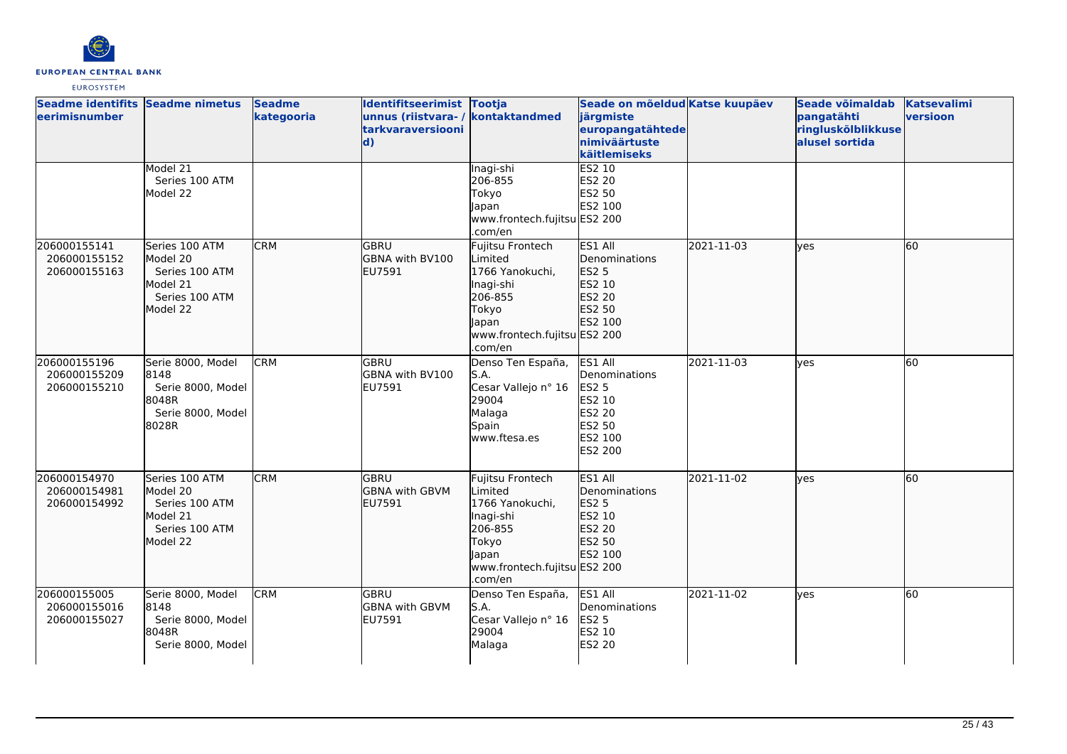| Seadme identifitseerimisnumber | Seadme nimetus | Seadme kategooria | Identifitseerimistunnus (riistvara- / tarkvaraversioonid) | Tootja kontaktandmed | Seade on mõeldud järgmiste europangatähtede nimiväärtuste käitlemiseks | Katse kuupäev | Seade võimaldab pangatähti ringluskõlblikkuse alusel sortida | Katsevalimi versioon |
|---|---|---|---|---|---|---|---|---|
| | Model 21<br>Series 100 ATM<br>Model 22 | | | Inagi-shi<br>206-855<br>Tokyo<br>Japan<br>www.frontech.fujitsu.com/en | ES2 10<br>ES2 20<br>ES2 50<br>ES2 100<br>ES2 200 | | | |
| 206000155141<br>206000155152<br>206000155163 | Series 100 ATM Model 20<br>Series 100 ATM Model 21<br>Series 100 ATM Model 22 | CRM | GBRU<br>GBNA with BV100<br>EU7591 | Fujitsu Frontech Limited<br>1766 Yanokuchi, Inagi-shi<br>206-855<br>Tokyo<br>Japan<br>www.frontech.fujitsu.com/en | ES1 All Denominations<br>ES2 5<br>ES2 10<br>ES2 20<br>ES2 50<br>ES2 100<br>ES2 200 | 2021-11-03 | yes | 60 |
| 206000155196<br>206000155209<br>206000155210 | Serie 8000, Model 8148<br>Serie 8000, Model 8048R<br>Serie 8000, Model 8028R | CRM | GBRU<br>GBNA with BV100<br>EU7591 | Denso Ten España, S.A.<br>Cesar Vallejo n° 16<br>29004<br>Malaga<br>Spain<br>www.ftesa.es | ES1 All Denominations<br>ES2 5<br>ES2 10<br>ES2 20<br>ES2 50<br>ES2 100<br>ES2 200 | 2021-11-03 | yes | 60 |
| 206000154970<br>206000154981<br>206000154992 | Series 100 ATM Model 20<br>Series 100 ATM Model 21<br>Series 100 ATM Model 22 | CRM | GBRU<br>GBNA with GBVM<br>EU7591 | Fujitsu Frontech Limited<br>1766 Yanokuchi, Inagi-shi<br>206-855<br>Tokyo<br>Japan<br>www.frontech.fujitsu.com/en | ES1 All Denominations<br>ES2 5<br>ES2 10<br>ES2 20<br>ES2 50<br>ES2 100<br>ES2 200 | 2021-11-02 | yes | 60 |
| 206000155005<br>206000155016<br>206000155027 | Serie 8000, Model 8148<br>Serie 8000, Model 8048R<br>Serie 8000, Model | CRM | GBRU<br>GBNA with GBVM<br>EU7591 | Denso Ten España, S.A.<br>Cesar Vallejo n° 16<br>29004<br>Malaga | ES1 All Denominations<br>ES2 5<br>ES2 10<br>ES2 20 | 2021-11-02 | yes | 60 |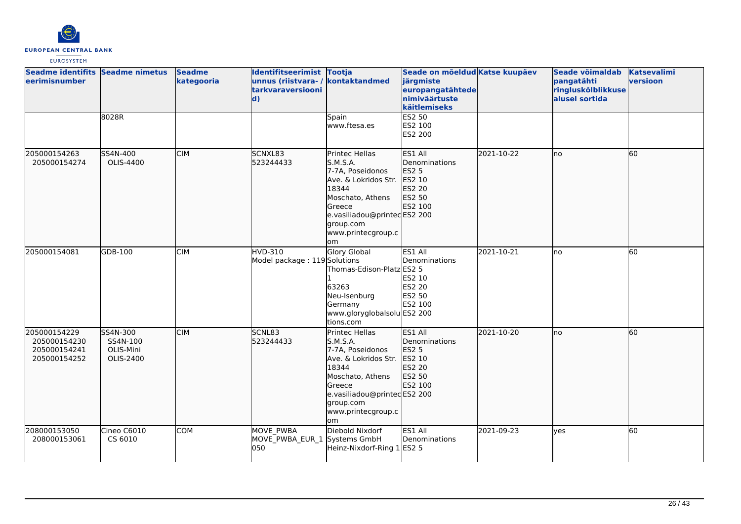| Seadme identifitseerimisnumber | Seadme nimetus | Seadme kategooria | Identifitseerimistunnus (riistvara- / tarkvaraversioonid) | Tootja kontaktandmed | Seade on mõeldud järgmiste europangatähtede nimiväärtuste käitlemiseks | Katse kuupäev | Seade võimaldab pangatähti ringluskõlblikkuse alusel sortida | Katsevalimi versioon |
|---|---|---|---|---|---|---|---|---|
| | 8028R | | | Spain<br>www.ftesa.es | ES2 50<br>ES2 100<br>ES2 200 | | | |
| 205000154263<br>205000154274 | SS4N-400<br>OLIS-4400 | CIM | SCNXL83<br>523244433 | Printec Hellas S.M.S.A.<br>7-7A, Poseidonos Ave. & Lokridos Str.<br>18344<br>Moschato, Athens<br>Greece<br>e.vasiliadou@printecgroup.com<br>www.printecgroup.com | ES1 All Denominations<br>ES2 5<br>ES2 10<br>ES2 20<br>ES2 50<br>ES2 100<br>ES2 200 | 2021-10-22 | no | 60 |
| 205000154081 | GDB-100 | CIM | HVD-310<br>Model package : 119 | Glory Global Solutions<br>Thomas-Edison-Platz 1<br>63263<br>Neu-Isenburg<br>Germany<br>www.gloryglobalsolutions.com | ES1 All Denominations<br>ES2 5<br>ES2 10<br>ES2 20<br>ES2 50<br>ES2 100<br>ES2 200 | 2021-10-21 | no | 60 |
| 205000154229<br>205000154230<br>205000154241<br>205000154252 | SS4N-300<br>SS4N-100<br>OLIS-Mini<br>OLIS-2400 | CIM | SCNL83<br>523244433 | Printec Hellas S.M.S.A.<br>7-7A, Poseidonos Ave. & Lokridos Str.<br>18344<br>Moschato, Athens<br>Greece<br>e.vasiliadou@printecgroup.com<br>www.printecgroup.com | ES1 All Denominations<br>ES2 5<br>ES2 10<br>ES2 20<br>ES2 50<br>ES2 100<br>ES2 200 | 2021-10-20 | no | 60 |
| 208000153050<br>208000153061 | Cineo C6010<br>CS 6010 | COM | MOVE_PWBA<br>MOVE_PWBA_EUR_1050 | Diebold Nixdorf Systems GmbH<br>Heinz-Nixdorf-Ring 1 | ES1 All Denominations<br>ES2 5 | 2021-09-23 | yes | 60 |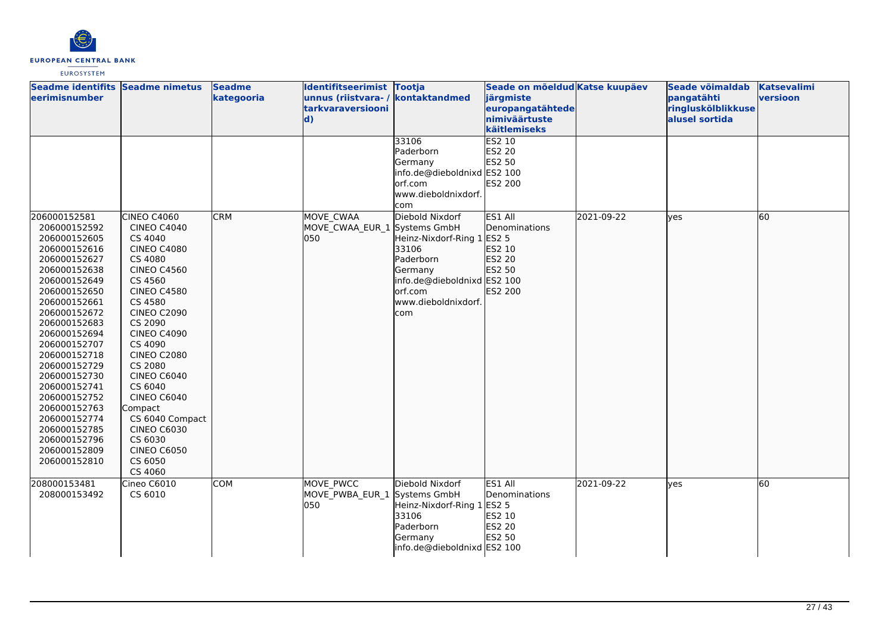| Seadme identifitseerimisnumber | Seadme nimetus | Seadme kategooria | Identifitseerimistunnus (riistvara- / tarkvaraversioonid) | Tootja kontaktandmed | Seade on mõeldud järgmiste europangatähtede nimiväärtuste käitlemiseks | Katse kuupäev | Seade võimaldab pangatähti ringluskõlblikkuse alusel sortida | Katsevalimi versioon |
|---|---|---|---|---|---|---|---|---|
| | | | | 33106<br>Paderborn<br>Germany<br>info.de@dieboldnixdorf.com<br>www.dieboldnixdorf.com | ES2 10<br>ES2 20<br>ES2 50<br>ES2 100<br>ES2 200 | | | |
| 206000152581<br>206000152592<br>206000152605<br>206000152616<br>206000152627<br>206000152638<br>206000152649<br>206000152650<br>206000152661<br>206000152672<br>206000152683<br>206000152694<br>206000152707<br>206000152718<br>206000152729<br>206000152730<br>206000152741<br>206000152752<br>206000152763<br>206000152774<br>206000152785<br>206000152796<br>206000152809<br>206000152810 | CINEO C4060<br>CINEO C4040<br>CS 4040<br>CINEO C4080<br>CS 4080<br>CINEO C4560<br>CS 4560<br>CINEO C4580<br>CS 4580<br>CINEO C2090<br>CS 2090<br>CINEO C4090<br>CS 4090<br>CINEO C2080<br>CS 2080<br>CINEO C6040<br>CS 6040<br>CINEO C6040 Compact<br>CS 6040 Compact<br>CINEO C6030<br>CS 6030<br>CINEO C6050<br>CS 6050<br>CS 4060 | CRM | MOVE_CWAA<br>MOVE_CWAA_EUR_1050 | Diebold Nixdorf Systems GmbH<br>Heinz-Nixdorf-Ring 1<br>33106<br>Paderborn<br>Germany<br>info.de@dieboldnixdorf.com<br>www.dieboldnixdorf.com | ES1 All Denominations<br>ES2 5<br>ES2 10<br>ES2 20<br>ES2 50<br>ES2 100<br>ES2 200 | 2021-09-22 | yes | 60 |
| 208000153481<br>208000153492 | Cineo C6010<br>CS 6010 | COM | MOVE_PWCC<br>MOVE_PWBA_EUR_1050 | Diebold Nixdorf Systems GmbH<br>Heinz-Nixdorf-Ring 1<br>33106<br>Paderborn<br>Germany<br>info.de@dieboldnixd | ES1 All Denominations<br>ES2 5<br>ES2 10<br>ES2 20<br>ES2 50<br>ES2 100 | 2021-09-22 | yes | 60 |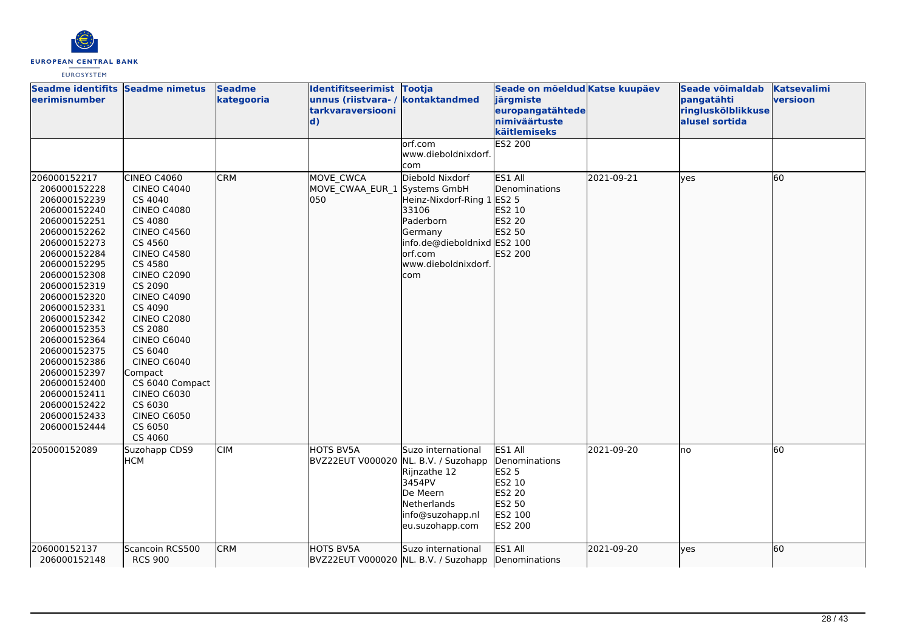| Seadme identifitseerimisnumber | Seadme nimetus | Seadme kategooria | Identifitseerimistunnus (riistvara- / tarkvaraversioonid) | Tootja kontaktandmed | Seade on mõeldud järgmiste europangatähtede nimiväärtuste käitlemiseks | Katse kuupäev | Seade võimaldab pangatähti ringluskõlblikkuse alusel sortida | Katsevalimi versioon |
|---|---|---|---|---|---|---|---|---|
| | | | | orf.com www.dieboldnixdorf.com | ES2 200 | | | |
| 206000152217 206000152228 206000152239 206000152240 206000152251 206000152262 206000152273 206000152284 206000152295 206000152308 206000152319 206000152320 206000152331 206000152342 206000152353 206000152364 206000152375 206000152386 206000152397 206000152400 206000152411 206000152422 206000152433 206000152444 | CINEO C4060 CINEO C4040 CS 4040 CINEO C4080 CS 4080 CINEO C4560 CS 4560 CINEO C4580 CS 4580 CINEO C2090 CS 2090 CINEO C4090 CS 4090 CINEO C2080 CS 2080 CINEO C6040 CS 6040 CINEO C6040 Compact CS 6040 Compact CINEO C6030 CS 6030 CINEO C6050 CS 6050 CS 4060 | CRM | MOVE_CWCA MOVE_CWAA_EUR_1050 | Diebold Nixdorf Systems GmbH Heinz-Nixdorf-Ring 1 33106 Paderborn Germany info.de@dieboldnixdorf.com www.dieboldnixdorf.com | ES1 All Denominations ES2 5 ES2 10 ES2 20 ES2 50 ES2 100 ES2 200 | 2021-09-21 | yes | 60 |
| 205000152089 | Suzohapp CDS9 HCM | CIM | HOTS BV5A BVZ22EUT V000020 | Suzo international NL. B.V. / Suzohapp Rijnzathe 12 3454PV De Meern Netherlands info@suzohapp.nl eu.suzohapp.com | ES1 All Denominations ES2 5 ES2 10 ES2 20 ES2 50 ES2 100 ES2 200 | 2021-09-20 | no | 60 |
| 206000152137 206000152148 | Scancoin RCS500 RCS 900 | CRM | HOTS BV5A BVZ22EUT V000020 | Suzo international NL. B.V. / Suzohapp | ES1 All Denominations | 2021-09-20 | yes | 60 |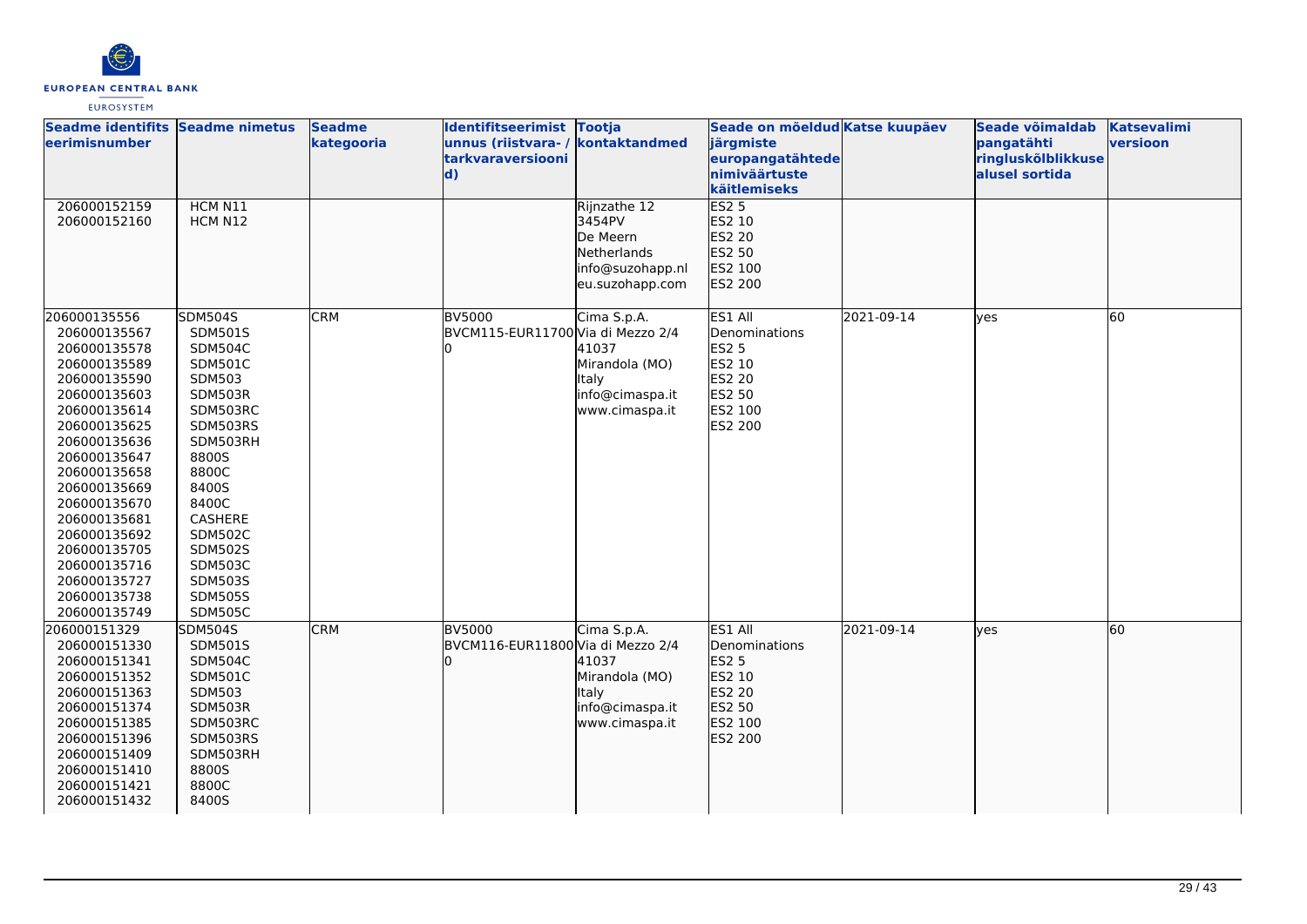| Seadme identifitseerimisnumber | Seadme nimetus | Seadme kategooria | Identifitseerimistunnus (riistvara- / tarkvaraversioonid) | Tootja kontaktandmed | Seade on mõeldud järgmiste europangatähtede nimiväärtuste käitlemiseks | Katse kuupäev | Seade võimaldab pangatähti ringluskõlblikkuse alusel sortida | Katsevalimi versioon |
|---|---|---|---|---|---|---|---|---|
| 206000152159<br>206000152160 | HCM N11<br>HCM N12 | | | Rijnzathe 12<br>3454PV<br>De Meern<br>Netherlands<br>info@suzohapp.nl<br>eu.suzohapp.com | ES2 5<br>ES2 10<br>ES2 20<br>ES2 50<br>ES2 100<br>ES2 200 | | | |
| 206000135556<br>206000135567<br>206000135578<br>206000135589<br>206000135590<br>206000135603<br>206000135614<br>206000135625<br>206000135636<br>206000135647<br>206000135658<br>206000135669<br>206000135670<br>206000135681<br>206000135692<br>206000135705<br>206000135716<br>206000135727<br>206000135738<br>206000135749 | SDM504S<br>SDM501S<br>SDM504C<br>SDM501C<br>SDM503<br>SDM503R<br>SDM503RC<br>SDM503RS<br>SDM503RH<br>8800S<br>8800C<br>8400S<br>8400C<br>CASHERE<br>SDM502C<br>SDM502S<br>SDM503C<br>SDM503S<br>SDM505S<br>SDM505C | CRM | BV5000<br>BVCM115-EUR11700 | Cima S.p.A.<br>Via di Mezzo 2/4<br>41037<br>Mirandola (MO)<br>Italy<br>info@cimaspa.it<br>www.cimaspa.it | ES1 All Denominations<br>ES2 5<br>ES2 10<br>ES2 20<br>ES2 50<br>ES2 100<br>ES2 200 | 2021-09-14 | yes | 60 |
| 206000151329<br>206000151330<br>206000151341<br>206000151352<br>206000151363<br>206000151374<br>206000151385<br>206000151396<br>206000151409<br>206000151410<br>206000151421<br>206000151432 | SDM504S<br>SDM501S<br>SDM504C<br>SDM501C<br>SDM503<br>SDM503R<br>SDM503RC<br>SDM503RS<br>SDM503RH<br>8800S<br>8800C<br>8400S | CRM | BV5000<br>BVCM116-EUR11800 | Cima S.p.A.<br>Via di Mezzo 2/4<br>41037<br>Mirandola (MO)<br>Italy<br>info@cimaspa.it<br>www.cimaspa.it | ES1 All Denominations<br>ES2 5<br>ES2 10<br>ES2 20<br>ES2 50<br>ES2 100<br>ES2 200 | 2021-09-14 | yes | 60 |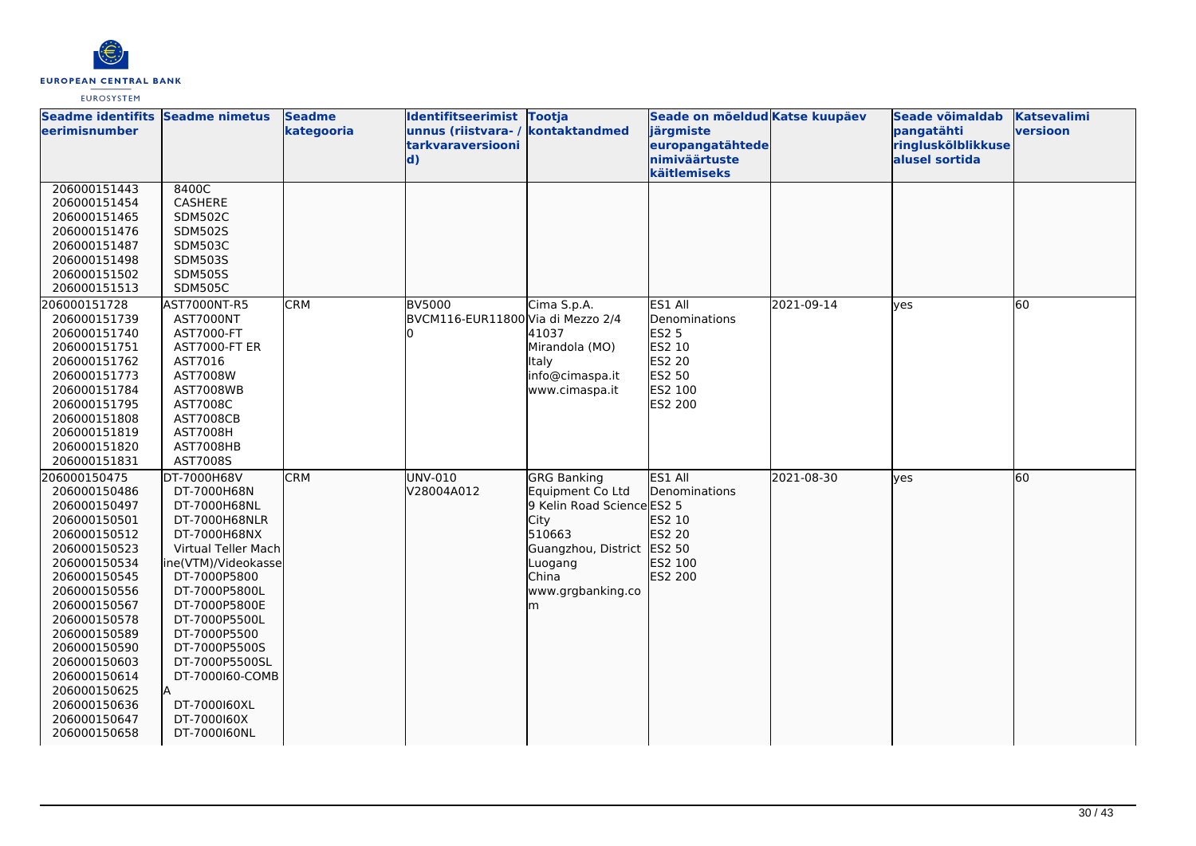| Seadme identifitseerimisnumber | Seadme nimetus | Seadme kategooria | Identifitseerimistunnus (riistvara- / tarkvaraversioonid) | Tootja kontaktandmed | Seade on mõeldud järgmiste europangatähtede nimiväärtuste käitlemiseks | Katse kuupäev | Seade võimaldab pangatähti ringluskõlblikkuse alusel sortida | Katsevalimi versioon |
|---|---|---|---|---|---|---|---|---|
| 206000151443<br>206000151454<br>206000151465<br>206000151476<br>206000151487<br>206000151498<br>206000151502<br>206000151513 | 8400C<br>CASHERE<br>SDM502C<br>SDM502S<br>SDM503C<br>SDM503S<br>SDM505S<br>SDM505C | | | | | | | |
| 206000151728<br>206000151739<br>206000151740<br>206000151751<br>206000151762<br>206000151773<br>206000151784<br>206000151795<br>206000151808<br>206000151819<br>206000151820<br>206000151831 | AST7000NT-R5<br>AST7000NT<br>AST7000-FT<br>AST7000-FT ER<br>AST7016<br>AST7008W<br>AST7008WB<br>AST7008C<br>AST7008CB<br>AST7008H<br>AST7008HB<br>AST7008S | CRM | BV5000<br>BVCM116-EUR11800 | Cima S.p.A.<br>Via di Mezzo 2/4<br>41037<br>Mirandola (MO)<br>Italy<br>info@cimaspa.it<br>www.cimaspa.it | ES1 All Denominations<br>ES2 5<br>ES2 10<br>ES2 20<br>ES2 50<br>ES2 100<br>ES2 200 | 2021-09-14 | yes | 60 |
| 206000150475<br>206000150486<br>206000150497<br>206000150501<br>206000150512<br>206000150523<br>206000150534<br>206000150545<br>206000150556<br>206000150567<br>206000150578<br>206000150589<br>206000150590<br>206000150603<br>206000150614<br>206000150625<br>206000150636<br>206000150647<br>206000150658 | DT-7000H68V<br>DT-7000H68N<br>DT-7000H68NL<br>DT-7000H68NLR<br>DT-7000H68NX<br>Virtual Teller Machine(VTM)/Videokasse<br>DT-7000P5800<br>DT-7000P5800L<br>DT-7000P5800E<br>DT-7000P5500L<br>DT-7000P5500<br>DT-7000P5500S<br>DT-7000P5500SL<br>DT-7000I60-COMBA<br>DT-7000I60XL<br>DT-7000I60X<br>DT-7000I60NL | CRM | UNV-010<br>V28004A012 | GRG Banking Equipment Co Ltd<br>9 Kelin Road Science City<br>510663<br>Guangzhou, District Luogang<br>China<br>www.grgbanking.com | ES1 All Denominations<br>ES2 5<br>ES2 10<br>ES2 20<br>ES2 50<br>ES2 100<br>ES2 200 | 2021-08-30 | yes | 60 |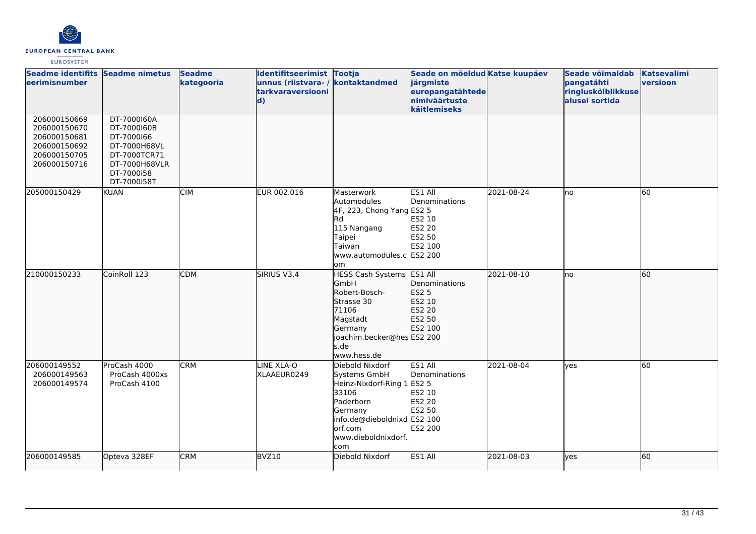| Seadme identifitseerimisnumber | Seadme nimetus | Seadme kategooria | Identifitseerimistunnus (riistvara- / tarkvaraversioonid) | Tootja kontaktandmed | Seade on mõeldud järgmiste europangatähtede nimiväärtuste käitlemiseks | Katse kuupäev | Seade võimaldab pangatähti ringluskõlblikkuse alusel sortida | Katsevalimi versioon |
|---|---|---|---|---|---|---|---|---|
| 206000150669<br>206000150670<br>206000150681<br>206000150692<br>206000150705<br>206000150716 | DT-7000I60A<br>DT-7000I60B<br>DT-7000I66<br>DT-7000H68VL<br>DT-7000TCR71<br>DT-7000H68VLR<br>DT-7000i58<br>DT-7000i58T | | | | | | | |
| 205000150429 | KUAN | CIM | EUR 002.016 | Masterwork Automodules<br>4F, 223, Chong Yang Rd<br>115 Nangang<br>Taipei<br>Taiwan<br>www.automodules.com | ES1 All Denominations<br>ES2 5<br>ES2 10<br>ES2 20<br>ES2 50<br>ES2 100<br>ES2 200 | 2021-08-24 | no | 60 |
| 210000150233 | CoinRoll 123 | CDM | SIRIUS V3.4 | HESS Cash Systems GmbH<br>Robert-Bosch-Strasse 30<br>71106<br>Magstadt<br>Germany<br>joachim.becker@hess.de<br>www.hess.de | ES1 All Denominations<br>ES2 5<br>ES2 10<br>ES2 20<br>ES2 50<br>ES2 100<br>ES2 200 | 2021-08-10 | no | 60 |
| 206000149552<br>206000149563<br>206000149574 | ProCash 4000<br>ProCash 4000xs<br>ProCash 4100 | CRM | LINE XLA-O<br>XLAAEUR0249 | Diebold Nixdorf Systems GmbH<br>Heinz-Nixdorf-Ring 1<br>33106<br>Paderborn<br>Germany<br>info.de@dieboldnixdorf.com<br>www.dieboldnixdorf.com | ES1 All Denominations<br>ES2 5<br>ES2 10<br>ES2 20<br>ES2 50<br>ES2 100<br>ES2 200 | 2021-08-04 | yes | 60 |
| 206000149585 | Opteva 328EF | CRM | BVZ10 | Diebold Nixdorf | ES1 All | 2021-08-03 | yes | 60 |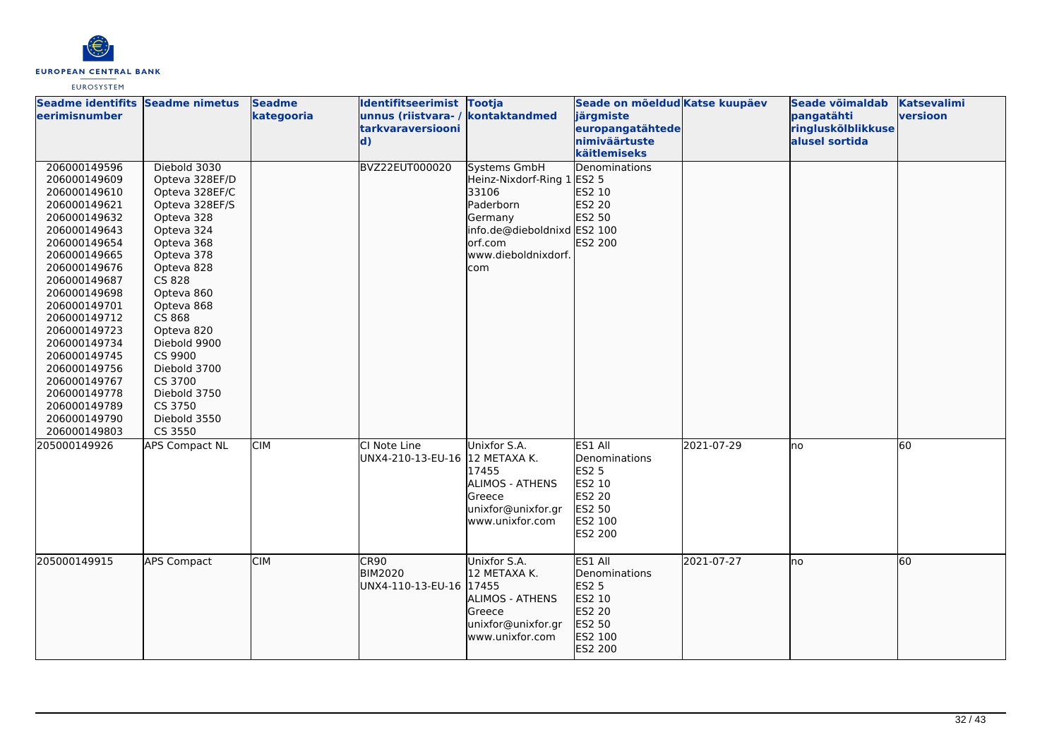| Seadme identifitseerimisnumber | Seadme nimetus | Seadme kategooria | Identifitseerimistunnus (riistvara- / tarkvaraversioonid) | Tootja kontaktandmed | Seade on mõeldud järgmiste europangatähtede nimiväärtuste käitlemiseks | Katse kuupäev | Seade võimaldab pangatähti ringluskõlblikkuse alusel sortida | Katsevalimi versioon |
|---|---|---|---|---|---|---|---|---|
| 206000149596<br>206000149609<br>206000149610<br>206000149621<br>206000149632<br>206000149643<br>206000149654<br>206000149665<br>206000149676<br>206000149687<br>206000149698<br>206000149701<br>206000149712<br>206000149723<br>206000149734<br>206000149745<br>206000149756<br>206000149767<br>206000149778<br>206000149789<br>206000149790<br>206000149803 | Diebold 3030<br>Opteva 328EF/D<br>Opteva 328EF/C<br>Opteva 328EF/S<br>Opteva 328<br>Opteva 324<br>Opteva 368<br>Opteva 378<br>Opteva 828<br>CS 828<br>Opteva 860<br>Opteva 868<br>CS 868<br>Opteva 820<br>Diebold 9900<br>CS 9900<br>Diebold 3700<br>CS 3700<br>Diebold 3750<br>CS 3750<br>Diebold 3550<br>CS 3550 | | BVZ22EUT000020 | Systems GmbH<br>Heinz-Nixdorf-Ring 1<br>33106<br>Paderborn<br>Germany<br>info.de@dieboldnixdorf.com<br>www.dieboldnixdorf.com | Denominations<br>ES2 5<br>ES2 10<br>ES2 20<br>ES2 50<br>ES2 100<br>ES2 200 | | | |
| 205000149926 | APS Compact NL | CIM | CI Note Line<br>UNX4-210-13-EU-16 | Unixfor S.A.<br>12 METAXA K.<br>17455<br>ALIMOS - ATHENS<br>Greece<br>unixfor@unixfor.gr<br>www.unixfor.com | ES1 All Denominations<br>ES2 5<br>ES2 10<br>ES2 20<br>ES2 50<br>ES2 100<br>ES2 200 | 2021-07-29 | no | 60 |
| 205000149915 | APS Compact | CIM | CR90<br>BIM2020<br>UNX4-110-13-EU-16 | Unixfor S.A.<br>12 METAXA K.<br>17455<br>ALIMOS - ATHENS<br>Greece<br>unixfor@unixfor.gr<br>www.unixfor.com | ES1 All Denominations<br>ES2 5<br>ES2 10<br>ES2 20<br>ES2 50<br>ES2 100<br>ES2 200 | 2021-07-27 | no | 60 |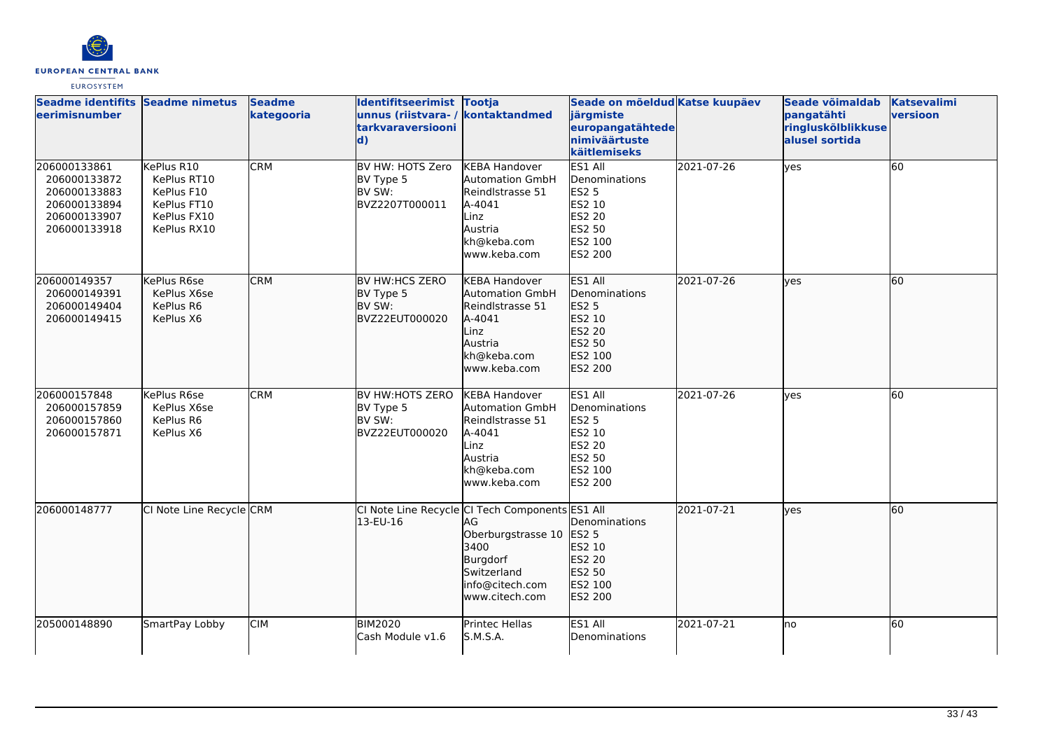| Seadme identifitseerimisnumber | Seadme nimetus | Seadme kategooria | Identifitseerimistunnus (riistvara- / tarkvaraversioonid) | Tootja kontaktandmed | Seade on mõeldud järgmiste europangatähtede nimiväärtuste käitlemiseks | Katse kuupäev | Seade võimaldab pangatähti ringluskõlblikkuse alusel sortida | Katsevalimi versioon |
|---|---|---|---|---|---|---|---|---|
| 206000133861<br>206000133872<br>206000133883<br>206000133894<br>206000133907<br>206000133918 | KePlus R10<br>KePlus RT10<br>KePlus F10<br>KePlus FT10<br>KePlus FX10<br>KePlus RX10 | CRM | BV HW: HOTS Zero<br>BV Type 5<br>BV SW:<br>BVZ2207T000011 | KEBA Handover Automation GmbH<br>Reindlstrasse 51<br>A-4041<br>Linz<br>Austria<br>kh@keba.com<br>www.keba.com | ES1 All Denominations<br>ES2 5<br>ES2 10<br>ES2 20<br>ES2 50<br>ES2 100<br>ES2 200 | 2021-07-26 | yes | 60 |
| 206000149357<br>206000149391<br>206000149404<br>206000149415 | KePlus R6se<br>KePlus X6se<br>KePlus R6<br>KePlus X6 | CRM | BV HW:HCS ZERO<br>BV Type 5<br>BV SW:<br>BVZ22EUT000020 | KEBA Handover Automation GmbH<br>Reindlstrasse 51<br>A-4041<br>Linz<br>Austria<br>kh@keba.com<br>www.keba.com | ES1 All Denominations<br>ES2 5<br>ES2 10<br>ES2 20<br>ES2 50<br>ES2 100<br>ES2 200 | 2021-07-26 | yes | 60 |
| 206000157848<br>206000157859<br>206000157860<br>206000157871 | KePlus R6se<br>KePlus X6se<br>KePlus R6<br>KePlus X6 | CRM | BV HW:HOTS ZERO<br>BV Type 5<br>BV SW:<br>BVZ22EUT000020 | KEBA Handover Automation GmbH<br>Reindlstrasse 51<br>A-4041<br>Linz<br>Austria<br>kh@keba.com<br>www.keba.com | ES1 All Denominations<br>ES2 5<br>ES2 10<br>ES2 20<br>ES2 50<br>ES2 100<br>ES2 200 | 2021-07-26 | yes | 60 |
| 206000148777 | CI Note Line Recycle | CRM | CI Note Line Recycle 13-EU-16 | CI Tech Components AG<br>Oberburgstrasse 10<br>3400<br>Burgdorf<br>Switzerland<br>info@citech.com<br>www.citech.com | ES1 All Denominations<br>ES2 5<br>ES2 10<br>ES2 20<br>ES2 50<br>ES2 100<br>ES2 200 | 2021-07-21 | yes | 60 |
| 205000148890 | SmartPay Lobby | CIM | BIM2020<br>Cash Module v1.6 | Printec Hellas S.M.S.A. | ES1 All Denominations | 2021-07-21 | no | 60 |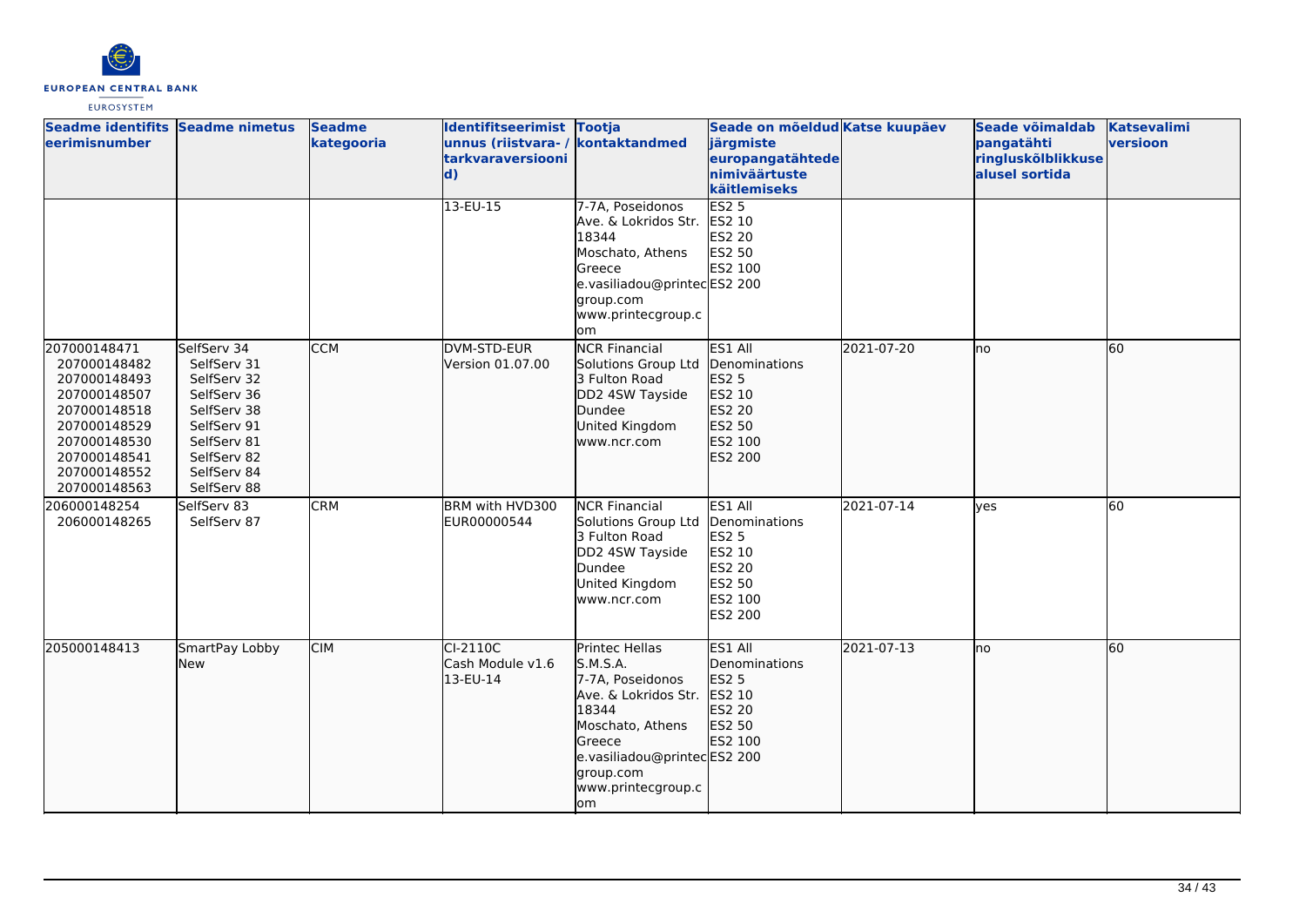| Seadme identifitseerimisnumber | Seadme nimetus | Seadme kategooria | Identifitseerimistunnus (riistvara- / tarkvaraversioonid) | Tootja kontaktandmed | Seade on mõeldud järgmiste europangatähtede nimiväärtuste käitlemiseks | Katse kuupäev | Seade võimaldab pangatähti ringluskõlblikkuse alusel sortida | Katsevalimi versioon |
|---|---|---|---|---|---|---|---|---|
| | | | 13-EU-15 | 7-7A, Poseidonos Ave. & Lokridos Str. 18344 Moschato, Athens Greece e.vasiliadou@printecgroup.com www.printecgroup.com | ES2 5 ES2 10 ES2 20 ES2 50 ES2 100 ES2 200 | | | |
| 207000148471 207000148482 207000148493 207000148507 207000148518 207000148529 207000148530 207000148541 207000148552 207000148563 | SelfServ 34 SelfServ 31 SelfServ 32 SelfServ 36 SelfServ 38 SelfServ 91 SelfServ 81 SelfServ 82 SelfServ 84 SelfServ 88 | CCM | DVM-STD-EUR Version 01.07.00 | NCR Financial Solutions Group Ltd 3 Fulton Road DD2 4SW Tayside Dundee United Kingdom www.ncr.com | ES1 All Denominations ES2 5 ES2 10 ES2 20 ES2 50 ES2 100 ES2 200 | 2021-07-20 | no | 60 |
| 206000148254 206000148265 | SelfServ 83 SelfServ 87 | CRM | BRM with HVD300 EUR00000544 | NCR Financial Solutions Group Ltd 3 Fulton Road DD2 4SW Tayside Dundee United Kingdom www.ncr.com | ES1 All Denominations ES2 5 ES2 10 ES2 20 ES2 50 ES2 100 ES2 200 | 2021-07-14 | yes | 60 |
| 205000148413 | SmartPay Lobby New | CIM | CI-2110C Cash Module v1.6 13-EU-14 | Printec Hellas S.M.S.A. 7-7A, Poseidonos Ave. & Lokridos Str. 18344 Moschato, Athens Greece e.vasiliadou@printecgroup.com www.printecgroup.com | ES1 All Denominations ES2 5 ES2 10 ES2 20 ES2 50 ES2 100 ES2 200 | 2021-07-13 | no | 60 |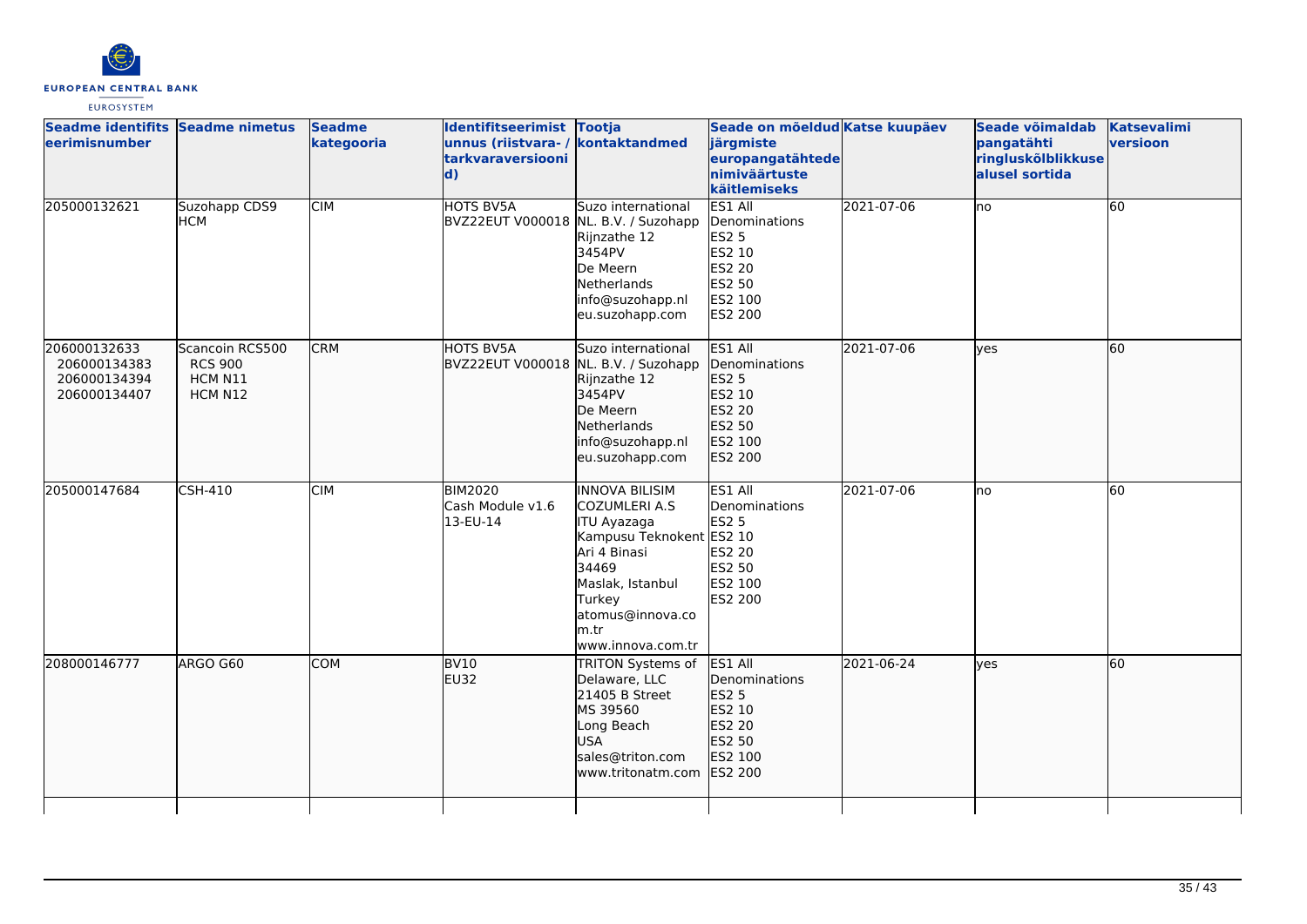| Seadme identifitseerimisnumber | Seadme nimetus | Seadme kategooria | Identifitseerimistunnus (riistvara- / tarkvaraversioonid) | Tootja kontaktandmed | Seade on mõeldud järgmiste europangatähtede nimiväärtuste käitlemiseks | Katse kuupäev | Seade võimaldab pangatähti ringluskõlblikkuse alusel sortida | Katsevalimi versioon |
|---|---|---|---|---|---|---|---|---|
| 205000132621 | Suzohapp CDS9 HCM | CIM | HOTS BV5A BVZ22EUT V000018 | Suzo international NL. B.V. / Suzohapp Rijnzathe 12 3454PV De Meern Netherlands info@suzohapp.nl eu.suzohapp.com | ES1 All Denominations ES2 5 ES2 10 ES2 20 ES2 50 ES2 100 ES2 200 | 2021-07-06 | no | 60 |
| 206000132633 206000134383 206000134394 206000134407 | Scancoin RCS500 RCS 900 HCM N11 HCM N12 | CRM | HOTS BV5A BVZ22EUT V000018 | Suzo international NL. B.V. / Suzohapp Rijnzathe 12 3454PV De Meern Netherlands info@suzohapp.nl eu.suzohapp.com | ES1 All Denominations ES2 5 ES2 10 ES2 20 ES2 50 ES2 100 ES2 200 | 2021-07-06 | yes | 60 |
| 205000147684 | CSH-410 | CIM | BIM2020 Cash Module v1.6 13-EU-14 | INNOVA BILISIM COZUMLERI A.S ITU Ayazaga Kampusu Teknokent Ari 4 Binasi 34469 Maslak, Istanbul Turkey atomus@innova.com.tr www.innova.com.tr | ES1 All Denominations ES2 5 ES2 10 ES2 20 ES2 50 ES2 100 ES2 200 | 2021-07-06 | no | 60 |
| 208000146777 | ARGO G60 | COM | BV10 EU32 | TRITON Systems of Delaware, LLC 21405 B Street MS 39560 Long Beach USA sales@triton.com www.tritonatm.com | ES1 All Denominations ES2 5 ES2 10 ES2 20 ES2 50 ES2 100 ES2 200 | 2021-06-24 | yes | 60 |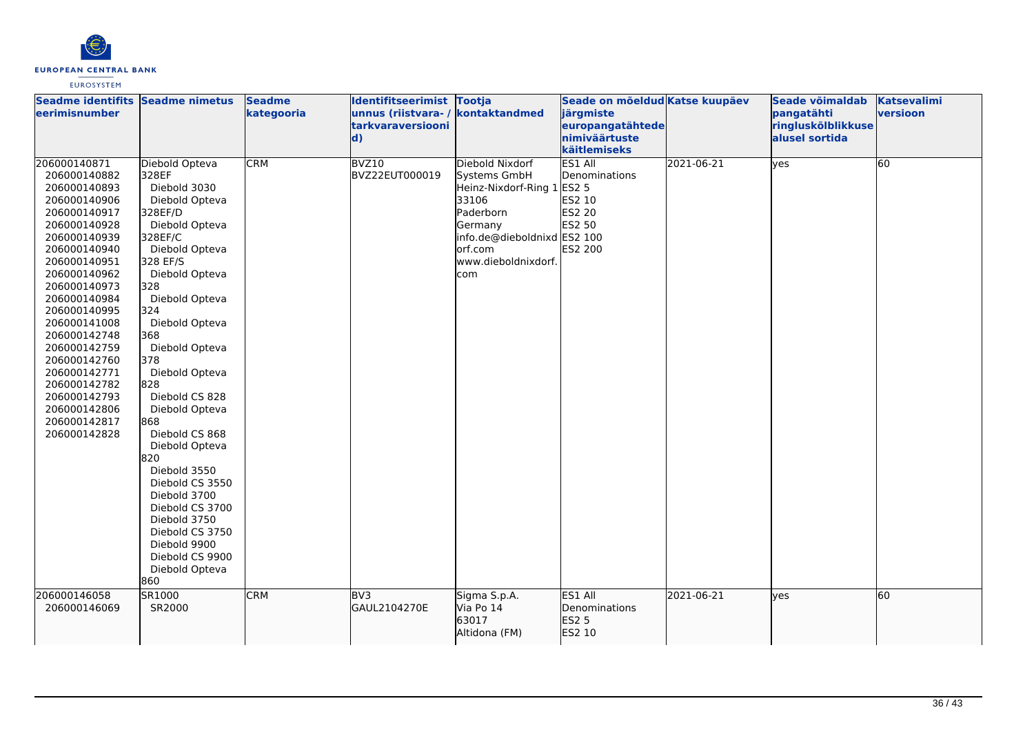| Seadme identifitseerimisnumber | Seadme nimetus | Seadme kategooria | Identifitseerimistunnus (riistvara- / tarkvaraversioonid) | Tootja kontaktandmed | Seade on mõeldud järgmiste europangatähtede nimiväärtuste käitlemiseks | Katse kuupäev | Seade võimaldab pangatähti ringluskõlblikkuse alusel sortida | Katsevalimi versioon |
|---|---|---|---|---|---|---|---|---|
| 206000140871<br>206000140882<br>206000140893<br>206000140906<br>206000140917<br>206000140928<br>206000140939<br>206000140940<br>206000140951<br>206000140962<br>206000140973<br>206000140984<br>206000140995<br>206000141008<br>206000142748<br>206000142759<br>206000142760<br>206000142771<br>206000142782<br>206000142793<br>206000142806<br>206000142817<br>206000142828 | Diebold Opteva 328EF<br>Diebold 3030<br>Diebold Opteva 328EF/D<br>Diebold Opteva 328EF/C<br>Diebold Opteva 328 EF/S<br>Diebold Opteva 328<br>Diebold Opteva 324<br>Diebold Opteva 368<br>Diebold Opteva 378<br>Diebold Opteva 828<br>Diebold CS 828<br>Diebold Opteva 868<br>Diebold CS 868<br>Diebold Opteva 820<br>Diebold 3550<br>Diebold CS 3550<br>Diebold 3700<br>Diebold CS 3700<br>Diebold 3750<br>Diebold CS 3750<br>Diebold 9900<br>Diebold CS 9900<br>Diebold Opteva 860 | CRM | BVZ10<br>BVZ22EUT000019 | Diebold Nixdorf Systems GmbH<br>Heinz-Nixdorf-Ring 1<br>33106<br>Paderborn<br>Germany<br>info.de@dieboldnixdorf.com<br>www.dieboldnixdorf.com | ES1 All Denominations<br>ES2 5<br>ES2 10<br>ES2 20<br>ES2 50<br>ES2 100<br>ES2 200 | 2021-06-21 | yes | 60 |
| 206000146058<br>206000146069 | SR1000<br>SR2000 | CRM | BV3<br>GAUL2104270E | Sigma S.p.A.<br>Via Po 14<br>63017<br>Altidona (FM) | ES1 All Denominations<br>ES2 5<br>ES2 10 | 2021-06-21 | yes | 60 |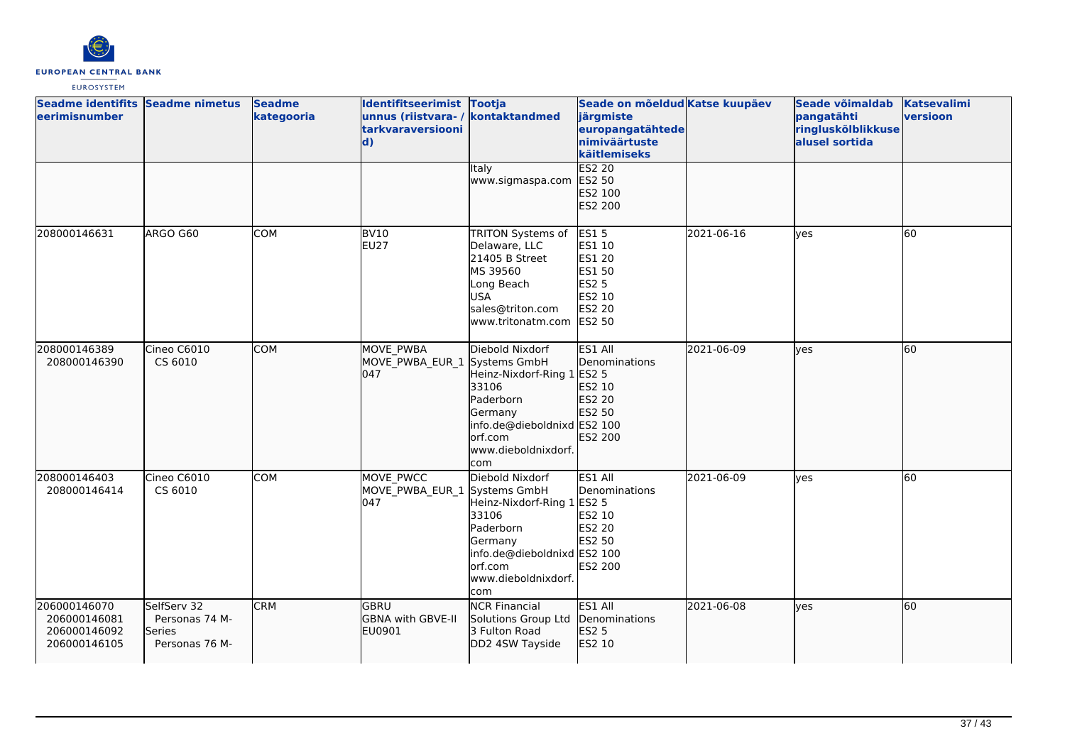| Seadme identifitseerimisnumber | Seadme nimetus | Seadme kategooria | Identifitseerimistunnus (riistvara- / tarkvaraversioonid) | Tootja kontaktandmed | Seade on mõeldud järgmiste europangatähtede nimiväärtuste käitlemiseks | Katse kuupäev | Seade võimaldab pangatähti ringluskõlblikkuse alusel sortida | Katsevalimi versioon |
|---|---|---|---|---|---|---|---|---|
| | | | | Italy<br>www.sigmaspa.com | ES2 20<br>ES2 50<br>ES2 100<br>ES2 200 | | | |
| 208000146631 | ARGO G60 | COM | BV10<br>EU27 | TRITON Systems of Delaware, LLC<br>21405 B Street<br>MS 39560<br>Long Beach<br>USA<br>sales@triton.com<br>www.tritonatm.com | ES1 5<br>ES1 10<br>ES1 20<br>ES1 50<br>ES2 5<br>ES2 10<br>ES2 20<br>ES2 50 | 2021-06-16 | yes | 60 |
| 208000146389<br>208000146390 | Cineo C6010<br>CS 6010 | COM | MOVE_PWBA<br>MOVE_PWBA_EUR_1047 | Diebold Nixdorf Systems GmbH<br>Heinz-Nixdorf-Ring 1<br>33106<br>Paderborn<br>Germany<br>info.de@dieboldnixdorf.com<br>www.dieboldnixdorf.com | ES1 All Denominations<br>ES2 5<br>ES2 10<br>ES2 20<br>ES2 50<br>ES2 100<br>ES2 200 | 2021-06-09 | yes | 60 |
| 208000146403<br>208000146414 | Cineo C6010<br>CS 6010 | COM | MOVE_PWCC<br>MOVE_PWBA_EUR_1047 | Diebold Nixdorf Systems GmbH<br>Heinz-Nixdorf-Ring 1<br>33106<br>Paderborn<br>Germany<br>info.de@dieboldnixdorf.com<br>www.dieboldnixdorf.com | ES1 All Denominations<br>ES2 5<br>ES2 10<br>ES2 20<br>ES2 50<br>ES2 100<br>ES2 200 | 2021-06-09 | yes | 60 |
| 206000146070<br>206000146081<br>206000146092<br>206000146105 | SelfServ 32<br>Personas 74 M-Series<br>Personas 76 M- | CRM | GBRU<br>GBNA with GBVE-II<br>EU0901 | NCR Financial Solutions Group Ltd<br>3 Fulton Road<br>DD2 4SW Tayside | ES1 All Denominations<br>ES2 5<br>ES2 10 | 2021-06-08 | yes | 60 |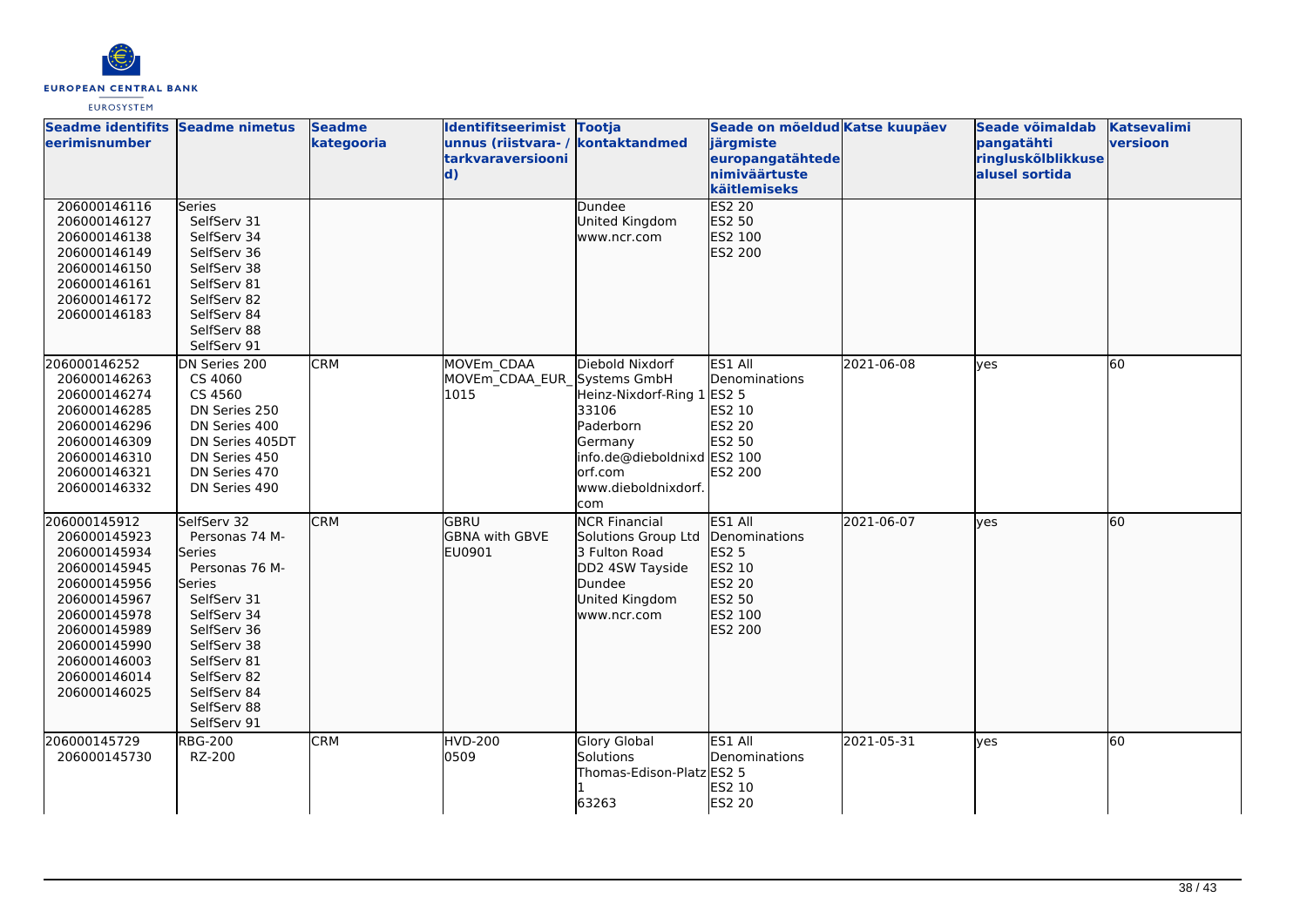| Seadme identifitseerimisnumber | Seadme nimetus | Seadme kategooria | Identifitseerimistunnus (riistvara- / tarkvaraversioonid) | Tootja kontaktandmed | Seade on mõeldud järgmiste europangatähtede nimiväärtuste käitlemiseks | Katse kuupäev | Seade võimaldab pangatähti ringluskõlblikkuse alusel sortida | Katsevalimi versioon |
|---|---|---|---|---|---|---|---|---|
| 206000146116<br>206000146127<br>206000146138<br>206000146149<br>206000146150<br>206000146161<br>206000146172<br>206000146183 | Series<br>SelfServ 31<br>SelfServ 34<br>SelfServ 36<br>SelfServ 38<br>SelfServ 81<br>SelfServ 82<br>SelfServ 84<br>SelfServ 88<br>SelfServ 91 | | | Dundee<br>United Kingdom<br>www.ncr.com | ES2 20<br>ES2 50<br>ES2 100<br>ES2 200 | | | |
| 206000146252<br>206000146263<br>206000146274<br>206000146285<br>206000146296<br>206000146309<br>206000146310<br>206000146321<br>206000146332 | DN Series 200<br>CS 4060<br>CS 4560<br>DN Series 250<br>DN Series 400<br>DN Series 405DT<br>DN Series 450<br>DN Series 470<br>DN Series 490 | CRM | MOVEm_CDAA<br>MOVEm_CDAA_EUR_1015 | Diebold Nixdorf Systems GmbH<br>Heinz-Nixdorf-Ring 1<br>33106<br>Paderborn<br>Germany<br>info.de@dieboldnixdorf.com<br>www.dieboldnixdorf.com | ES1 All Denominations<br>ES2 5<br>ES2 10<br>ES2 20<br>ES2 50<br>ES2 100<br>ES2 200 | 2021-06-08 | yes | 60 |
| 206000145912<br>206000145923<br>206000145934<br>206000145945<br>206000145956<br>206000145967<br>206000145978<br>206000145989<br>206000145990<br>206000146003<br>206000146014<br>206000146025 | SelfServ 32<br>Personas 74 M-Series<br>Personas 76 M-Series<br>SelfServ 31<br>SelfServ 34<br>SelfServ 36<br>SelfServ 38<br>SelfServ 81<br>SelfServ 82<br>SelfServ 84<br>SelfServ 88<br>SelfServ 91 | CRM | GBRU<br>GBNA with GBVE<br>EU0901 | NCR Financial Solutions Group Ltd<br>3 Fulton Road<br>DD2 4SW Tayside<br>Dundee<br>United Kingdom<br>www.ncr.com | ES1 All Denominations<br>ES2 5<br>ES2 10<br>ES2 20<br>ES2 50<br>ES2 100<br>ES2 200 | 2021-06-07 | yes | 60 |
| 206000145729<br>206000145730 | RBG-200<br>RZ-200 | CRM | HVD-200<br>0509 | Glory Global Solutions<br>Thomas-Edison-Platz 1<br>63263 | ES1 All Denominations<br>ES2 5<br>ES2 10<br>ES2 20 | 2021-05-31 | yes | 60 |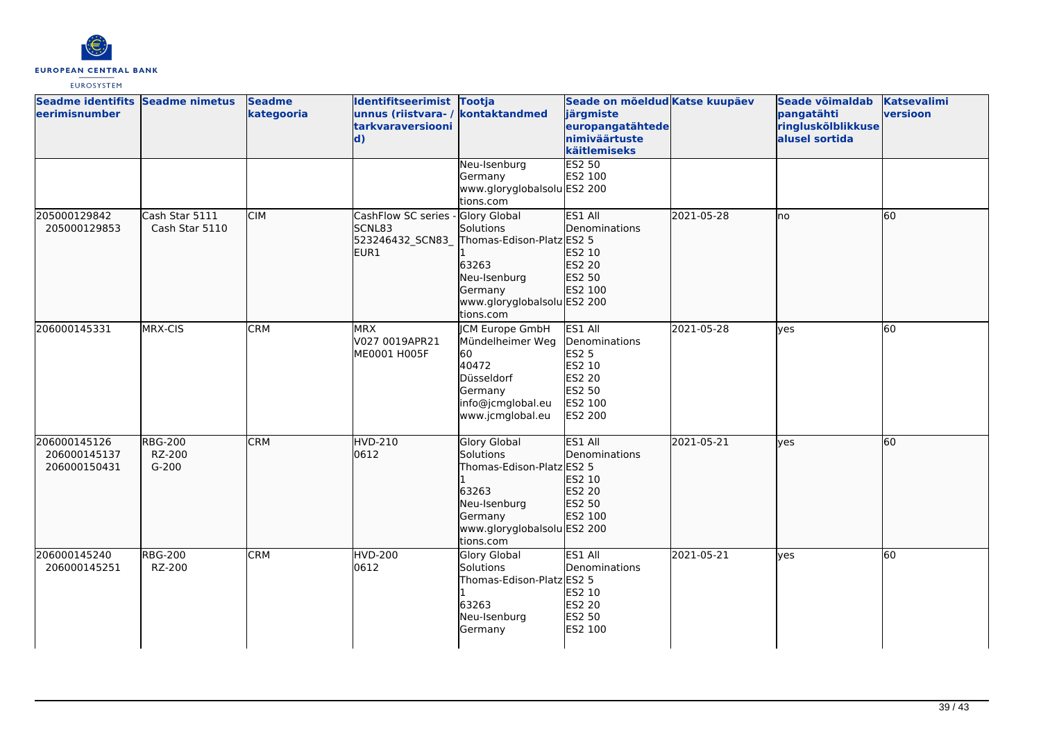| Seadme identifitseerimisnumber | Seadme nimetus | Seadme kategooria | Identifitseerimistunnus (riistvara- / tarkvaraversioonid) | Tootja kontaktandmed | Seade on mõeldud järgmiste europangatähtede nimiväärtuste käitlemiseks | Katse kuupäev | Seade võimaldab pangatähti ringluskõlblikkuse alusel sortida | Katsevalimi versioon |
|---|---|---|---|---|---|---|---|---|
| | | | | Neu-Isenburg Germany www.gloryglobalsolutions.com | ES2 50 ES2 100 ES2 200 | | | |
| 205000129842 205000129853 | Cash Star 5111 Cash Star 5110 | CIM | CashFlow SC series - SCNL83 523246432_SCN83_EUR1 | Glory Global Solutions Thomas-Edison-Platz 1 63263 Neu-Isenburg Germany www.gloryglobalsolutions.com | ES1 All Denominations ES2 5 ES2 10 ES2 20 ES2 50 ES2 100 ES2 200 | 2021-05-28 | no | 60 |
| 206000145331 | MRX-CIS | CRM | MRX V027 0019APR21 ME0001 H005F | JCM Europe GmbH Mündelheimer Weg 60 40472 Düsseldorf Germany info@jcmglobal.eu www.jcmglobal.eu | ES1 All Denominations ES2 5 ES2 10 ES2 20 ES2 50 ES2 100 ES2 200 | 2021-05-28 | yes | 60 |
| 206000145126 206000145137 206000150431 | RBG-200 RZ-200 G-200 | CRM | HVD-210 0612 | Glory Global Solutions Thomas-Edison-Platz 1 63263 Neu-Isenburg Germany www.gloryglobalsolutions.com | ES1 All Denominations ES2 5 ES2 10 ES2 20 ES2 50 ES2 100 ES2 200 | 2021-05-21 | yes | 60 |
| 206000145240 206000145251 | RBG-200 RZ-200 | CRM | HVD-200 0612 | Glory Global Solutions Thomas-Edison-Platz 1 63263 Neu-Isenburg Germany | ES1 All Denominations ES2 5 ES2 10 ES2 20 ES2 50 ES2 100 | 2021-05-21 | yes | 60 |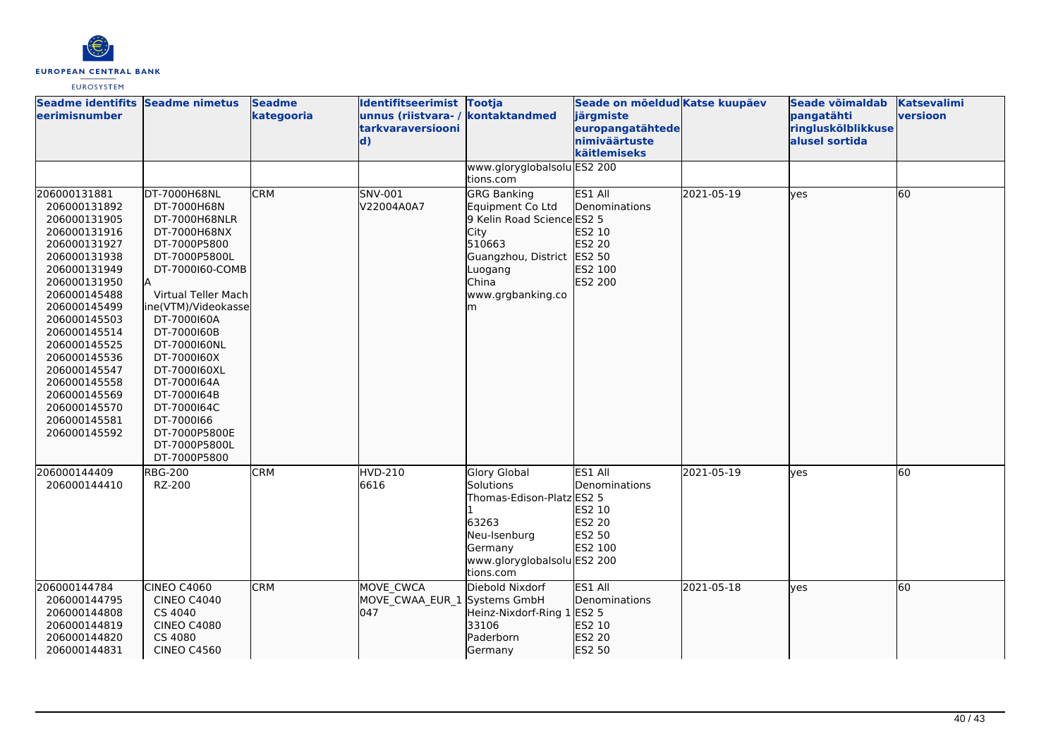| Seadme identifitseerimisnumber | Seadme nimetus | Seadme kategooria | Identifitseerimistunnus (riistvara- / tarkvaraversioonid) | Tootja kontaktandmed | Seade on mõeldud järgmiste europangatähtede nimiväärtuste käitlemiseks | Katse kuupäev | Seade võimaldab pangatähti ringluskõlblikkuse alusel sortida | Katsevalimi versioon |
|---|---|---|---|---|---|---|---|---|
| | | | | www.gloryglobalsolutions.com | ES2 200 | | | |
| 206000131881<br>206000131892<br>206000131905<br>206000131916<br>206000131927<br>206000131938<br>206000131949<br>206000131950<br>206000145488<br>206000145499<br>206000145503<br>206000145514<br>206000145525<br>206000145536<br>206000145547<br>206000145558<br>206000145569<br>206000145570<br>206000145581<br>206000145592 | DT-7000H68NL<br>DT-7000H68N<br>DT-7000H68NLR<br>DT-7000H68NX<br>DT-7000P5800<br>DT-7000P5800L<br>DT-7000I60-COMBA<br>Virtual Teller Machine(VTM)/Videokasse<br>DT-7000I60A<br>DT-7000I60B<br>DT-7000I60NL<br>DT-7000I60X<br>DT-7000I60XL<br>DT-7000I64A<br>DT-7000I64B<br>DT-7000I64C<br>DT-7000I66<br>DT-7000P5800E<br>DT-7000P5800L<br>DT-7000P5800 | CRM | SNV-001<br>V22004A0A7 | GRG Banking Equipment Co Ltd<br>9 Kelin Road Science City<br>510663<br>Guangzhou, District Luogang<br>China<br>www.grgbanking.com | ES1 All Denominations<br>ES2 5<br>ES2 10<br>ES2 20<br>ES2 50<br>ES2 100<br>ES2 200 | 2021-05-19 | yes | 60 |
| 206000144409<br>206000144410 | RBG-200<br>RZ-200 | CRM | HVD-210<br>6616 | Glory Global Solutions<br>Thomas-Edison-Platz 1<br>63263<br>Neu-Isenburg<br>Germany<br>www.gloryglobalsolutions.com | ES1 All Denominations<br>ES2 5<br>ES2 10<br>ES2 20<br>ES2 50<br>ES2 100<br>ES2 200 | 2021-05-19 | yes | 60 |
| 206000144784<br>206000144795<br>206000144808<br>206000144819<br>206000144820<br>206000144831 | CINEO C4060<br>CINEO C4040<br>CS 4040<br>CINEO C4080<br>CS 4080<br>CINEO C4560 | CRM | MOVE_CWCA<br>MOVE_CWAA_EUR_1047 | Diebold Nixdorf Systems GmbH<br>Heinz-Nixdorf-Ring 1<br>33106<br>Paderborn<br>Germany | ES1 All Denominations<br>ES2 5<br>ES2 10<br>ES2 20<br>ES2 50 | 2021-05-18 | yes | 60 |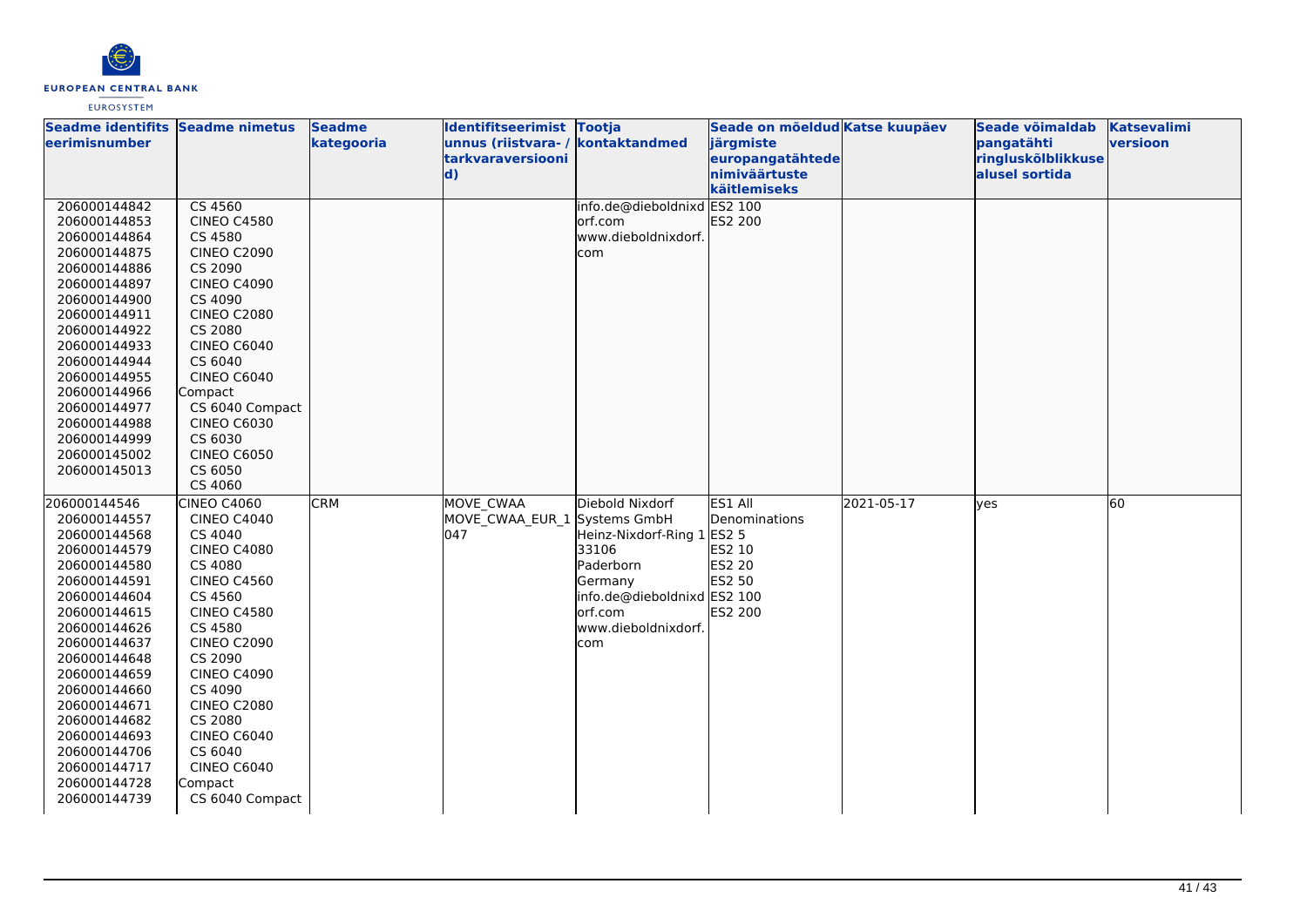| Seadme identifitseerimisnumber | Seadme nimetus | Seadme kategooria | Identifitseerimistunnus (riistvara- / tarkvaraversioonid) | Tootja kontaktandmed | Seade on mõeldud järgmiste europangatähtede nimiväärtuste käitlemiseks | Katse kuupäev | Seade võimaldab pangatähti ringluskõlblikkuse alusel sortida | Katsevalimi versioon |
|---|---|---|---|---|---|---|---|---|
| 206000144842<br>206000144853<br>206000144864<br>206000144875<br>206000144886<br>206000144897<br>206000144900<br>206000144911<br>206000144922<br>206000144933<br>206000144944<br>206000144955<br>206000144966<br>206000144977<br>206000144988<br>206000144999<br>206000145002<br>206000145013 | CS 4560<br>CINEO C4580<br>CS 4580<br>CINEO C2090<br>CS 2090<br>CINEO C4090<br>CS 4090<br>CINEO C2080<br>CS 2080<br>CINEO C6040<br>CS 6040<br>CINEO C6040 Compact<br>CS 6040 Compact<br>CINEO C6030<br>CS 6030<br>CINEO C6050<br>CS 6050<br>CS 4060 | | | info.de@dieboldnixdorf.com<br>www.dieboldnixdorf.com | ES2 100<br>ES2 200 | | | |
| 206000144546<br>206000144557<br>206000144568<br>206000144579<br>206000144580<br>206000144591<br>206000144604<br>206000144615<br>206000144626<br>206000144637<br>206000144648<br>206000144659<br>206000144660<br>206000144671<br>206000144682<br>206000144693<br>206000144706<br>206000144717<br>206000144728<br>206000144739 | CINEO C4060<br>CINEO C4040<br>CS 4040<br>CINEO C4080<br>CS 4080<br>CINEO C4560<br>CS 4560<br>CINEO C4580<br>CS 4580<br>CINEO C2090<br>CS 2090<br>CINEO C4090<br>CS 4090<br>CINEO C2080<br>CS 2080<br>CINEO C6040<br>CS 6040<br>CINEO C6040 Compact<br>CS 6040 Compact | CRM | MOVE_CWAA<br>MOVE_CWAA_EUR_1047 | Diebold Nixdorf Systems GmbH<br>Heinz-Nixdorf-Ring 1<br>33106<br>Paderborn<br>Germany<br>info.de@dieboldnixdorf.com<br>www.dieboldnixdorf.com | ES1 All Denominations<br>ES2 5<br>ES2 10<br>ES2 20<br>ES2 50<br>ES2 100<br>ES2 200 | 2021-05-17 | yes | 60 |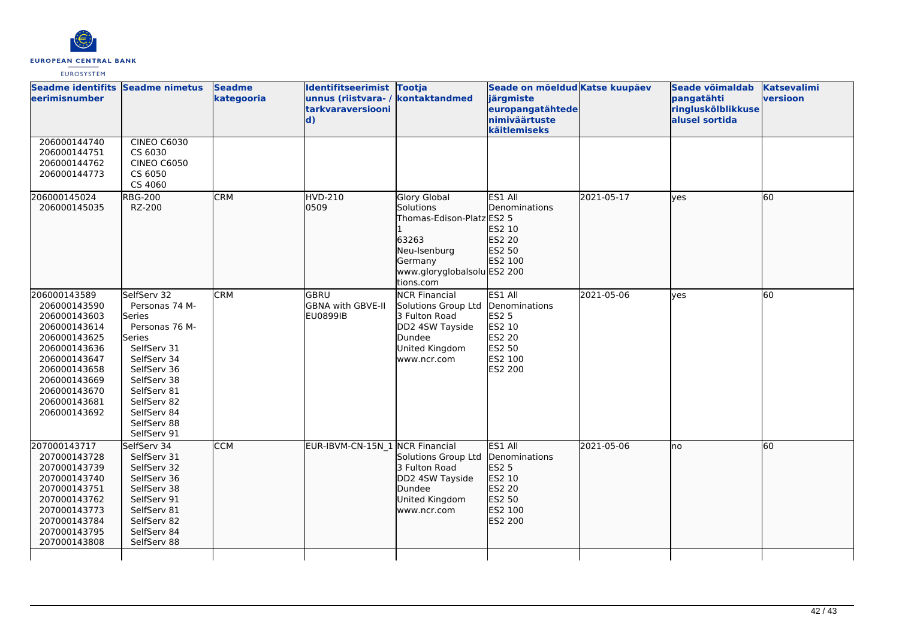| Seadme identifitseerimisnumber | Seadme nimetus | Seadme kategooria | Identifitseerimistunnus (riistvara- / tarkvaraversioonid) | Tootja kontaktandmed | Seade on mõeldud järgmiste europangatähtede nimiväärtuste käitlemiseks | Katse kuupäev | Seade võimaldab pangatähti ringluskõlblikkuse alusel sortida | Katsevalimi versioon |
|---|---|---|---|---|---|---|---|---|
| 206000144740<br>206000144751<br>206000144762<br>206000144773 | CINEO C6030<br>CS 6030<br>CINEO C6050<br>CS 6050<br>CS 4060 | | | | | | | |
| 206000145024<br>206000145035 | RBG-200<br>RZ-200 | CRM | HVD-210<br>0509 | Glory Global Solutions<br>Thomas-Edison-Platz 1<br>63263<br>Neu-Isenburg<br>Germany<br>www.gloryglobalsolutions.com | ES1 All Denominations<br>ES2 5<br>ES2 10<br>ES2 20<br>ES2 50<br>ES2 100<br>ES2 200 | 2021-05-17 | yes | 60 |
| 206000143589<br>206000143590<br>206000143603<br>206000143614<br>206000143625<br>206000143636<br>206000143647<br>206000143658<br>206000143669<br>206000143670<br>206000143681<br>206000143692 | SelfServ 32<br>Personas 74 M-Series<br>Personas 76 M-Series<br>SelfServ 31<br>SelfServ 34<br>SelfServ 36<br>SelfServ 38<br>SelfServ 81<br>SelfServ 82<br>SelfServ 84<br>SelfServ 88<br>SelfServ 91 | CRM | GBRU<br>GBNA with GBVE-II<br>EU0899IB | NCR Financial Solutions Group Ltd<br>3 Fulton Road<br>DD2 4SW Tayside<br>Dundee<br>United Kingdom<br>www.ncr.com | ES1 All Denominations<br>ES2 5<br>ES2 10<br>ES2 20<br>ES2 50<br>ES2 100<br>ES2 200 | 2021-05-06 | yes | 60 |
| 207000143717<br>207000143728<br>207000143739<br>207000143740<br>207000143751<br>207000143762<br>207000143773<br>207000143784<br>207000143795<br>207000143808 | SelfServ 34<br>SelfServ 31<br>SelfServ 32<br>SelfServ 36<br>SelfServ 38<br>SelfServ 91<br>SelfServ 81<br>SelfServ 82<br>SelfServ 84<br>SelfServ 88 | CCM | EUR-IBVM-CN-15N_1 | NCR Financial Solutions Group Ltd<br>3 Fulton Road<br>DD2 4SW Tayside<br>Dundee<br>United Kingdom<br>www.ncr.com | ES1 All Denominations<br>ES2 5<br>ES2 10<br>ES2 20<br>ES2 50<br>ES2 100<br>ES2 200 | 2021-05-06 | no | 60 |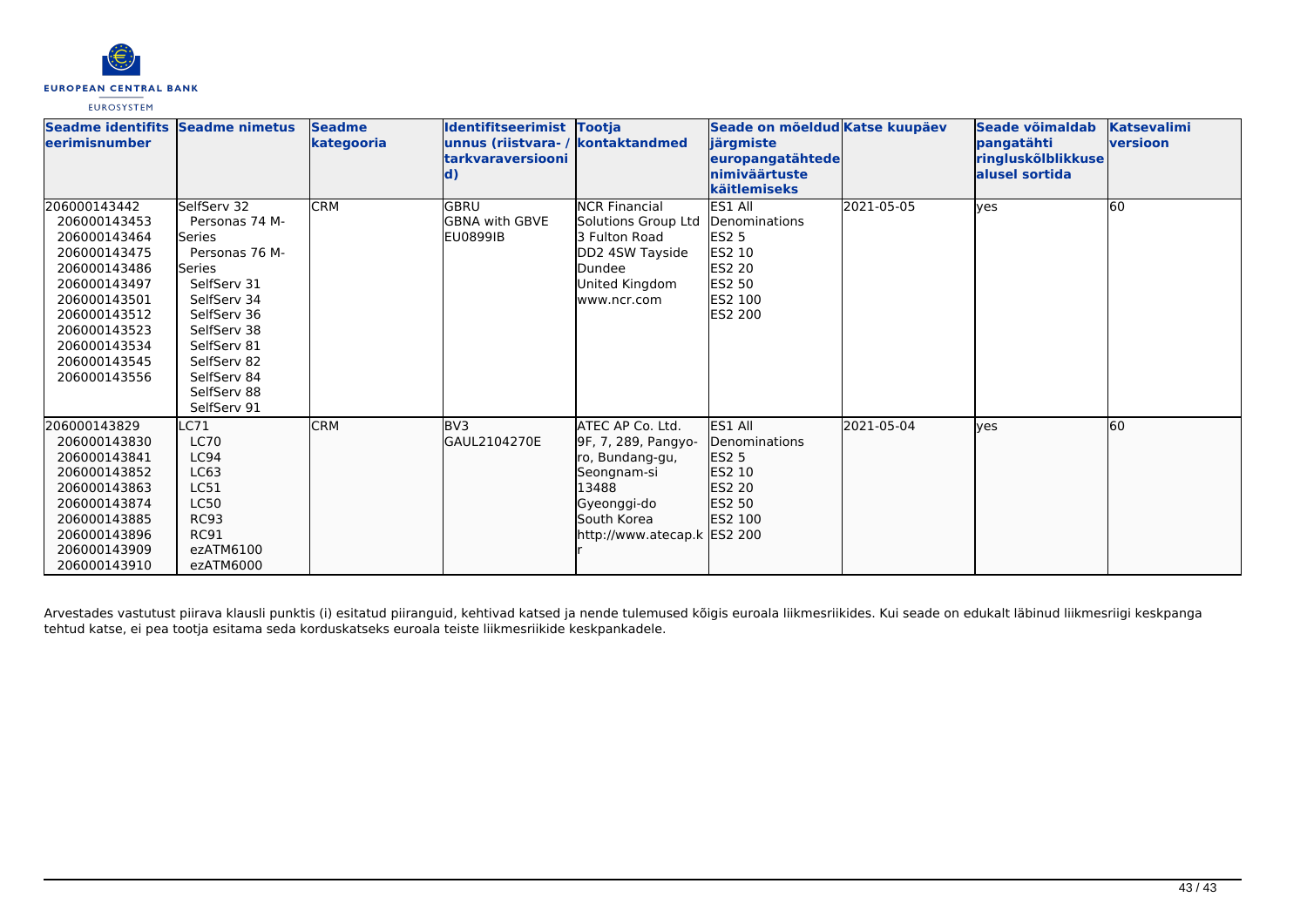| Seadme identifitseerimisnumber | Seadme nimetus | Seadme kategooria | Identifitseerimistunnus (riistvara- / tarkvaraversioonid) | Tootja kontaktandmed | Seade on mõeldud järgmiste europangatähtede nimiväärtuste käitlemiseks | Katse kuupäev | Seade võimaldab pangatähti ringluskõlblikkuse alusel sortida | Katsevalimi versioon |
|---|---|---|---|---|---|---|---|---|
| 206000143442<br>206000143453<br>206000143464<br>206000143475<br>206000143486<br>206000143497<br>206000143501<br>206000143512<br>206000143523<br>206000143534<br>206000143545<br>206000143556 | SelfServ 32<br>Personas 74 M-Series<br>Personas 76 M-Series<br>SelfServ 31<br>SelfServ 34<br>SelfServ 36<br>SelfServ 38<br>SelfServ 81<br>SelfServ 82<br>SelfServ 84<br>SelfServ 88<br>SelfServ 91 | CRM | GBRU<br>GBNA with GBVE<br>EU0899IB | NCR Financial Solutions Group Ltd<br>3 Fulton Road<br>DD2 4SW Tayside<br>Dundee<br>United Kingdom<br>www.ncr.com | ES1 All Denominations<br>ES2 5<br>ES2 10<br>ES2 20<br>ES2 50<br>ES2 100<br>ES2 200 | 2021-05-05 | yes | 60 |
| 206000143829<br>206000143830<br>206000143841<br>206000143852<br>206000143863<br>206000143874<br>206000143885<br>206000143896<br>206000143909<br>206000143910 | LC71<br>LC70<br>LC94<br>LC63<br>LC51<br>LC50<br>RC93<br>RC91<br>ezATM6100<br>ezATM6000 | CRM | BV3<br>GAUL2104270E | ATEC AP Co. Ltd.<br>9F, 7, 289, Pangyo-ro, Bundang-gu,<br>Seongnam-si<br>13488<br>Gyeonggi-do<br>South Korea<br>http://www.atecap.kr | ES1 All Denominations<br>ES2 5<br>ES2 10<br>ES2 20<br>ES2 50<br>ES2 100<br>ES2 200 | 2021-05-04 | yes | 60 |

Arvestades vastutust piirava klausli punktis (i) esitatud piiranguid, kehtivad katsed ja nende tulemused kõigis euroala liikmesriikides. Kui seade on edukalt läbinud liikmesriigi keskpanga tehtud katse, ei pea tootja esitama seda korduskatseks euroala teiste liikmesriikide keskpankadele.